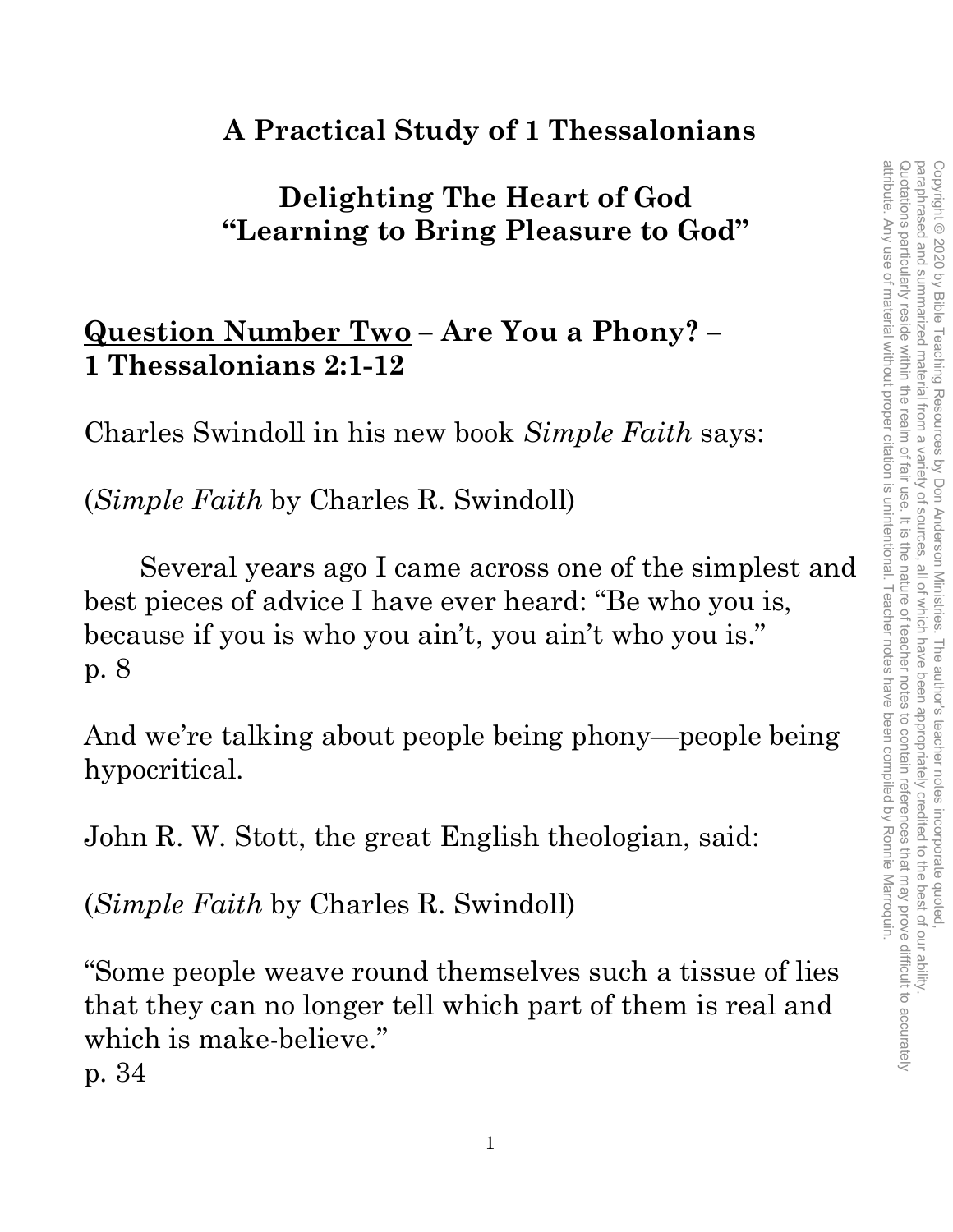# A Practical Study of 1 Thessalonians

## Delighting The Heart of God
## "Learning to Bring Pleasure to God"

**<u>Question Number Two</u> – Are You a Phony? – 1 Thessalonians 2:1-12**

Charles Swindoll in his new book *Simple Faith* says:

(*Simple Faith* by Charles R. Swindoll)

Several years ago I came across one of the simplest and best pieces of advice I have ever heard: "Be who you is, because if you is who you ain't, you ain't who you is." p. 8

And we're talking about people being phony—people being hypocritical.

John R. W. Stott, the great English theologian, said:

(*Simple Faith* by Charles R. Swindoll)

"Some people weave round themselves such a tissue of lies that they can no longer tell which part of them is real and which is make-believe."
p. 34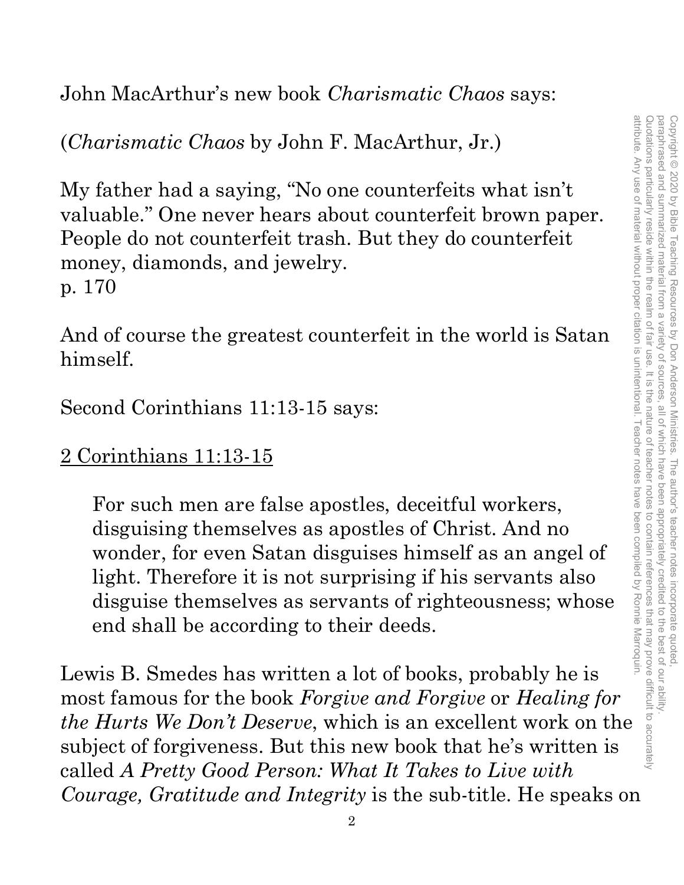John MacArthur's new book *Charismatic Chaos* says:

(*Charismatic Chaos* by John F. MacArthur, Jr.)

My father had a saying, "No one counterfeits what isn't valuable." One never hears about counterfeit brown paper. People do not counterfeit trash. But they do counterfeit money, diamonds, and jewelry.
p. 170

And of course the greatest counterfeit in the world is Satan himself.

Second Corinthians 11:13-15 says:

<u>2 Corinthians 11:13-15</u>

> For such men are false apostles, deceitful workers, disguising themselves as apostles of Christ. And no wonder, for even Satan disguises himself as an angel of light. Therefore it is not surprising if his servants also disguise themselves as servants of righteousness; whose end shall be according to their deeds.

Lewis B. Smedes has written a lot of books, probably he is most famous for the book *Forgive and Forgive* or *Healing for the Hurts We Don't Deserve*, which is an excellent work on the subject of forgiveness. But this new book that he's written is called *A Pretty Good Person: What It Takes to Live with Courage, Gratitude and Integrity* is the sub-title. He speaks on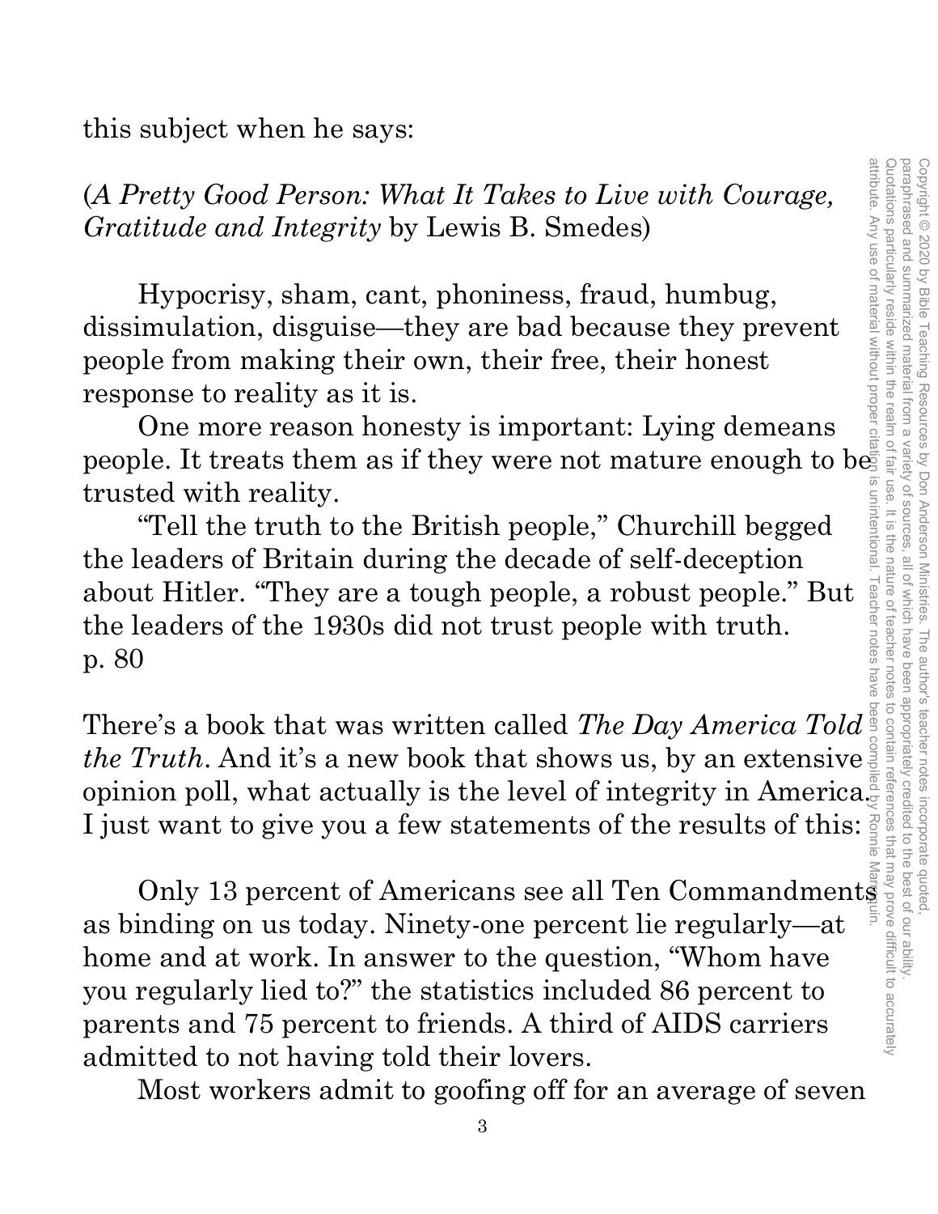this subject when he says:

(*A Pretty Good Person: What It Takes to Live with Courage, Gratitude and Integrity* by Lewis B. Smedes)

Hypocrisy, sham, cant, phoniness, fraud, humbug, dissimulation, disguise—they are bad because they prevent people from making their own, their free, their honest response to reality as it is.

One more reason honesty is important: Lying demeans people. It treats them as if they were not mature enough to be trusted with reality.

"Tell the truth to the British people," Churchill begged the leaders of Britain during the decade of self-deception about Hitler. "They are a tough people, a robust people." But the leaders of the 1930s did not trust people with truth.
p. 80

There's a book that was written called *The Day America Told the Truth*. And it's a new book that shows us, by an extensive opinion poll, what actually is the level of integrity in America. I just want to give you a few statements of the results of this:

Only 13 percent of Americans see all Ten Commandments as binding on us today. Ninety-one percent lie regularly—at home and at work. In answer to the question, "Whom have you regularly lied to?" the statistics included 86 percent to parents and 75 percent to friends. A third of AIDS carriers admitted to not having told their lovers.

Most workers admit to goofing off for an average of seven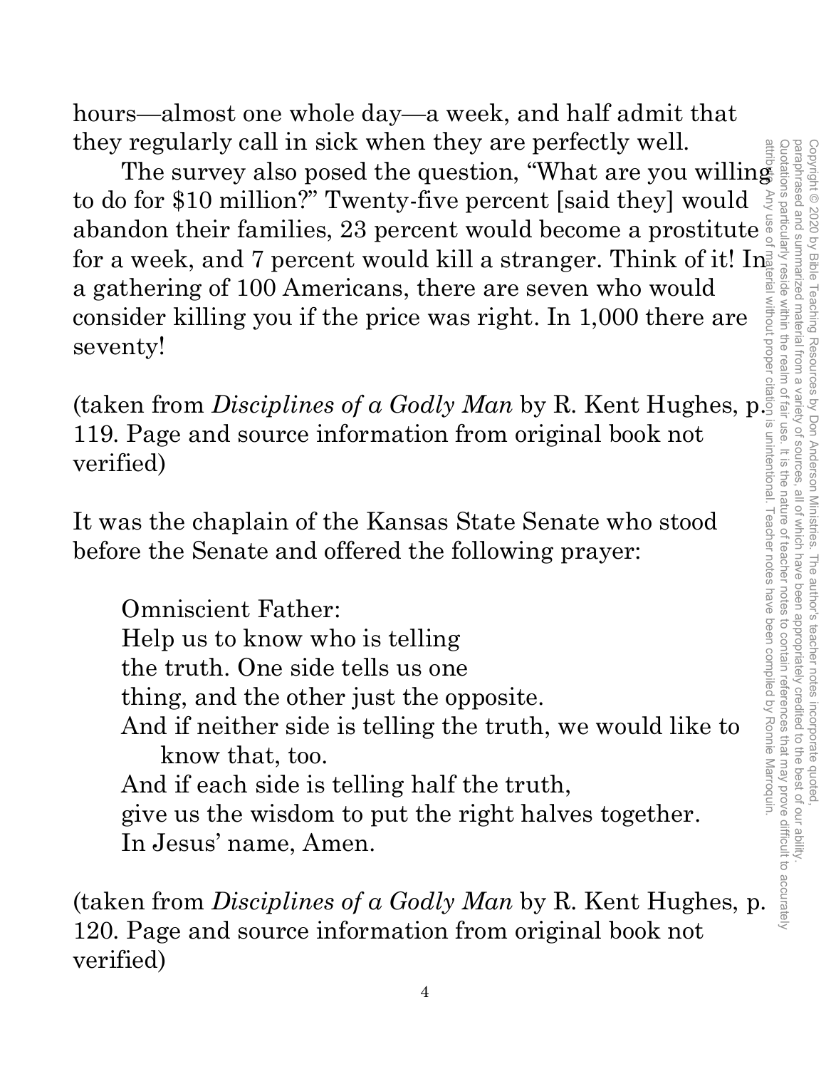hours—almost one whole day—a week, and half admit that they regularly call in sick when they are perfectly well.

The survey also posed the question, "What are you willing to do for $10 million?" Twenty-five percent [said they] would abandon their families, 23 percent would become a prostitute for a week, and 7 percent would kill a stranger. Think of it! In a gathering of 100 Americans, there are seven who would consider killing you if the price was right. In 1,000 there are seventy!

(taken from *Disciplines of a Godly Man* by R. Kent Hughes, p. 119. Page and source information from original book not verified)

It was the chaplain of the Kansas State Senate who stood before the Senate and offered the following prayer:

> Omniscient Father:
> Help us to know who is telling
> the truth. One side tells us one
> thing, and the other just the opposite.
> And if neither side is telling the truth, we would like to
> know that, too.
> And if each side is telling half the truth,
> give us the wisdom to put the right halves together.
> In Jesus' name, Amen.

(taken from *Disciplines of a Godly Man* by R. Kent Hughes, p. 120. Page and source information from original book not verified)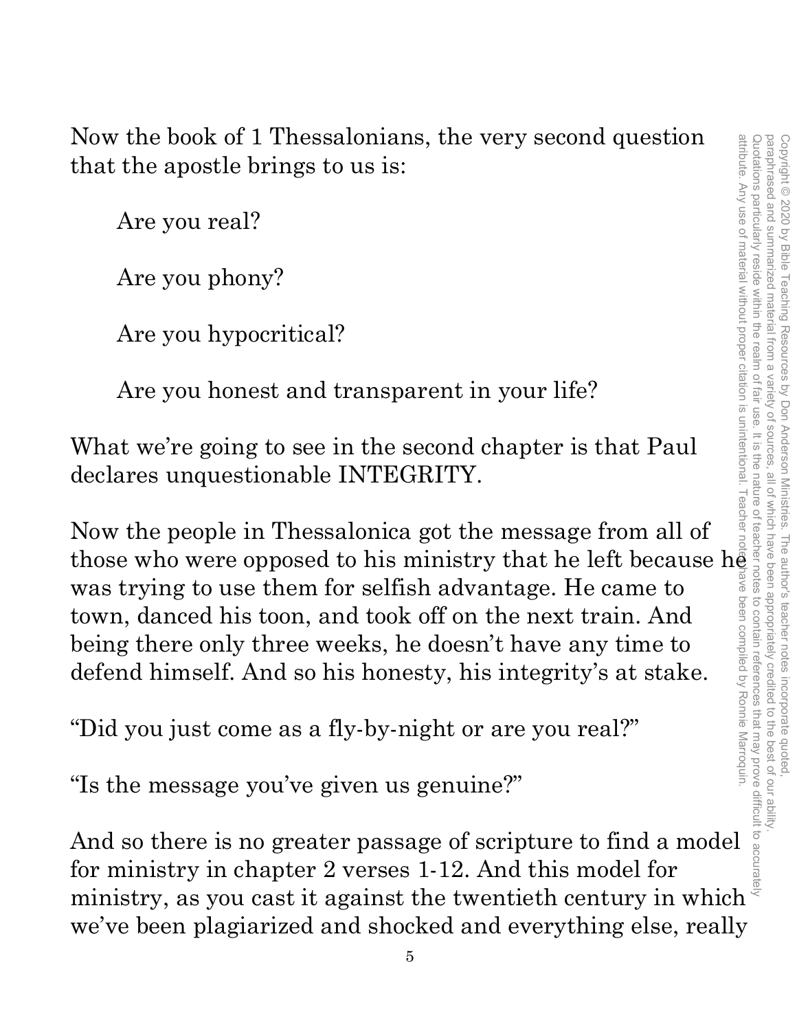Now the book of 1 Thessalonians, the very second question that the apostle brings to us is:

Are you real?

Are you phony?

Are you hypocritical?

Are you honest and transparent in your life?

What we're going to see in the second chapter is that Paul declares unquestionable INTEGRITY.

Now the people in Thessalonica got the message from all of those who were opposed to his ministry that he left because he was trying to use them for selfish advantage. He came to town, danced his toon, and took off on the next train. And being there only three weeks, he doesn't have any time to defend himself. And so his honesty, his integrity's at stake.

"Did you just come as a fly-by-night or are you real?"

"Is the message you've given us genuine?"

And so there is no greater passage of scripture to find a model for ministry in chapter 2 verses 1-12. And this model for ministry, as you cast it against the twentieth century in which we've been plagiarized and shocked and everything else, really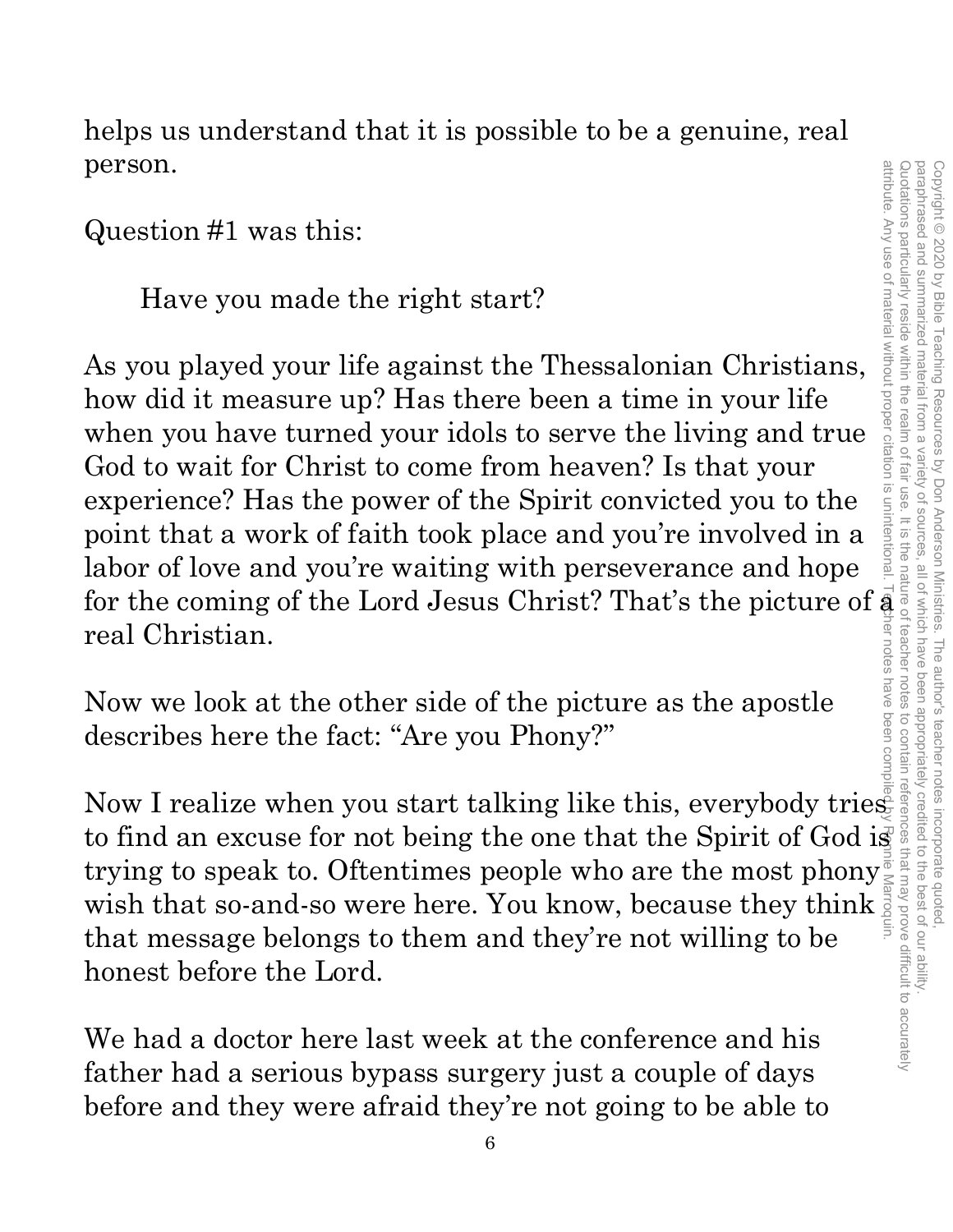helps us understand that it is possible to be a genuine, real person.

Question #1 was this:

Have you made the right start?

As you played your life against the Thessalonian Christians, how did it measure up? Has there been a time in your life when you have turned your idols to serve the living and true God to wait for Christ to come from heaven? Is that your experience? Has the power of the Spirit convicted you to the point that a work of faith took place and you're involved in a labor of love and you're waiting with perseverance and hope for the coming of the Lord Jesus Christ? That's the picture of a real Christian.

Now we look at the other side of the picture as the apostle describes here the fact: "Are you Phony?"

Now I realize when you start talking like this, everybody tries to find an excuse for not being the one that the Spirit of God is trying to speak to. Oftentimes people who are the most phony wish that so-and-so were here. You know, because they think that message belongs to them and they're not willing to be honest before the Lord.

We had a doctor here last week at the conference and his father had a serious bypass surgery just a couple of days before and they were afraid they're not going to be able to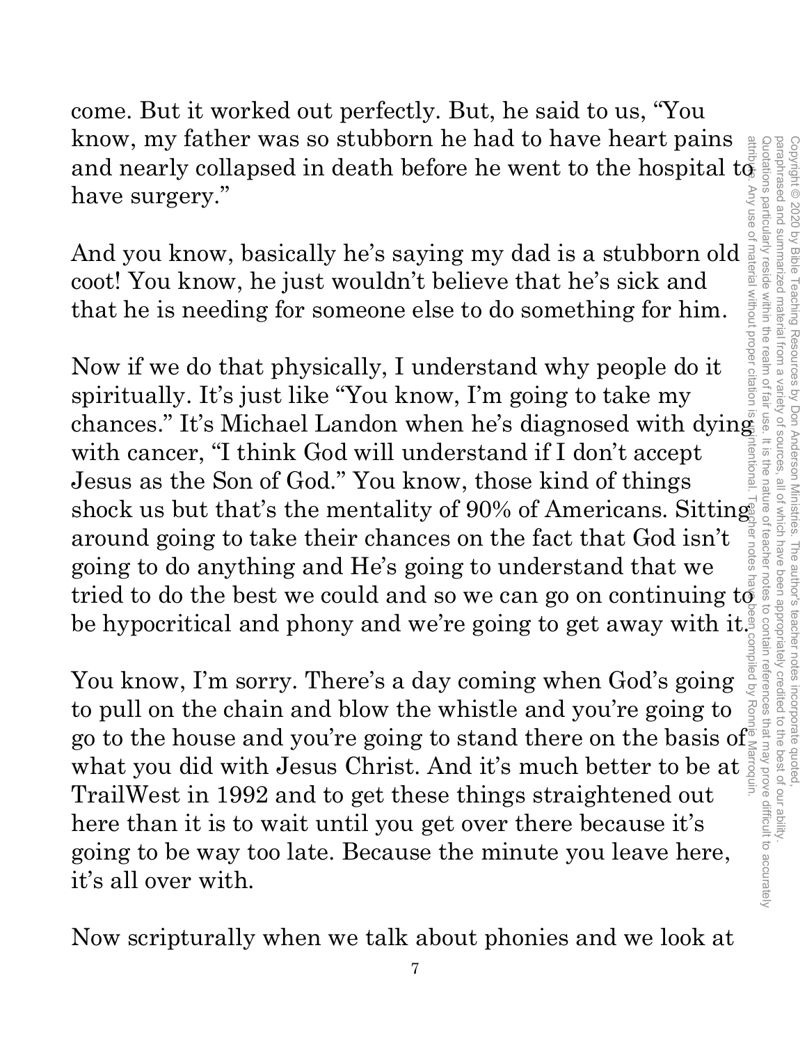come. But it worked out perfectly. But, he said to us, "You know, my father was so stubborn he had to have heart pains and nearly collapsed in death before he went to the hospital to have surgery."

And you know, basically he's saying my dad is a stubborn old coot! You know, he just wouldn't believe that he's sick and that he is needing for someone else to do something for him.

Now if we do that physically, I understand why people do it spiritually. It's just like "You know, I'm going to take my chances." It's Michael Landon when he's diagnosed with dying with cancer, "I think God will understand if I don't accept Jesus as the Son of God." You know, those kind of things shock us but that's the mentality of 90% of Americans. Sitting around going to take their chances on the fact that God isn't going to do anything and He's going to understand that we tried to do the best we could and so we can go on continuing to be hypocritical and phony and we're going to get away with it.

You know, I'm sorry. There's a day coming when God's going to pull on the chain and blow the whistle and you're going to go to the house and you're going to stand there on the basis of what you did with Jesus Christ. And it's much better to be at TrailWest in 1992 and to get these things straightened out here than it is to wait until you get over there because it's going to be way too late. Because the minute you leave here, it's all over with.

Now scripturally when we talk about phonies and we look at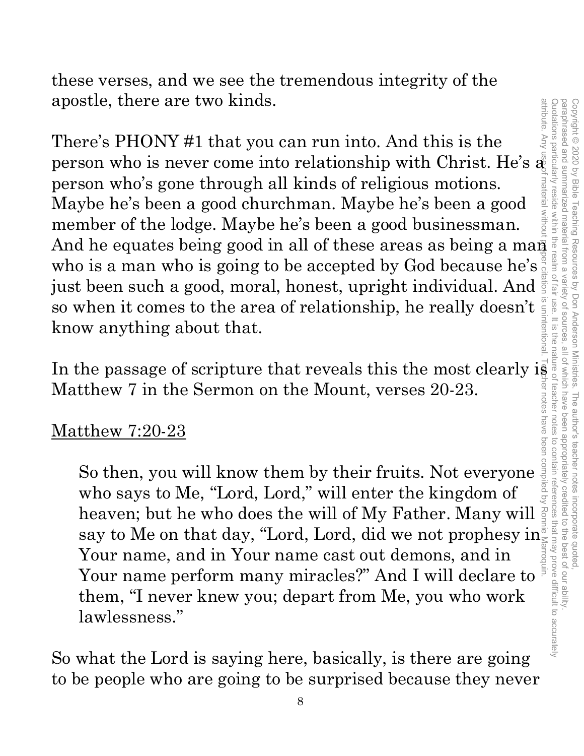these verses, and we see the tremendous integrity of the apostle, there are two kinds.

There's PHONY #1 that you can run into. And this is the person who is never come into relationship with Christ. He's a person who's gone through all kinds of religious motions. Maybe he's been a good churchman. Maybe he's been a good member of the lodge. Maybe he's been a good businessman. And he equates being good in all of these areas as being a man who is a man who is going to be accepted by God because he's just been such a good, moral, honest, upright individual. And so when it comes to the area of relationship, he really doesn't know anything about that.

In the passage of scripture that reveals this the most clearly is Matthew 7 in the Sermon on the Mount, verses 20-23.

<u>Matthew 7:20-23</u>

> So then, you will know them by their fruits. Not everyone who says to Me, "Lord, Lord," will enter the kingdom of heaven; but he who does the will of My Father. Many will say to Me on that day, "Lord, Lord, did we not prophesy in Your name, and in Your name cast out demons, and in Your name perform many miracles?" And I will declare to them, "I never knew you; depart from Me, you who work lawlessness."

So what the Lord is saying here, basically, is there are going to be people who are going to be surprised because they never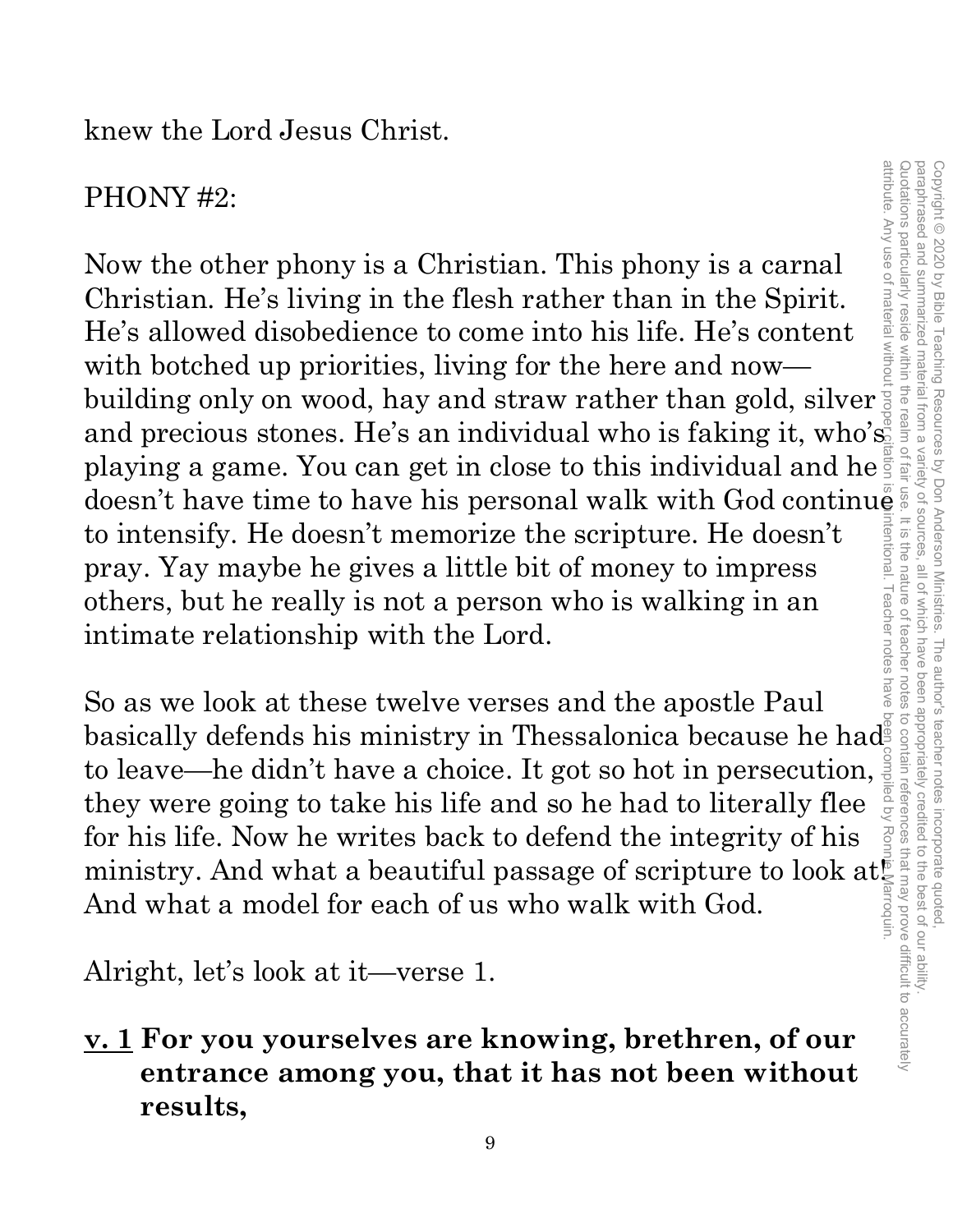knew the Lord Jesus Christ.

PHONY #2:

Now the other phony is a Christian. This phony is a carnal Christian. He's living in the flesh rather than in the Spirit. He's allowed disobedience to come into his life. He's content with botched up priorities, living for the here and now—building only on wood, hay and straw rather than gold, silver and precious stones. He's an individual who is faking it, who's playing a game. You can get in close to this individual and he doesn't have time to have his personal walk with God continue to intensify. He doesn't memorize the scripture. He doesn't pray. Yay maybe he gives a little bit of money to impress others, but he really is not a person who is walking in an intimate relationship with the Lord.

So as we look at these twelve verses and the apostle Paul basically defends his ministry in Thessalonica because he had to leave—he didn't have a choice. It got so hot in persecution, they were going to take his life and so he had to literally flee for his life. Now he writes back to defend the integrity of his ministry. And what a beautiful passage of scripture to look at! And what a model for each of us who walk with God.

Alright, let's look at it—verse 1.

**v. 1 For you yourselves are knowing, brethren, of our entrance among you, that it has not been without results,**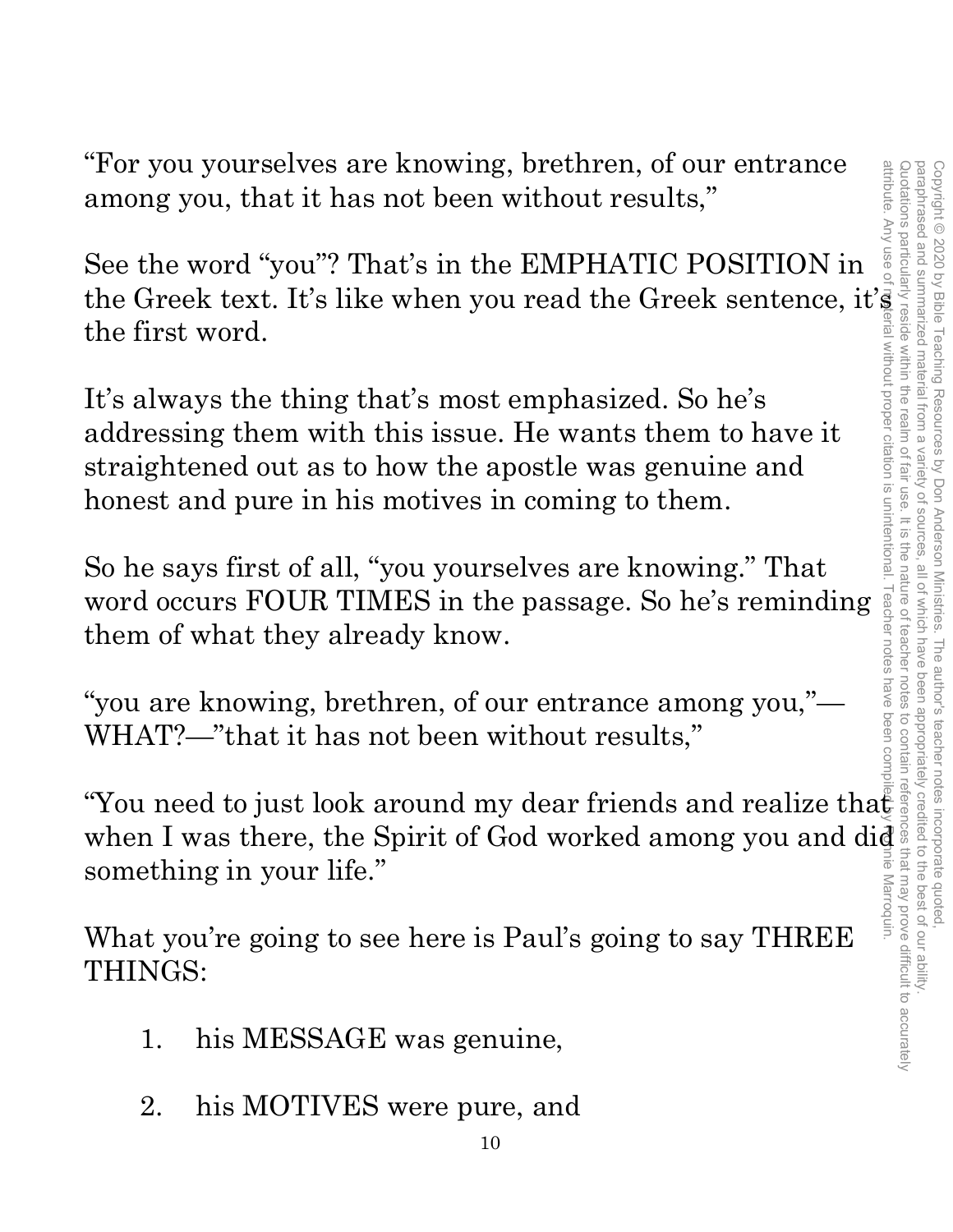"For you yourselves are knowing, brethren, of our entrance among you, that it has not been without results,"

See the word "you"? That's in the EMPHATIC POSITION in the Greek text. It's like when you read the Greek sentence, it's the first word.

It's always the thing that's most emphasized. So he's addressing them with this issue. He wants them to have it straightened out as to how the apostle was genuine and honest and pure in his motives in coming to them.

So he says first of all, "you yourselves are knowing." That word occurs FOUR TIMES in the passage. So he's reminding them of what they already know.

"you are knowing, brethren, of our entrance among you,"—WHAT?—"that it has not been without results,"

"You need to just look around my dear friends and realize that when I was there, the Spirit of God worked among you and did something in your life."

What you're going to see here is Paul's going to say THREE THINGS:

1. his MESSAGE was genuine,

2. his MOTIVES were pure, and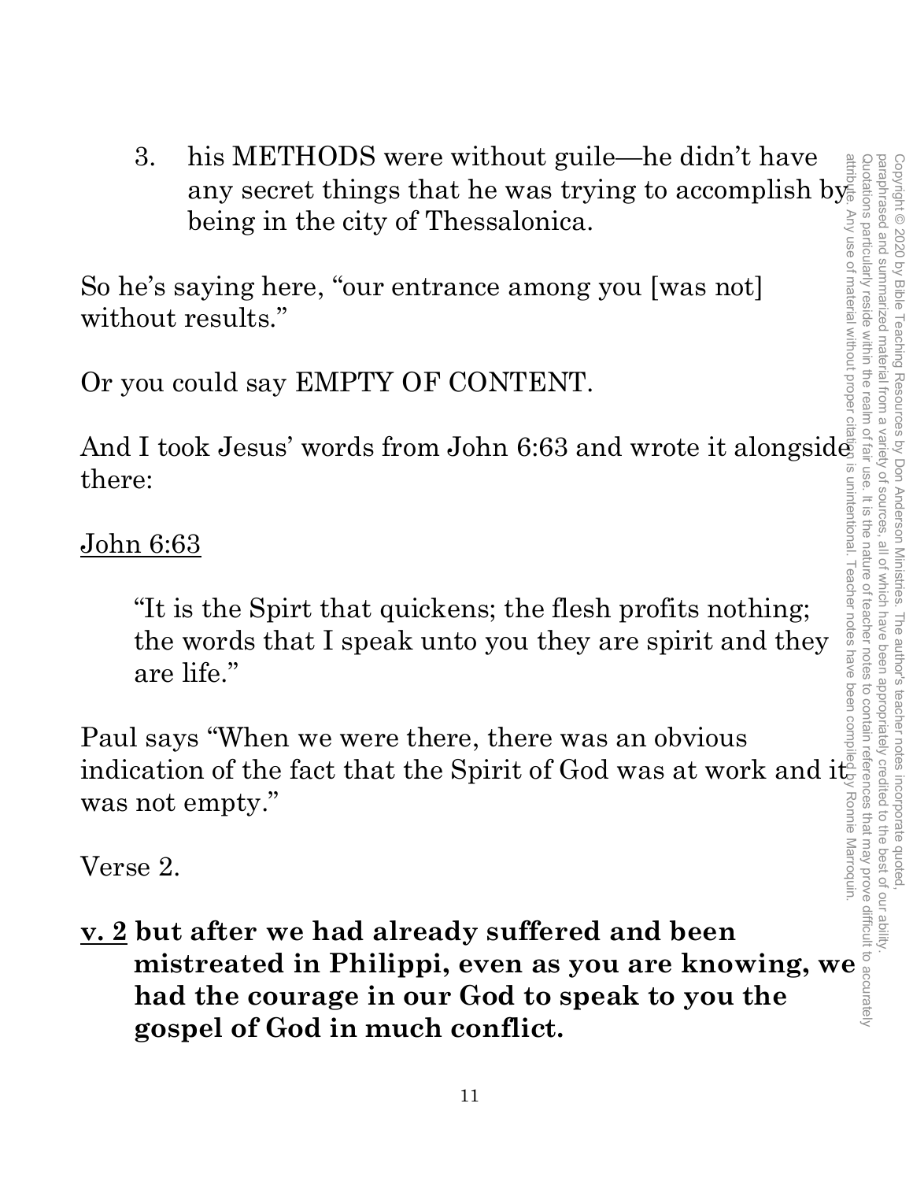3. his METHODS were without guile—he didn't have any secret things that he was trying to accomplish by being in the city of Thessalonica.

So he's saying here, "our entrance among you [was not] without results."

Or you could say EMPTY OF CONTENT.

And I took Jesus' words from John 6:63 and wrote it alongside there:

<u>John 6:63</u>

> "It is the Spirt that quickens; the flesh profits nothing; the words that I speak unto you they are spirit and they are life."

Paul says "When we were there, there was an obvious indication of the fact that the Spirit of God was at work and it was not empty."

Verse 2.

**<u>v. 2</u> but after we had already suffered and been mistreated in Philippi, even as you are knowing, we had the courage in our God to speak to you the gospel of God in much conflict.**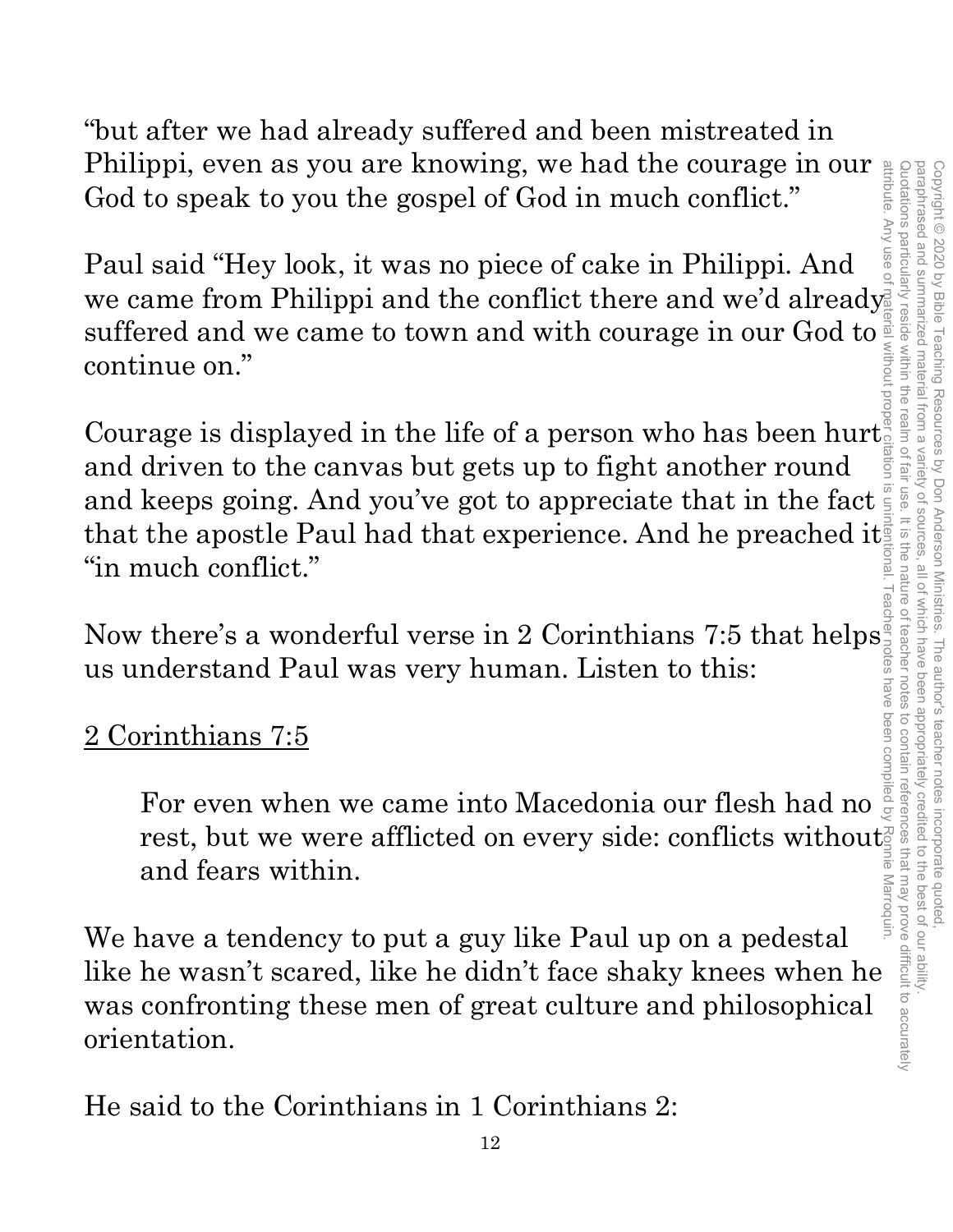“but after we had already suffered and been mistreated in Philippi, even as you are knowing, we had the courage in our God to speak to you the gospel of God in much conflict.”

Paul said “Hey look, it was no piece of cake in Philippi. And we came from Philippi and the conflict there and we’d already suffered and we came to town and with courage in our God to continue on.”

Courage is displayed in the life of a person who has been hurt and driven to the canvas but gets up to fight another round and keeps going. And you’ve got to appreciate that in the fact that the apostle Paul had that experience. And he preached it “in much conflict.”

Now there’s a wonderful verse in 2 Corinthians 7:5 that helps us understand Paul was very human. Listen to this:

<u>2 Corinthians 7:5</u>

> For even when we came into Macedonia our flesh had no rest, but we were afflicted on every side: conflicts without and fears within.

We have a tendency to put a guy like Paul up on a pedestal like he wasn’t scared, like he didn’t face shaky knees when he was confronting these men of great culture and philosophical orientation.

He said to the Corinthians in 1 Corinthians 2: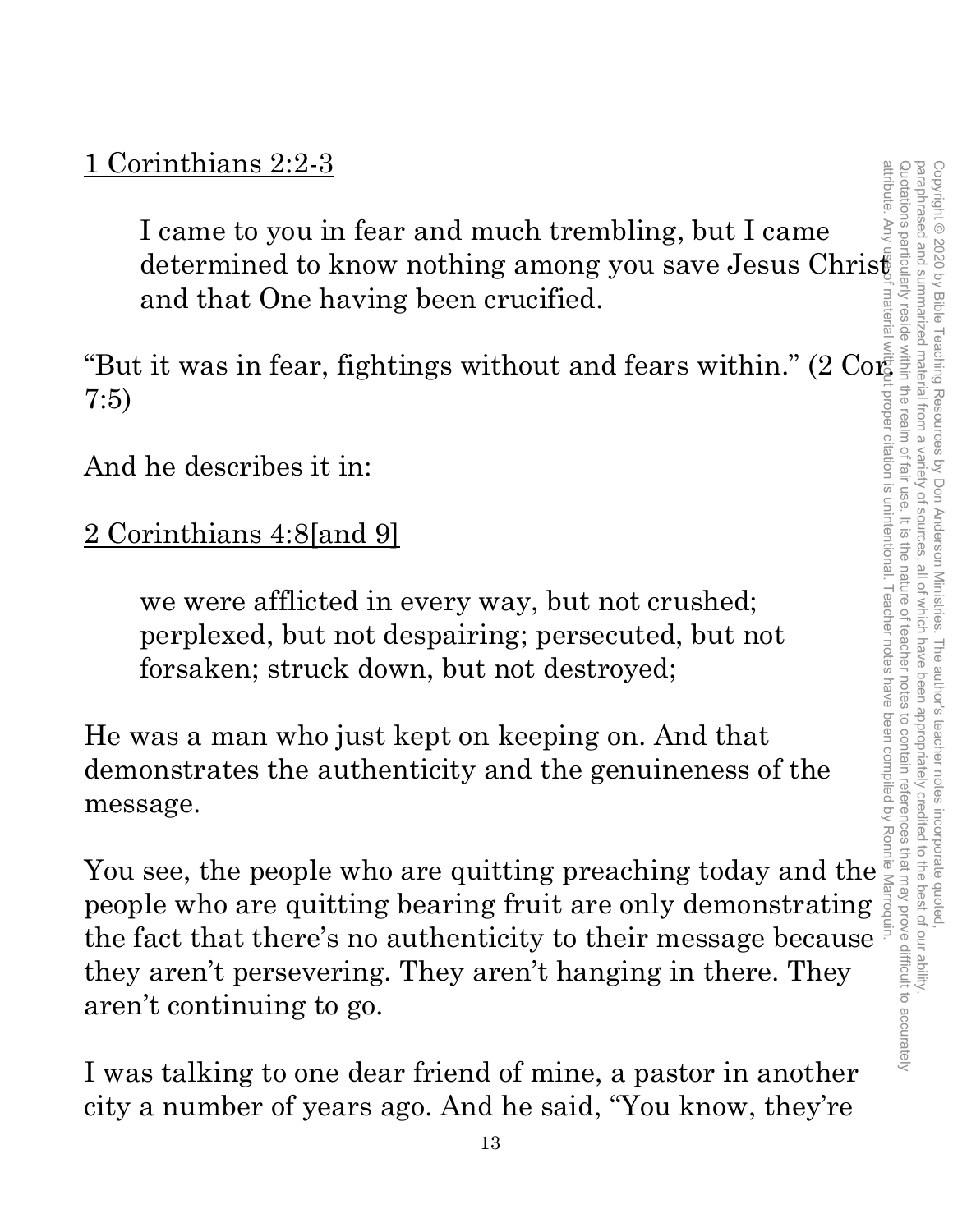<u>1 Corinthians 2:2-3</u>

> I came to you in fear and much trembling, but I came determined to know nothing among you save Jesus Christ and that One having been crucified.

"But it was in fear, fightings without and fears within." (2 Cor. 7:5)

And he describes it in:

<u>2 Corinthians 4:8[and 9]</u>

> we were afflicted in every way, but not crushed; perplexed, but not despairing; persecuted, but not forsaken; struck down, but not destroyed;

He was a man who just kept on keeping on. And that demonstrates the authenticity and the genuineness of the message.

You see, the people who are quitting preaching today and the people who are quitting bearing fruit are only demonstrating the fact that there's no authenticity to their message because they aren't persevering. They aren't hanging in there. They aren't continuing to go.

I was talking to one dear friend of mine, a pastor in another city a number of years ago. And he said, "You know, they're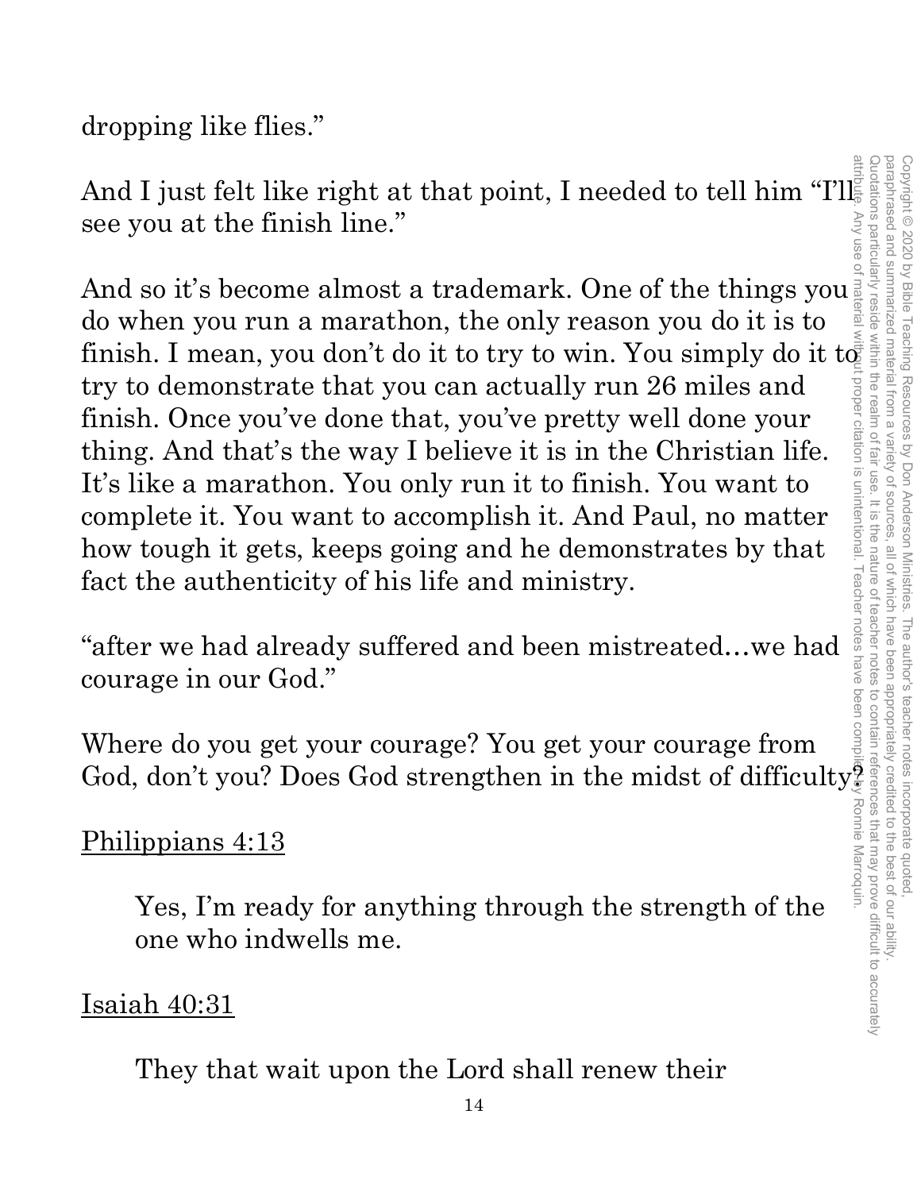dropping like flies."

And I just felt like right at that point, I needed to tell him "I'll see you at the finish line."

And so it's become almost a trademark. One of the things you do when you run a marathon, the only reason you do it is to finish. I mean, you don't do it to try to win. You simply do it to try to demonstrate that you can actually run 26 miles and finish. Once you've done that, you've pretty well done your thing. And that's the way I believe it is in the Christian life. It's like a marathon. You only run it to finish. You want to complete it. You want to accomplish it. And Paul, no matter how tough it gets, keeps going and he demonstrates by that fact the authenticity of his life and ministry.

"after we had already suffered and been mistreated…we had courage in our God."

Where do you get your courage? You get your courage from God, don't you? Does God strengthen in the midst of difficulty?

<u>Philippians 4:13</u>

> Yes, I'm ready for anything through the strength of the one who indwells me.

<u>Isaiah 40:31</u>

> They that wait upon the Lord shall renew their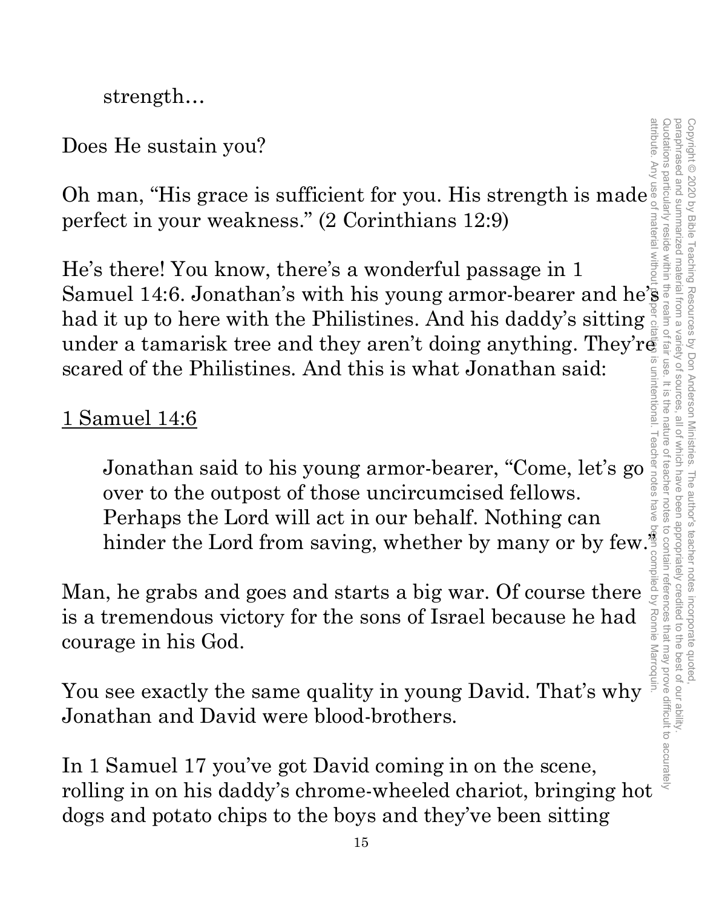> strength…

Does He sustain you?

Oh man, "His grace is sufficient for you. His strength is made perfect in your weakness." (2 Corinthians 12:9)

He's there! You know, there's a wonderful passage in 1 Samuel 14:6. Jonathan's with his young armor-bearer and he's had it up to here with the Philistines. And his daddy's sitting under a tamarisk tree and they aren't doing anything. They're scared of the Philistines. And this is what Jonathan said:

<u>1 Samuel 14:6</u>

> Jonathan said to his young armor-bearer, "Come, let's go over to the outpost of those uncircumcised fellows. Perhaps the Lord will act in our behalf. Nothing can hinder the Lord from saving, whether by many or by few."

Man, he grabs and goes and starts a big war. Of course there is a tremendous victory for the sons of Israel because he had courage in his God.

You see exactly the same quality in young David. That's why Jonathan and David were blood-brothers.

In 1 Samuel 17 you've got David coming in on the scene, rolling in on his daddy's chrome-wheeled chariot, bringing hot dogs and potato chips to the boys and they've been sitting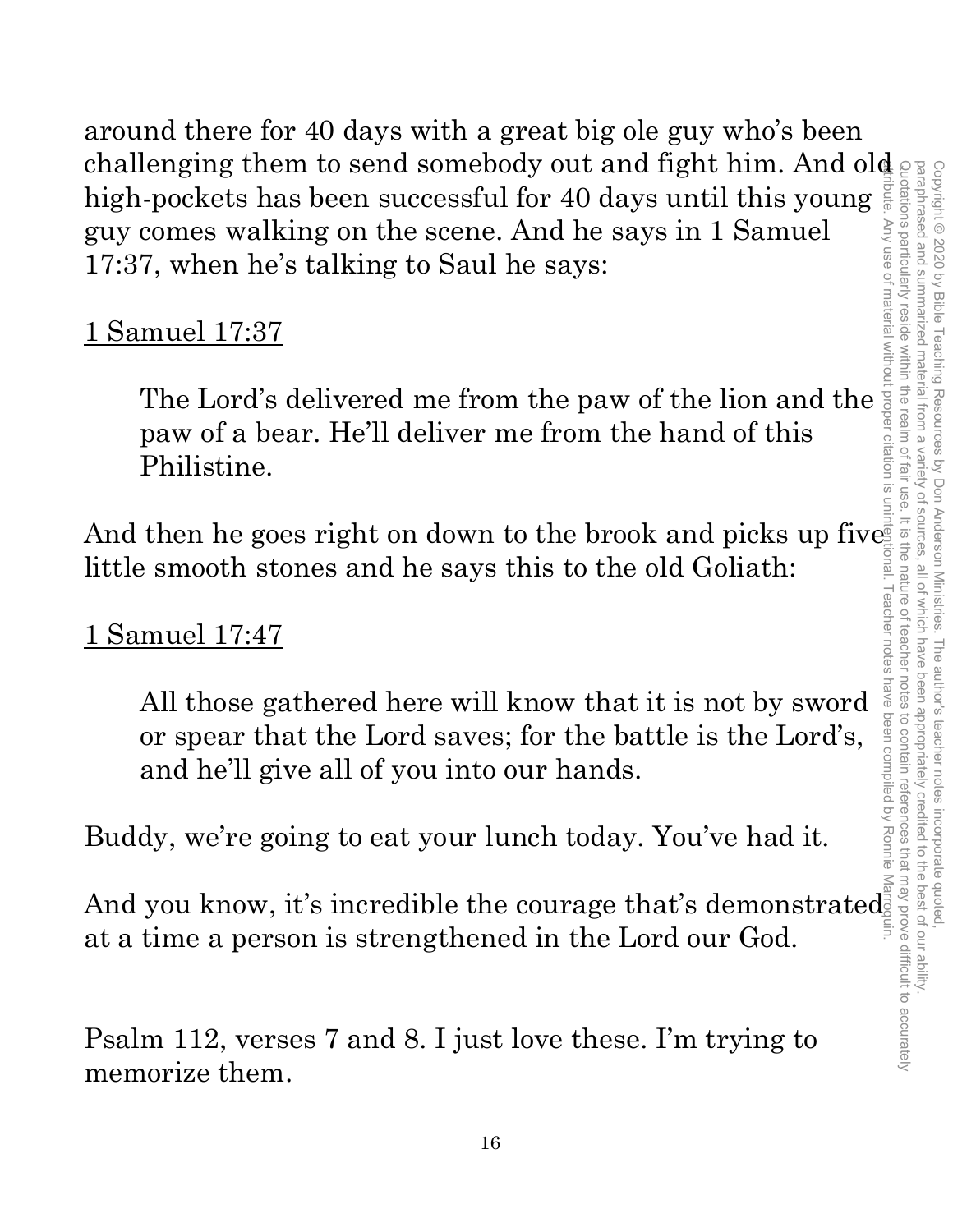around there for 40 days with a great big ole guy who's been challenging them to send somebody out and fight him. And old high-pockets has been successful for 40 days until this young guy comes walking on the scene. And he says in 1 Samuel 17:37, when he's talking to Saul he says:

<u>1 Samuel 17:37</u>

> The Lord's delivered me from the paw of the lion and the paw of a bear. He'll deliver me from the hand of this Philistine.

And then he goes right on down to the brook and picks up five little smooth stones and he says this to the old Goliath:

<u>1 Samuel 17:47</u>

> All those gathered here will know that it is not by sword or spear that the Lord saves; for the battle is the Lord's, and he'll give all of you into our hands.

Buddy, we're going to eat your lunch today. You've had it.

And you know, it's incredible the courage that's demonstrated at a time a person is strengthened in the Lord our God.

Psalm 112, verses 7 and 8. I just love these. I'm trying to memorize them.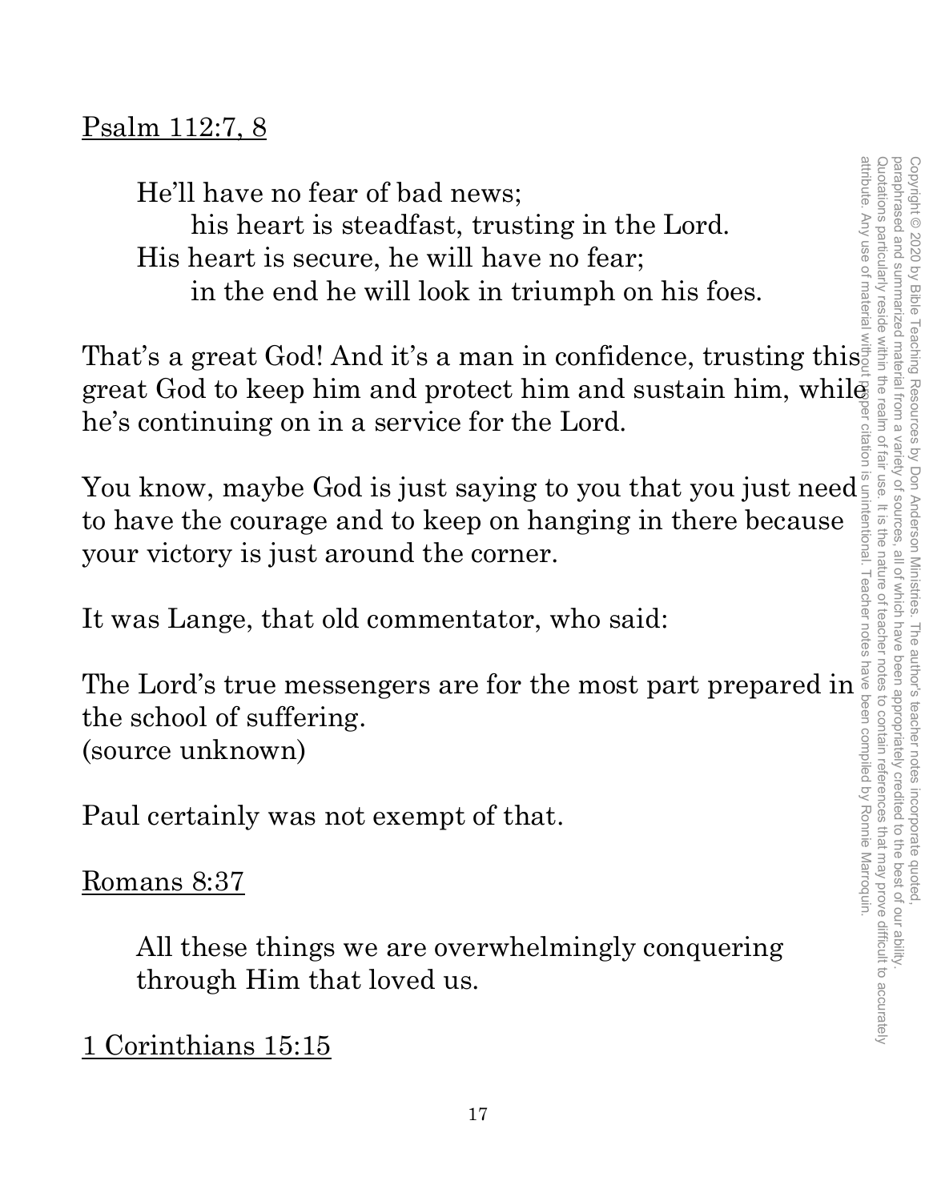Psalm 112:7, 8

> He'll have no fear of bad news;
> his heart is steadfast, trusting in the Lord.
> His heart is secure, he will have no fear;
> in the end he will look in triumph on his foes.

That's a great God! And it's a man in confidence, trusting this great God to keep him and protect him and sustain him, while he's continuing on in a service for the Lord.

You know, maybe God is just saying to you that you just need to have the courage and to keep on hanging in there because your victory is just around the corner.

It was Lange, that old commentator, who said:

The Lord's true messengers are for the most part prepared in the school of suffering.
(source unknown)

Paul certainly was not exempt of that.

Romans 8:37

> All these things we are overwhelmingly conquering through Him that loved us.

1 Corinthians 15:15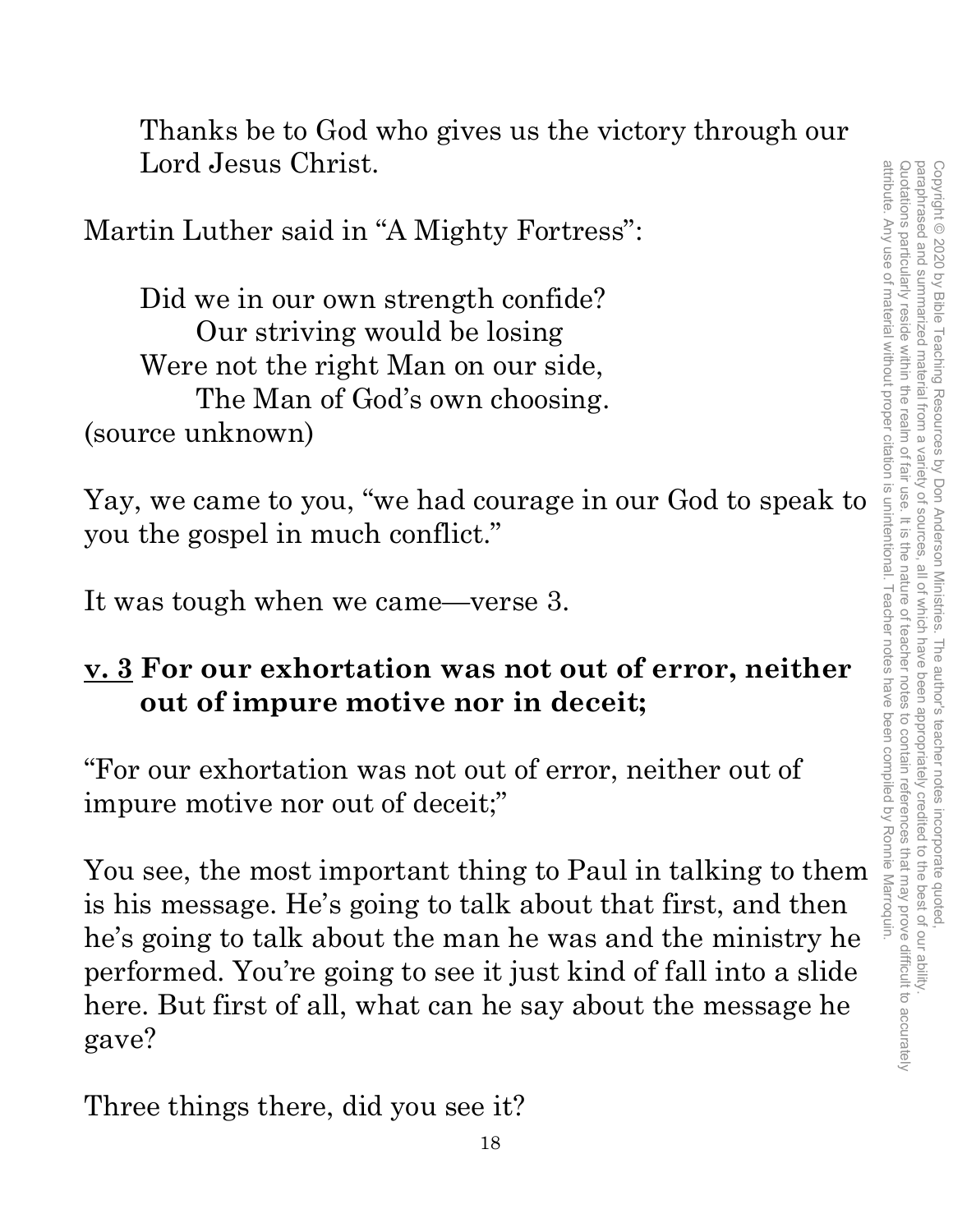Thanks be to God who gives us the victory through our Lord Jesus Christ.

Martin Luther said in "A Mighty Fortress":

> Did we in our own strength confide?
> Our striving would be losing
> Were not the right Man on our side,
> The Man of God's own choosing.

(source unknown)

Yay, we came to you, "we had courage in our God to speak to you the gospel in much conflict."

It was tough when we came—verse 3.

**<u>v. 3</u> For our exhortation was not out of error, neither out of impure motive nor in deceit;**

"For our exhortation was not out of error, neither out of impure motive nor out of deceit;"

You see, the most important thing to Paul in talking to them is his message. He's going to talk about that first, and then he's going to talk about the man he was and the ministry he performed. You're going to see it just kind of fall into a slide here. But first of all, what can he say about the message he gave?

Three things there, did you see it?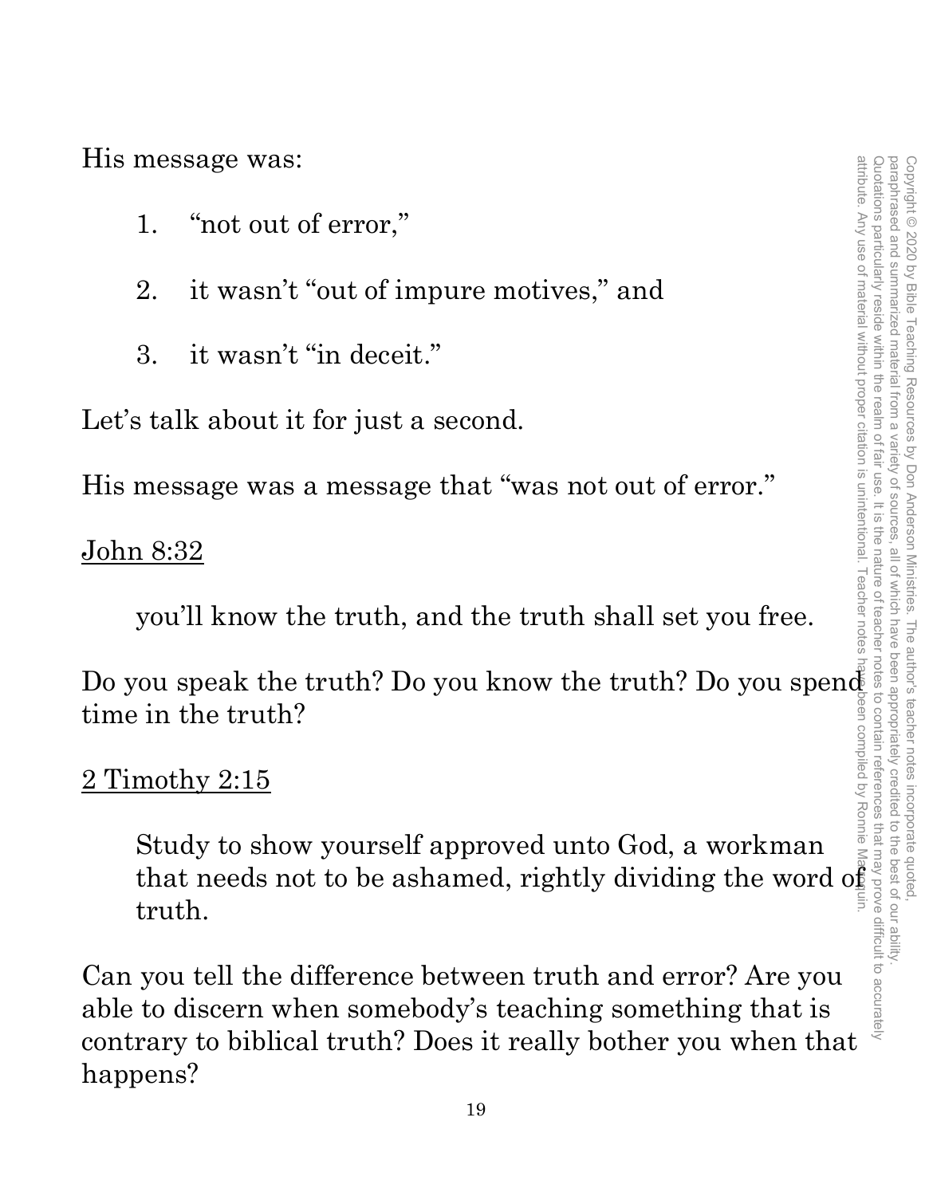His message was:

1. "not out of error,"

2. it wasn't "out of impure motives," and

3. it wasn't "in deceit."

Let's talk about it for just a second.

His message was a message that "was not out of error."

<u>John 8:32</u>

> you'll know the truth, and the truth shall set you free.

Do you speak the truth? Do you know the truth? Do you spend time in the truth?

<u>2 Timothy 2:15</u>

> Study to show yourself approved unto God, a workman that needs not to be ashamed, rightly dividing the word of truth.

Can you tell the difference between truth and error? Are you able to discern when somebody's teaching something that is contrary to biblical truth? Does it really bother you when that happens?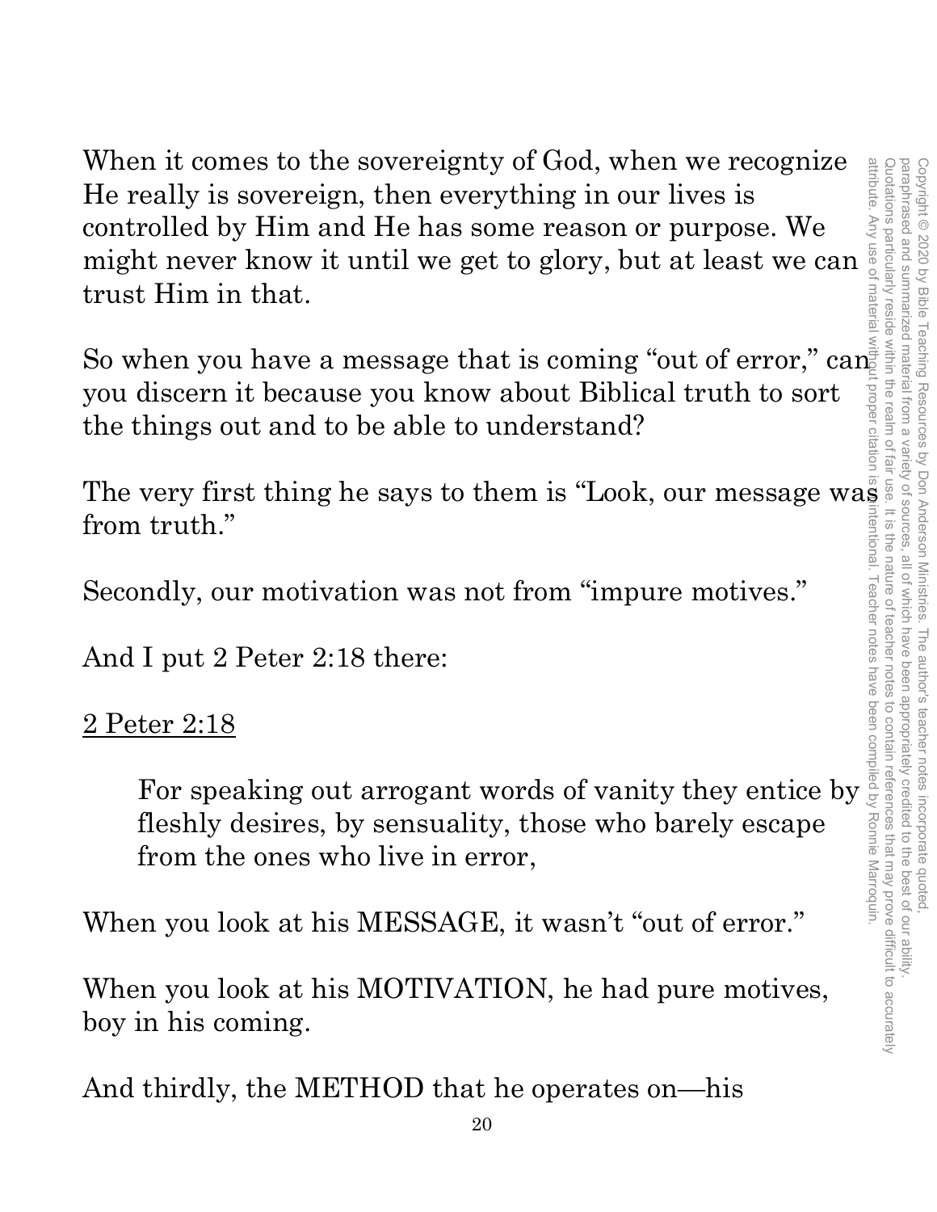When it comes to the sovereignty of God, when we recognize He really is sovereign, then everything in our lives is controlled by Him and He has some reason or purpose. We might never know it until we get to glory, but at least we can trust Him in that.

So when you have a message that is coming "out of error," can you discern it because you know about Biblical truth to sort the things out and to be able to understand?

The very first thing he says to them is "Look, our message was from truth."

Secondly, our motivation was not from "impure motives."

And I put 2 Peter 2:18 there:

<u>2 Peter 2:18</u>

> For speaking out arrogant words of vanity they entice by fleshly desires, by sensuality, those who barely escape from the ones who live in error,

When you look at his MESSAGE, it wasn't "out of error."

When you look at his MOTIVATION, he had pure motives, boy in his coming.

And thirdly, the METHOD that he operates on—his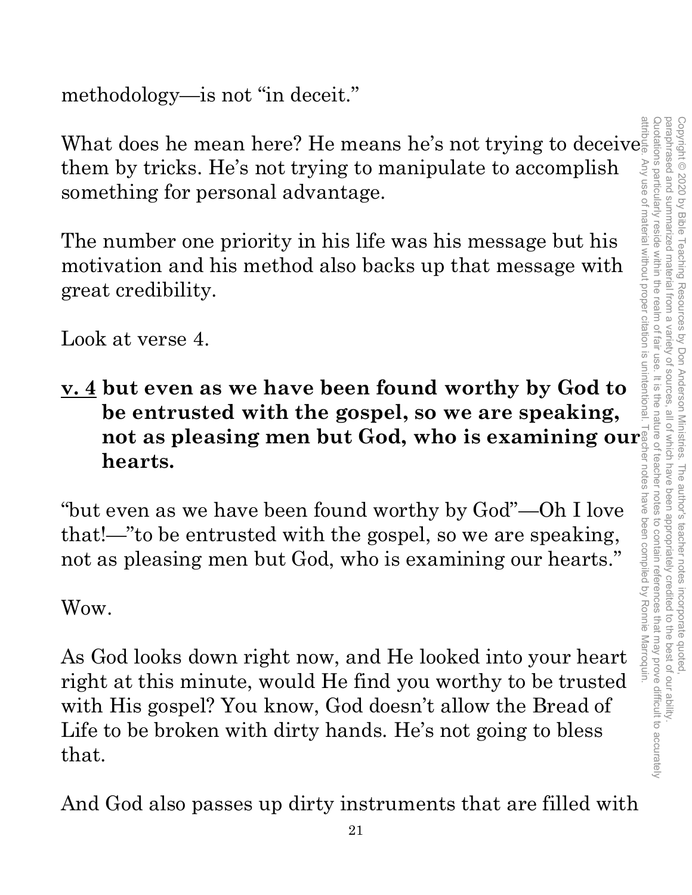methodology—is not "in deceit."

What does he mean here? He means he's not trying to deceive them by tricks. He's not trying to manipulate to accomplish something for personal advantage.

The number one priority in his life was his message but his motivation and his method also backs up that message with great credibility.

Look at verse 4.

**<u>v. 4</u> but even as we have been found worthy by God to be entrusted with the gospel, so we are speaking, not as pleasing men but God, who is examining our hearts.**

"but even as we have been found worthy by God"—Oh I love that!—"to be entrusted with the gospel, so we are speaking, not as pleasing men but God, who is examining our hearts."

Wow.

As God looks down right now, and He looked into your heart right at this minute, would He find you worthy to be trusted with His gospel? You know, God doesn't allow the Bread of Life to be broken with dirty hands. He's not going to bless that.

And God also passes up dirty instruments that are filled with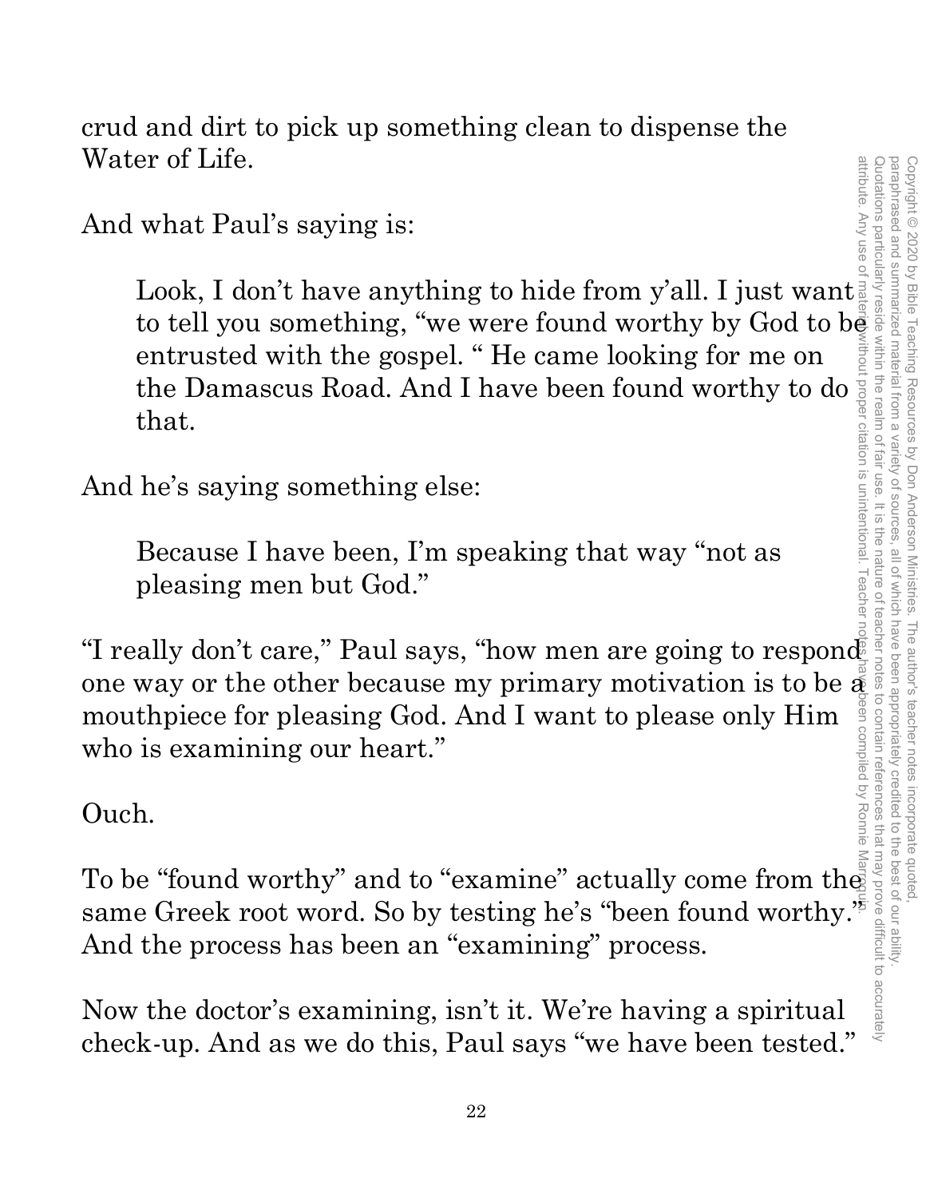crud and dirt to pick up something clean to dispense the Water of Life.

And what Paul's saying is:

> Look, I don't have anything to hide from y'all. I just want to tell you something, "we were found worthy by God to be entrusted with the gospel. " He came looking for me on the Damascus Road. And I have been found worthy to do that.

And he's saying something else:

> Because I have been, I'm speaking that way "not as pleasing men but God."

"I really don't care," Paul says, "how men are going to respond one way or the other because my primary motivation is to be a mouthpiece for pleasing God. And I want to please only Him who is examining our heart."

Ouch.

To be "found worthy" and to "examine" actually come from the same Greek root word. So by testing he's "been found worthy." And the process has been an "examining" process.

Now the doctor's examining, isn't it. We're having a spiritual check-up. And as we do this, Paul says "we have been tested."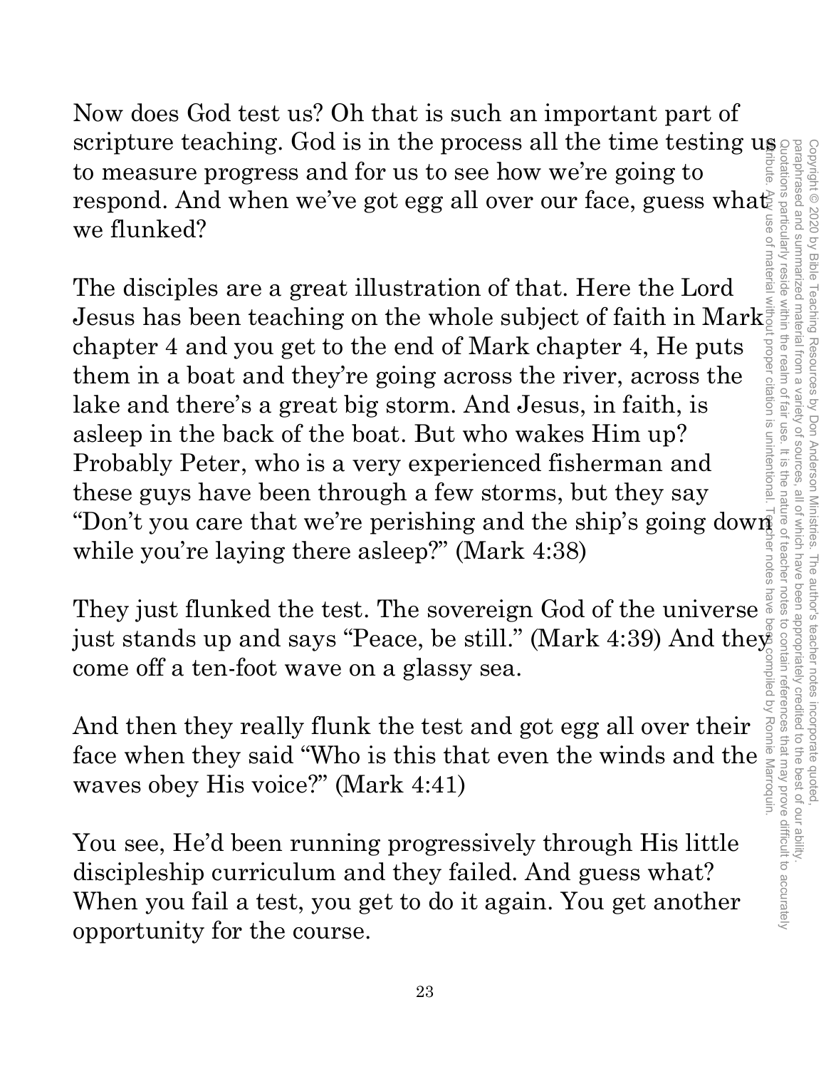Now does God test us? Oh that is such an important part of scripture teaching. God is in the process all the time testing us to measure progress and for us to see how we're going to respond. And when we've got egg all over our face, guess what we flunked?

The disciples are a great illustration of that. Here the Lord Jesus has been teaching on the whole subject of faith in Mark chapter 4 and you get to the end of Mark chapter 4, He puts them in a boat and they're going across the river, across the lake and there's a great big storm. And Jesus, in faith, is asleep in the back of the boat. But who wakes Him up? Probably Peter, who is a very experienced fisherman and these guys have been through a few storms, but they say "Don't you care that we're perishing and the ship's going down while you're laying there asleep?" (Mark 4:38)

They just flunked the test. The sovereign God of the universe just stands up and says "Peace, be still." (Mark 4:39) And they come off a ten-foot wave on a glassy sea.

And then they really flunk the test and got egg all over their face when they said "Who is this that even the winds and the waves obey His voice?" (Mark 4:41)

You see, He'd been running progressively through His little discipleship curriculum and they failed. And guess what? When you fail a test, you get to do it again. You get another opportunity for the course.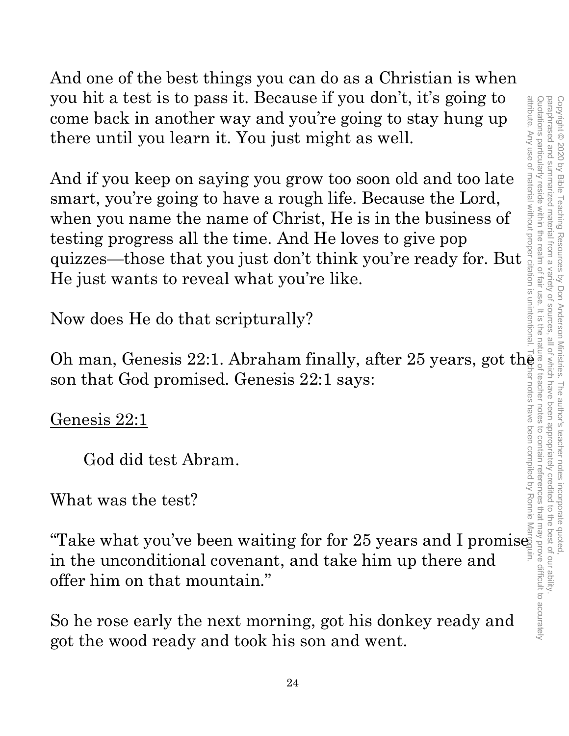And one of the best things you can do as a Christian is when you hit a test is to pass it. Because if you don't, it's going to come back in another way and you're going to stay hung up there until you learn it. You just might as well.

And if you keep on saying you grow too soon old and too late smart, you're going to have a rough life. Because the Lord, when you name the name of Christ, He is in the business of testing progress all the time. And He loves to give pop quizzes—those that you just don't think you're ready for. But He just wants to reveal what you're like.

Now does He do that scripturally?

Oh man, Genesis 22:1. Abraham finally, after 25 years, got the son that God promised. Genesis 22:1 says:

Genesis 22:1

> God did test Abram.

What was the test?

"Take what you've been waiting for for 25 years and I promise in the unconditional covenant, and take him up there and offer him on that mountain."

So he rose early the next morning, got his donkey ready and got the wood ready and took his son and went.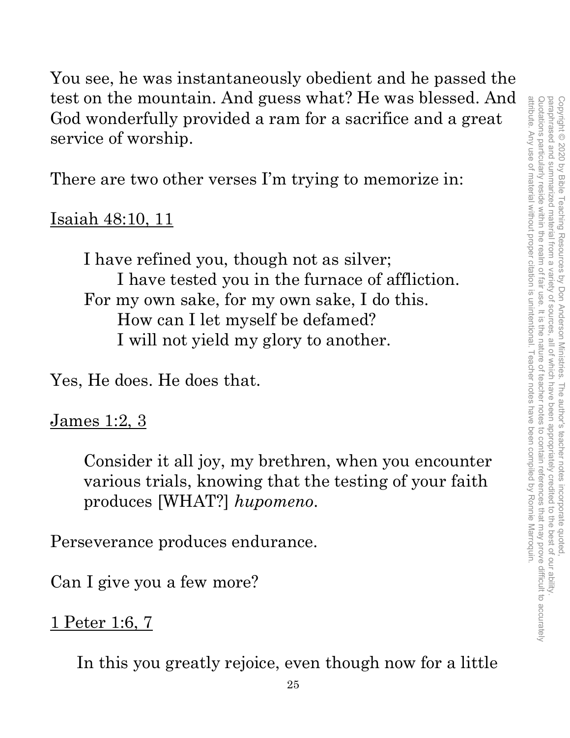You see, he was instantaneously obedient and he passed the test on the mountain. And guess what? He was blessed. And God wonderfully provided a ram for a sacrifice and a great service of worship.

There are two other verses I'm trying to memorize in:

<u>Isaiah 48:10, 11</u>

> I have refined you, though not as silver;
> &nbsp;&nbsp;&nbsp;&nbsp;I have tested you in the furnace of affliction.
> For my own sake, for my own sake, I do this.
> &nbsp;&nbsp;&nbsp;&nbsp;How can I let myself be defamed?
> &nbsp;&nbsp;&nbsp;&nbsp;I will not yield my glory to another.

Yes, He does. He does that.

<u>James 1:2, 3</u>

> Consider it all joy, my brethren, when you encounter various trials, knowing that the testing of your faith produces [WHAT?] *hupomeno*.

Perseverance produces endurance.

Can I give you a few more?

<u>1 Peter 1:6, 7</u>

> In this you greatly rejoice, even though now for a little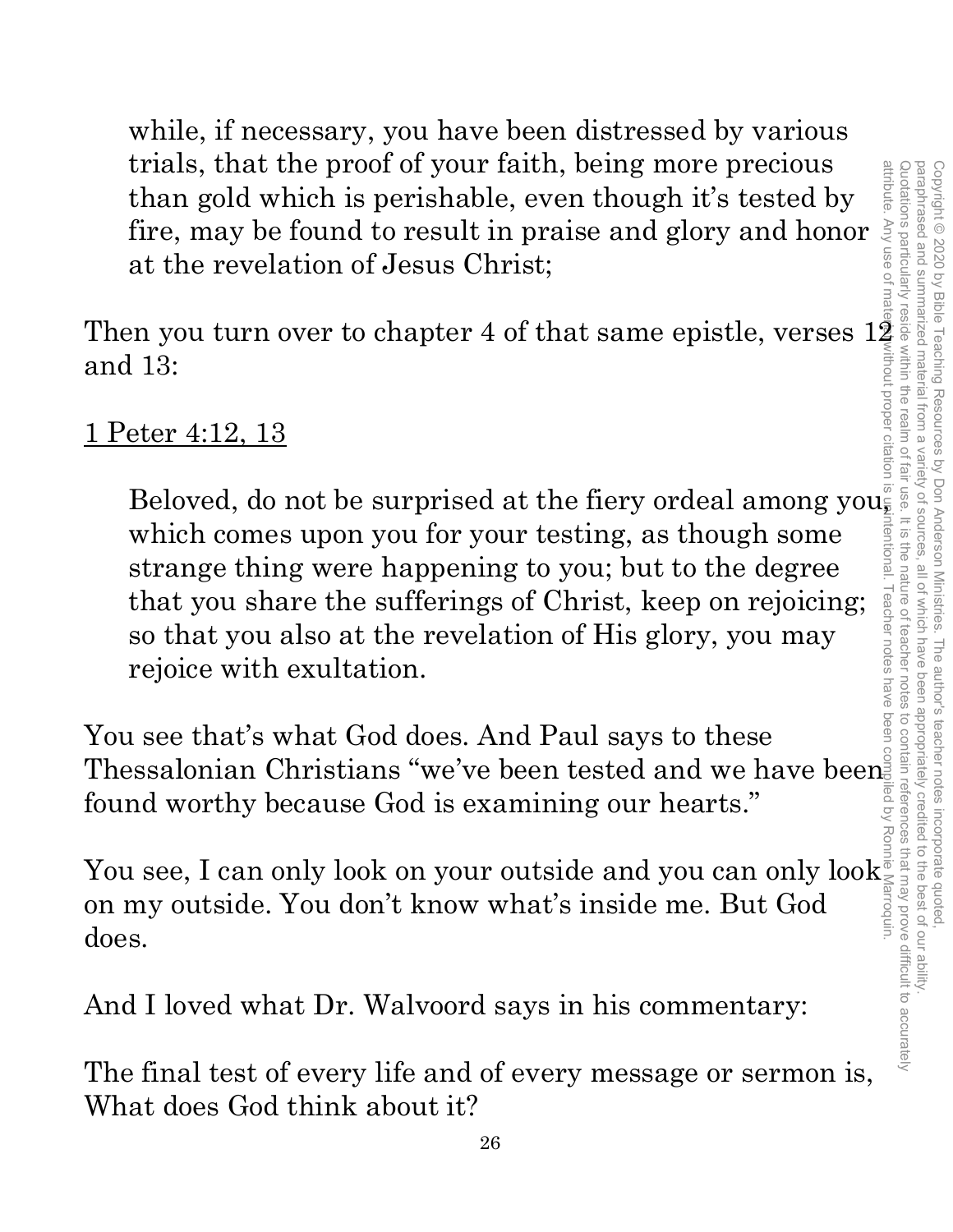> while, if necessary, you have been distressed by various trials, that the proof of your faith, being more precious than gold which is perishable, even though it's tested by fire, may be found to result in praise and glory and honor at the revelation of Jesus Christ;

Then you turn over to chapter 4 of that same epistle, verses 12 and 13:

<u>1 Peter 4:12, 13</u>

> Beloved, do not be surprised at the fiery ordeal among you, which comes upon you for your testing, as though some strange thing were happening to you; but to the degree that you share the sufferings of Christ, keep on rejoicing; so that you also at the revelation of His glory, you may rejoice with exultation.

You see that's what God does. And Paul says to these Thessalonian Christians "we've been tested and we have been found worthy because God is examining our hearts."

You see, I can only look on your outside and you can only look on my outside. You don't know what's inside me. But God does.

And I loved what Dr. Walvoord says in his commentary:

The final test of every life and of every message or sermon is, What does God think about it?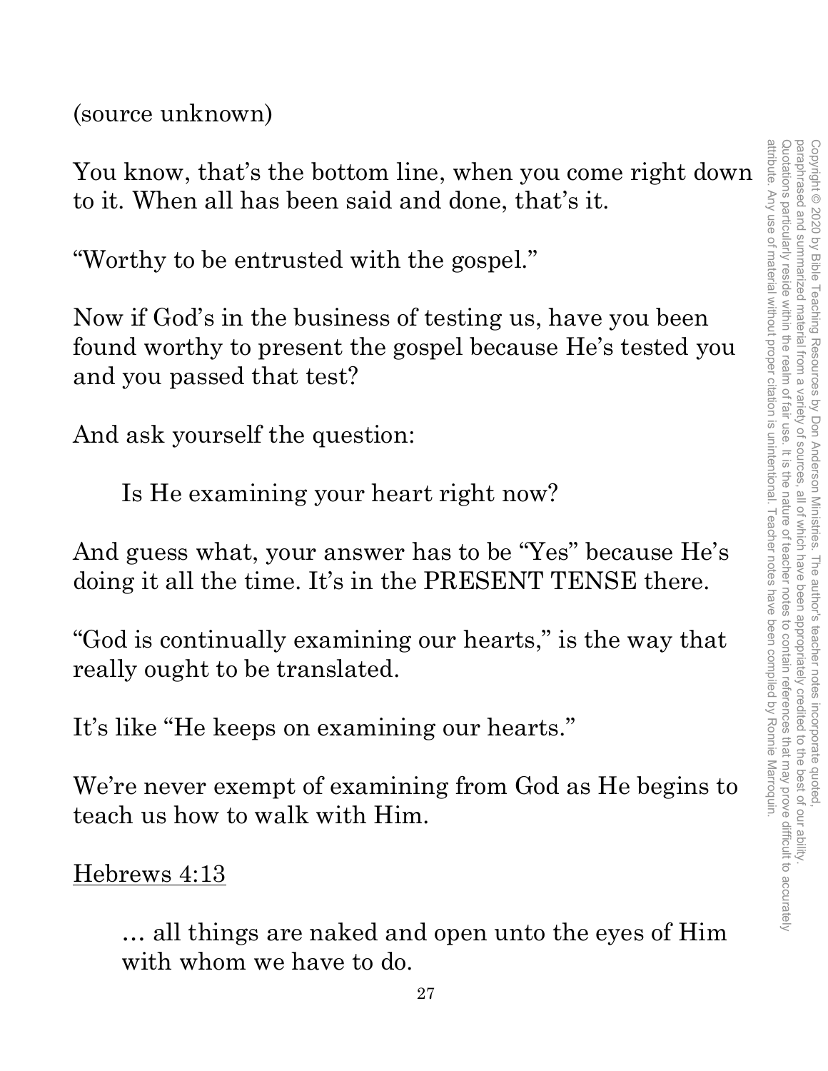(source unknown)

You know, that's the bottom line, when you come right down to it. When all has been said and done, that's it.

"Worthy to be entrusted with the gospel."

Now if God's in the business of testing us, have you been found worthy to present the gospel because He's tested you and you passed that test?

And ask yourself the question:

> Is He examining your heart right now?

And guess what, your answer has to be "Yes" because He's doing it all the time. It's in the PRESENT TENSE there.

"God is continually examining our hearts," is the way that really ought to be translated.

It's like "He keeps on examining our hearts."

We're never exempt of examining from God as He begins to teach us how to walk with Him.

Hebrews 4:13

> … all things are naked and open unto the eyes of Him with whom we have to do.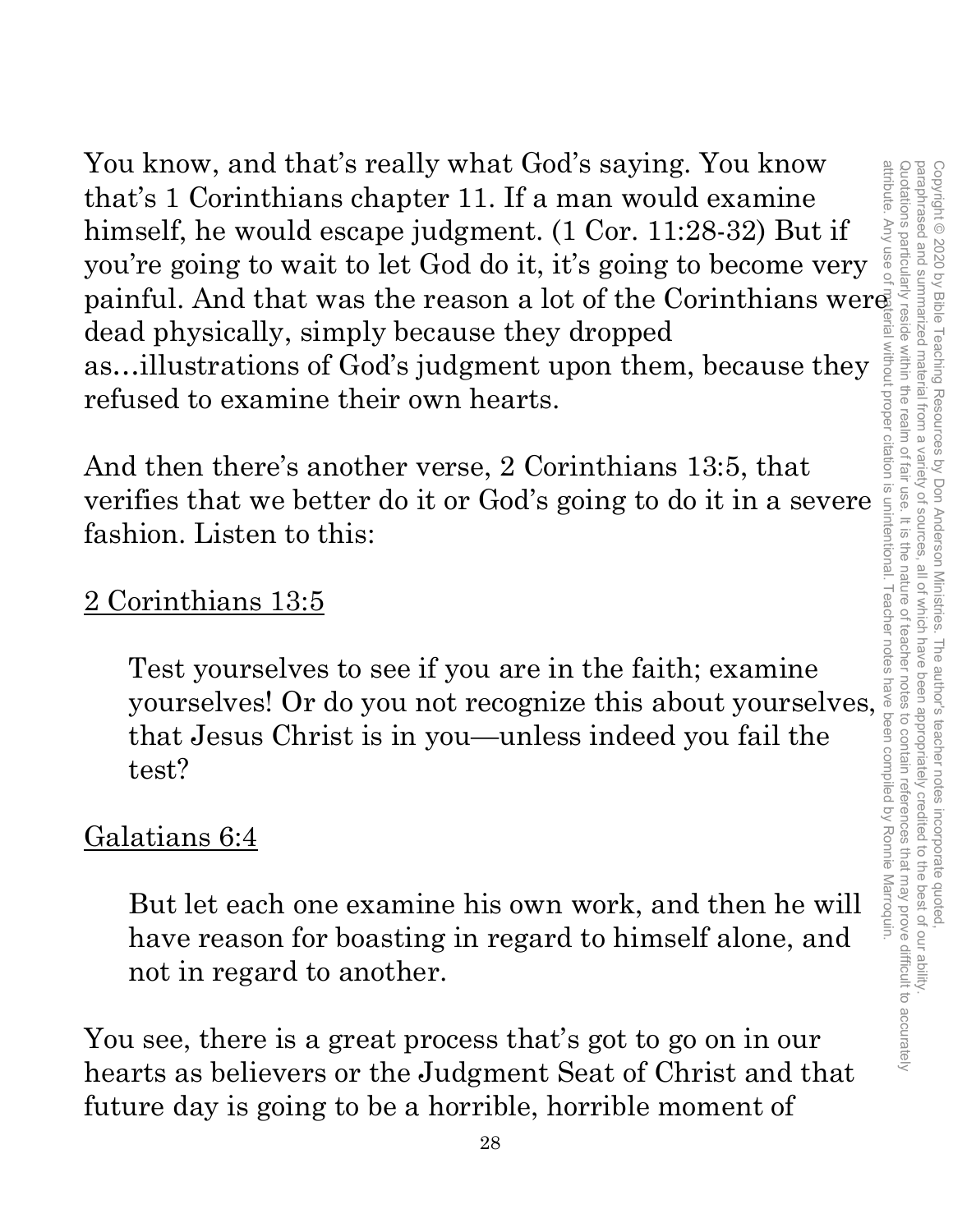You know, and that's really what God's saying. You know that's 1 Corinthians chapter 11. If a man would examine himself, he would escape judgment. (1 Cor. 11:28-32) But if you're going to wait to let God do it, it's going to become very painful. And that was the reason a lot of the Corinthians were dead physically, simply because they dropped as…illustrations of God's judgment upon them, because they refused to examine their own hearts.

And then there's another verse, 2 Corinthians 13:5, that verifies that we better do it or God's going to do it in a severe fashion. Listen to this:

2 Corinthians 13:5

> Test yourselves to see if you are in the faith; examine yourselves! Or do you not recognize this about yourselves, that Jesus Christ is in you—unless indeed you fail the test?

Galatians 6:4

> But let each one examine his own work, and then he will have reason for boasting in regard to himself alone, and not in regard to another.

You see, there is a great process that's got to go on in our hearts as believers or the Judgment Seat of Christ and that future day is going to be a horrible, horrible moment of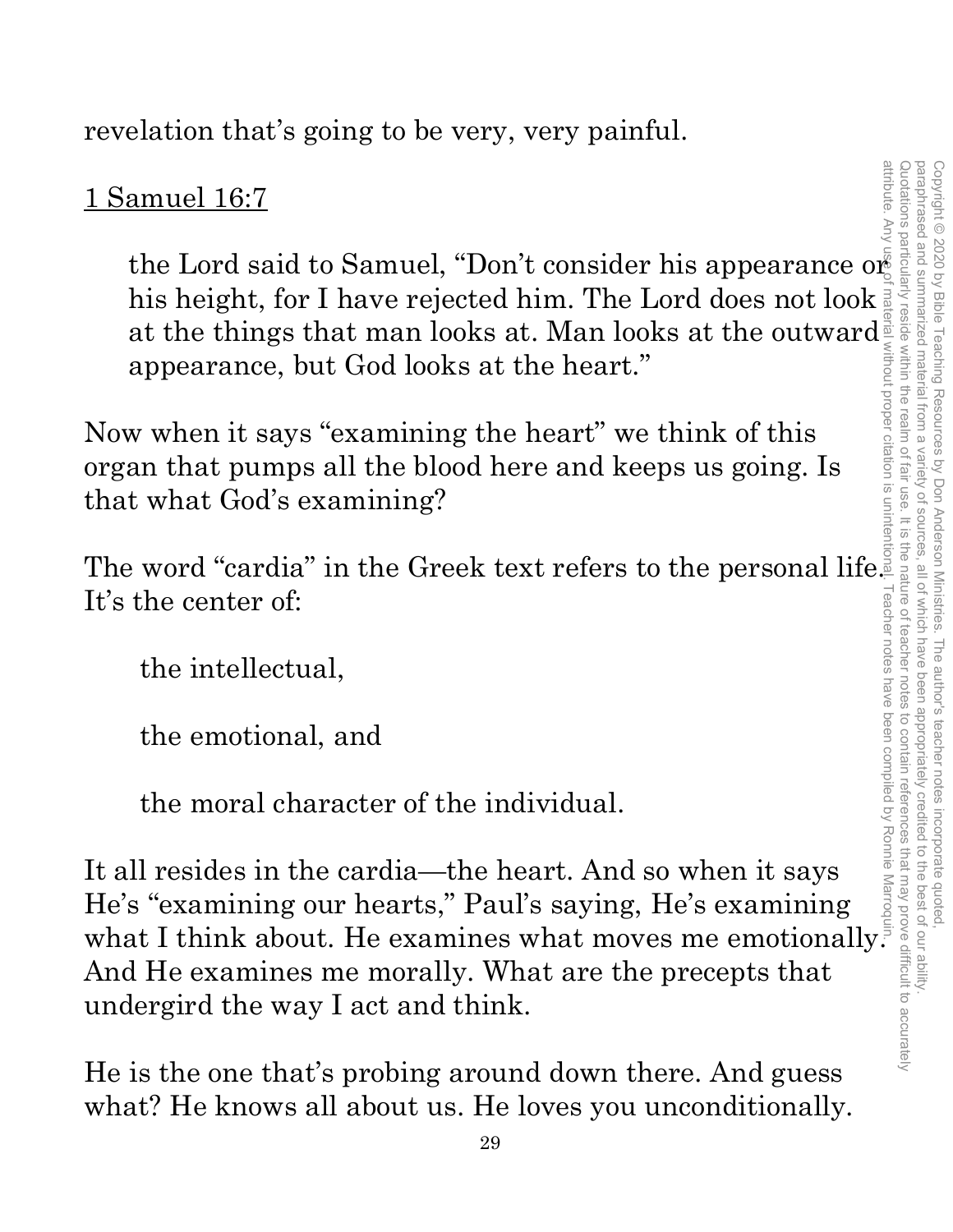revelation that's going to be very, very painful.

1 Samuel 16:7

> the Lord said to Samuel, "Don't consider his appearance or his height, for I have rejected him. The Lord does not look at the things that man looks at. Man looks at the outward appearance, but God looks at the heart."

Now when it says "examining the heart" we think of this organ that pumps all the blood here and keeps us going. Is that what God's examining?

The word "cardia" in the Greek text refers to the personal life. It's the center of:

> the intellectual,
>
> the emotional, and
>
> the moral character of the individual.

It all resides in the cardia—the heart. And so when it says He's "examining our hearts," Paul's saying, He's examining what I think about. He examines what moves me emotionally. And He examines me morally. What are the precepts that undergird the way I act and think.

He is the one that's probing around down there. And guess what? He knows all about us. He loves you unconditionally.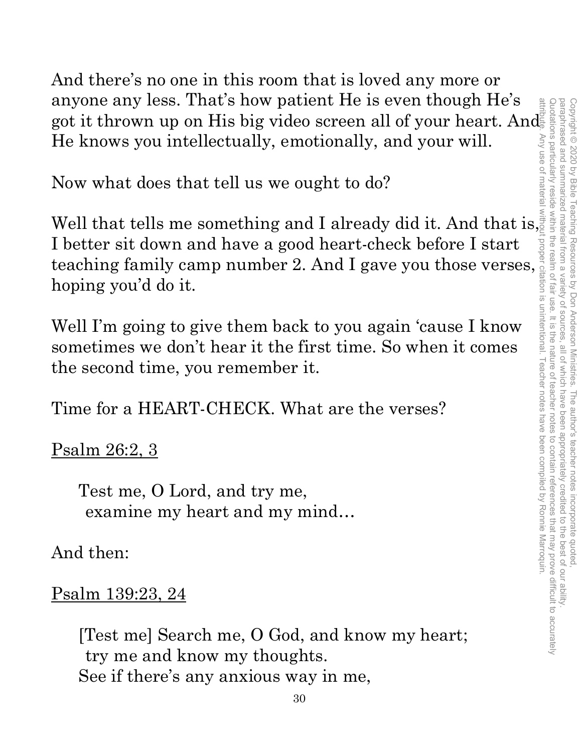And there's no one in this room that is loved any more or anyone any less. That's how patient He is even though He's got it thrown up on His big video screen all of your heart. And He knows you intellectually, emotionally, and your will.

Now what does that tell us we ought to do?

Well that tells me something and I already did it. And that is, I better sit down and have a good heart-check before I start teaching family camp number 2. And I gave you those verses, hoping you'd do it.

Well I'm going to give them back to you again 'cause I know sometimes we don't hear it the first time. So when it comes the second time, you remember it.

Time for a HEART-CHECK. What are the verses?

Psalm 26:2, 3

> Test me, O Lord, and try me,
> examine my heart and my mind…

And then:

Psalm 139:23, 24

> [Test me] Search me, O God, and know my heart;
> try me and know my thoughts.
> See if there's any anxious way in me,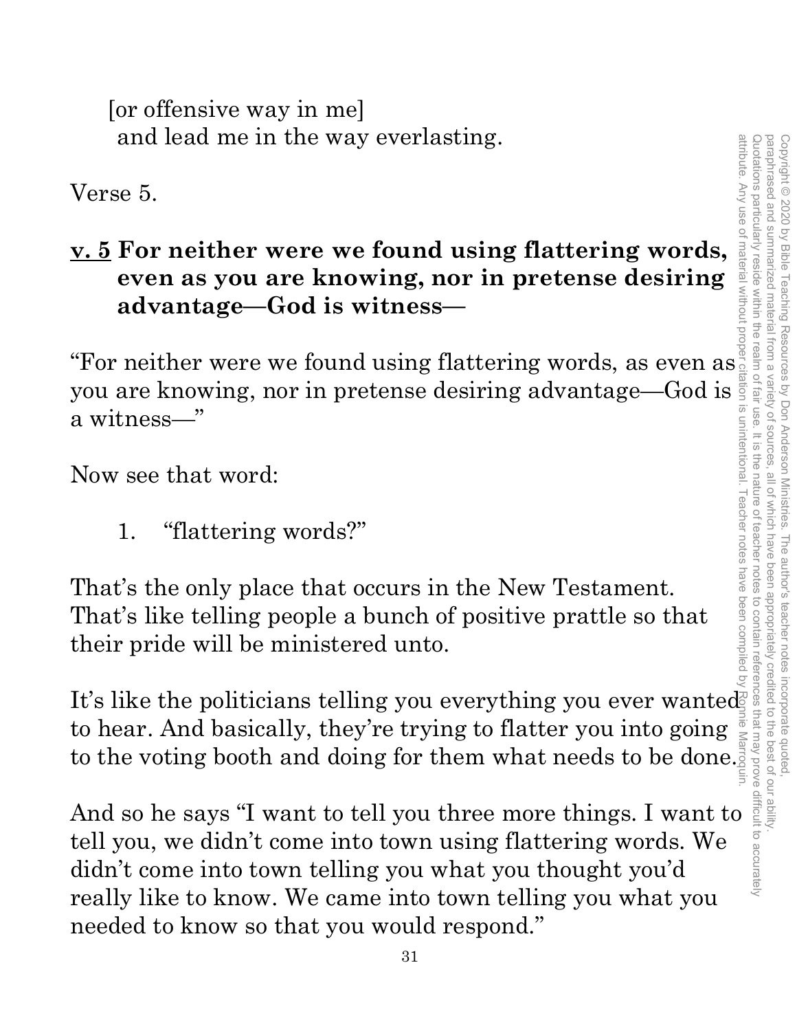[or offensive way in me]
and lead me in the way everlasting.

Verse 5.

**<u>v. 5</u> For neither were we found using flattering words, even as you are knowing, nor in pretense desiring advantage—God is witness—**

"For neither were we found using flattering words, as even as you are knowing, nor in pretense desiring advantage—God is a witness—"

Now see that word:

1. "flattering words?"

That's the only place that occurs in the New Testament. That's like telling people a bunch of positive prattle so that their pride will be ministered unto.

It's like the politicians telling you everything you ever wanted to hear. And basically, they're trying to flatter you into going to the voting booth and doing for them what needs to be done.

And so he says "I want to tell you three more things. I want to tell you, we didn't come into town using flattering words. We didn't come into town telling you what you thought you'd really like to know. We came into town telling you what you needed to know so that you would respond."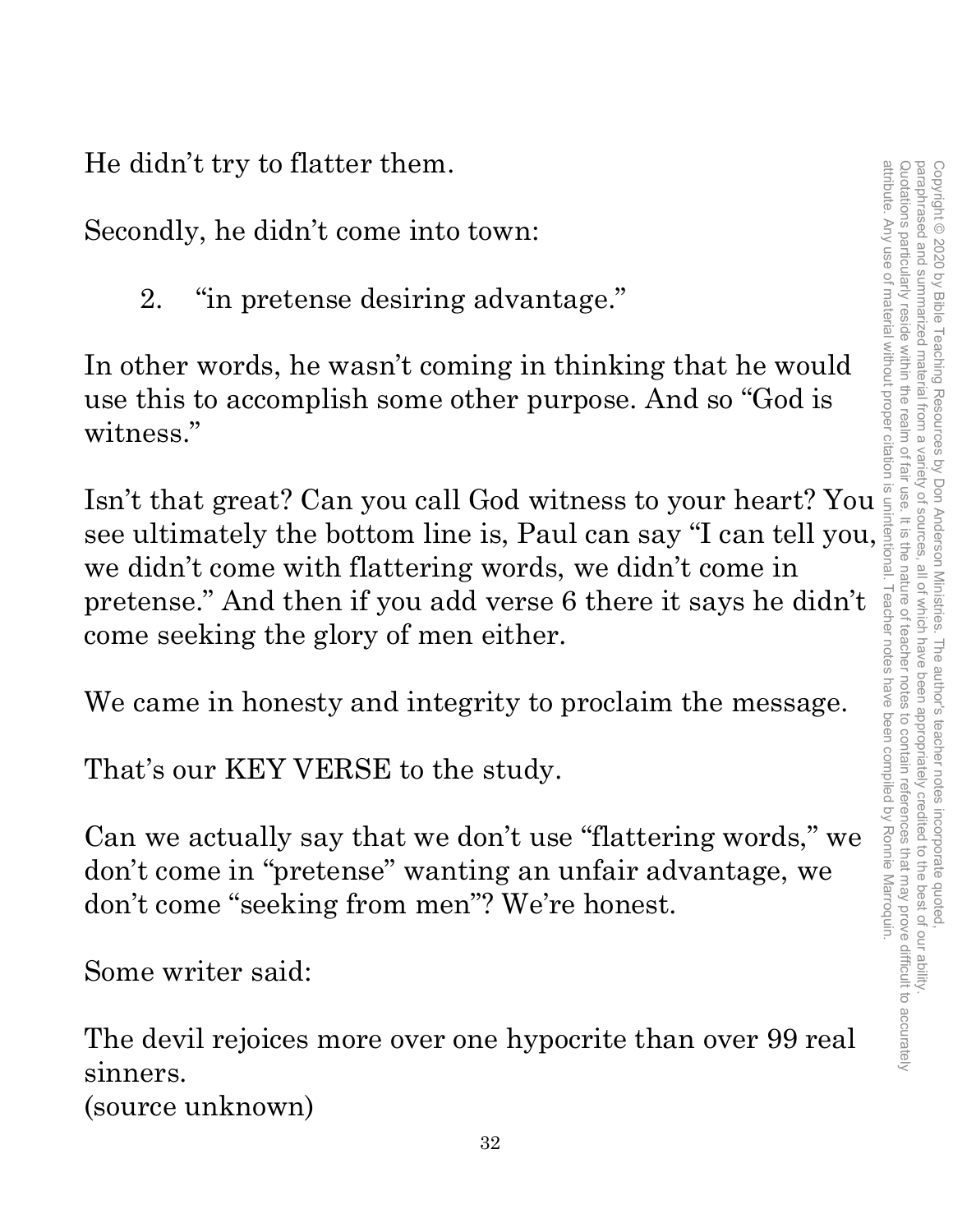He didn't try to flatter them.

Secondly, he didn't come into town:

2. "in pretense desiring advantage."

In other words, he wasn't coming in thinking that he would use this to accomplish some other purpose. And so "God is witness."

Isn't that great? Can you call God witness to your heart? You see ultimately the bottom line is, Paul can say "I can tell you, we didn't come with flattering words, we didn't come in pretense." And then if you add verse 6 there it says he didn't come seeking the glory of men either.

We came in honesty and integrity to proclaim the message.

That's our KEY VERSE to the study.

Can we actually say that we don't use "flattering words," we don't come in "pretense" wanting an unfair advantage, we don't come "seeking from men"? We're honest.

Some writer said:

The devil rejoices more over one hypocrite than over 99 real sinners.
(source unknown)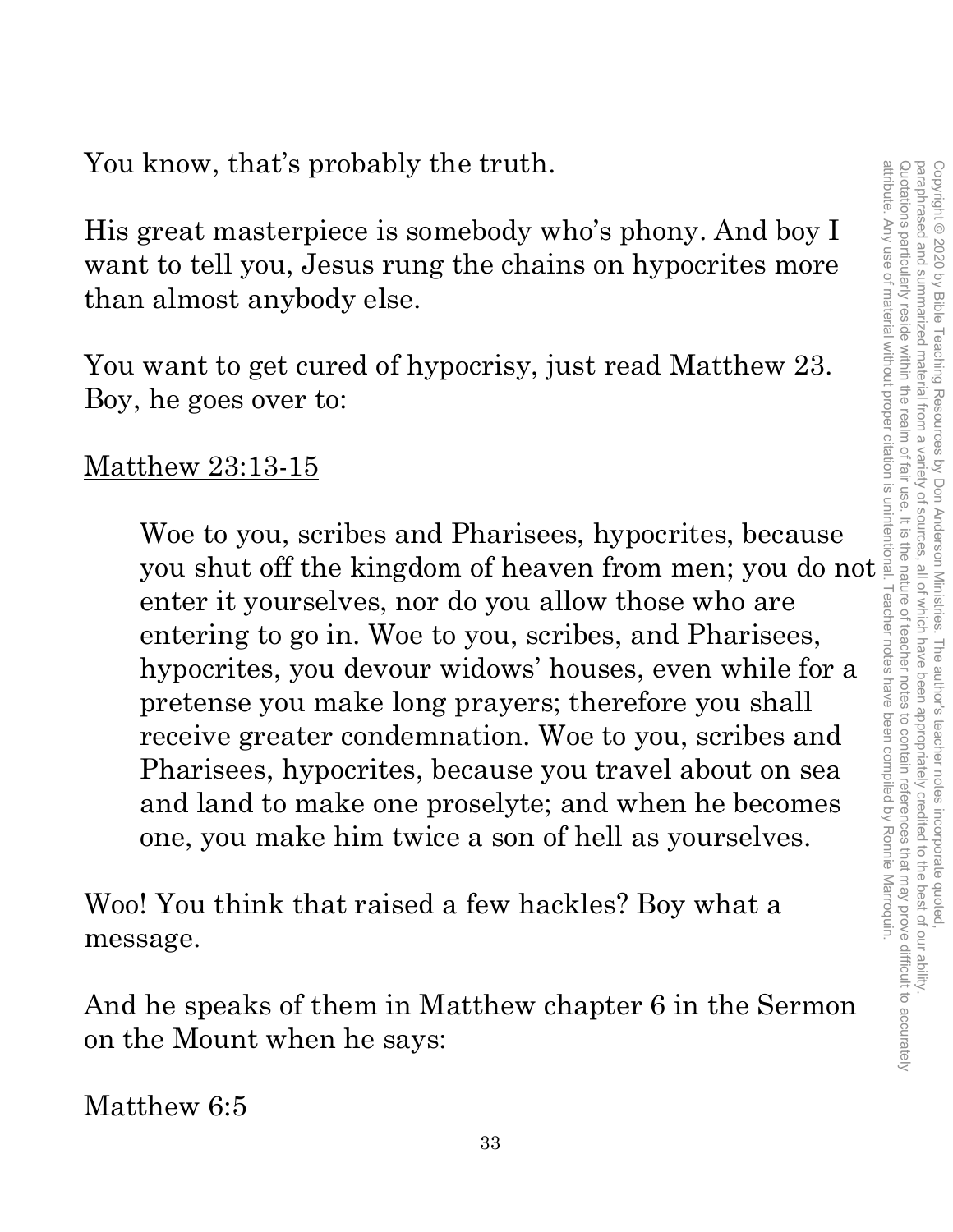You know, that's probably the truth.

His great masterpiece is somebody who's phony. And boy I want to tell you, Jesus rung the chains on hypocrites more than almost anybody else.

You want to get cured of hypocrisy, just read Matthew 23. Boy, he goes over to:

Matthew 23:13-15

> Woe to you, scribes and Pharisees, hypocrites, because you shut off the kingdom of heaven from men; you do not enter it yourselves, nor do you allow those who are entering to go in. Woe to you, scribes, and Pharisees, hypocrites, you devour widows' houses, even while for a pretense you make long prayers; therefore you shall receive greater condemnation. Woe to you, scribes and Pharisees, hypocrites, because you travel about on sea and land to make one proselyte; and when he becomes one, you make him twice a son of hell as yourselves.

Woo! You think that raised a few hackles? Boy what a message.

And he speaks of them in Matthew chapter 6 in the Sermon on the Mount when he says:

Matthew 6:5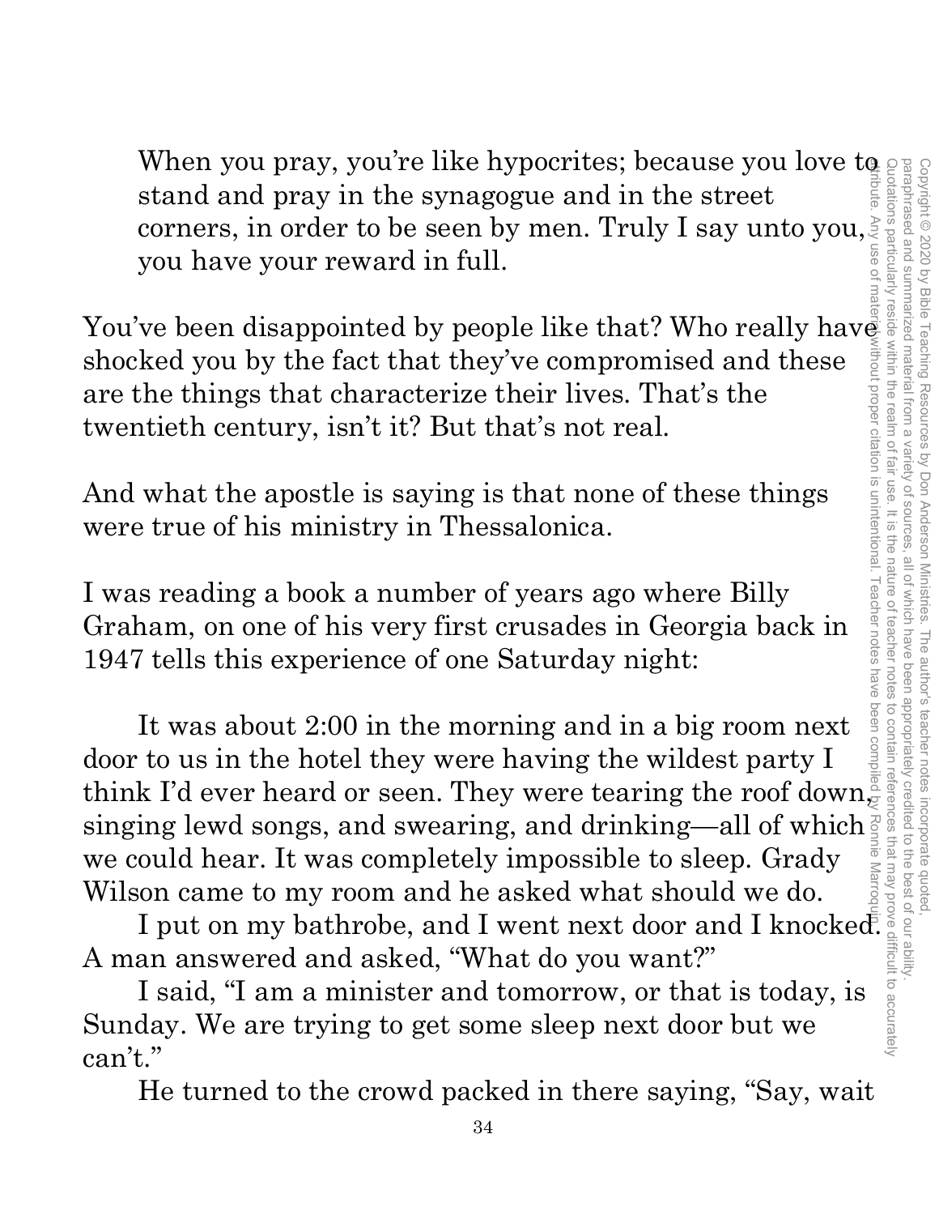> When you pray, you're like hypocrites; because you love to stand and pray in the synagogue and in the street corners, in order to be seen by men. Truly I say unto you, you have your reward in full.

You've been disappointed by people like that? Who really have shocked you by the fact that they've compromised and these are the things that characterize their lives. That's the twentieth century, isn't it? But that's not real.

And what the apostle is saying is that none of these things were true of his ministry in Thessalonica.

I was reading a book a number of years ago where Billy Graham, on one of his very first crusades in Georgia back in 1947 tells this experience of one Saturday night:

> It was about 2:00 in the morning and in a big room next door to us in the hotel they were having the wildest party I think I'd ever heard or seen. They were tearing the roof down, singing lewd songs, and swearing, and drinking—all of which we could hear. It was completely impossible to sleep. Grady Wilson came to my room and he asked what should we do.
>
> I put on my bathrobe, and I went next door and I knocked. A man answered and asked, "What do you want?"
>
> I said, "I am a minister and tomorrow, or that is today, is Sunday. We are trying to get some sleep next door but we can't."
>
> He turned to the crowd packed in there saying, "Say, wait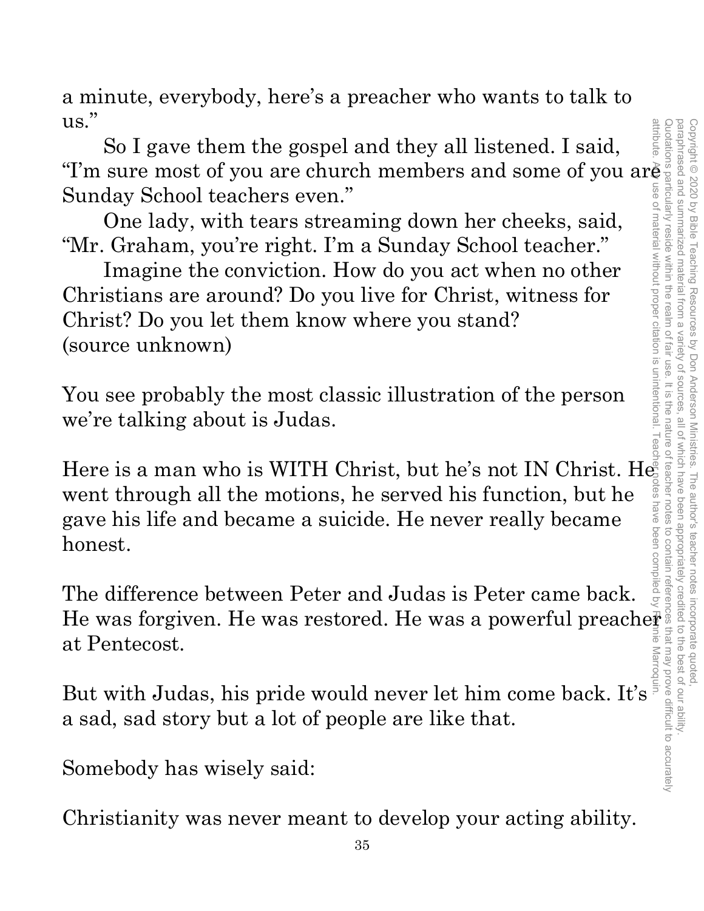a minute, everybody, here's a preacher who wants to talk to us."

So I gave them the gospel and they all listened. I said, "I'm sure most of you are church members and some of you are Sunday School teachers even."

One lady, with tears streaming down her cheeks, said, "Mr. Graham, you're right. I'm a Sunday School teacher."

Imagine the conviction. How do you act when no other Christians are around? Do you live for Christ, witness for Christ? Do you let them know where you stand? (source unknown)

You see probably the most classic illustration of the person we're talking about is Judas.

Here is a man who is WITH Christ, but he's not IN Christ. He went through all the motions, he served his function, but he gave his life and became a suicide. He never really became honest.

The difference between Peter and Judas is Peter came back. He was forgiven. He was restored. He was a powerful preacher at Pentecost.

But with Judas, his pride would never let him come back. It's a sad, sad story but a lot of people are like that.

Somebody has wisely said:

Christianity was never meant to develop your acting ability.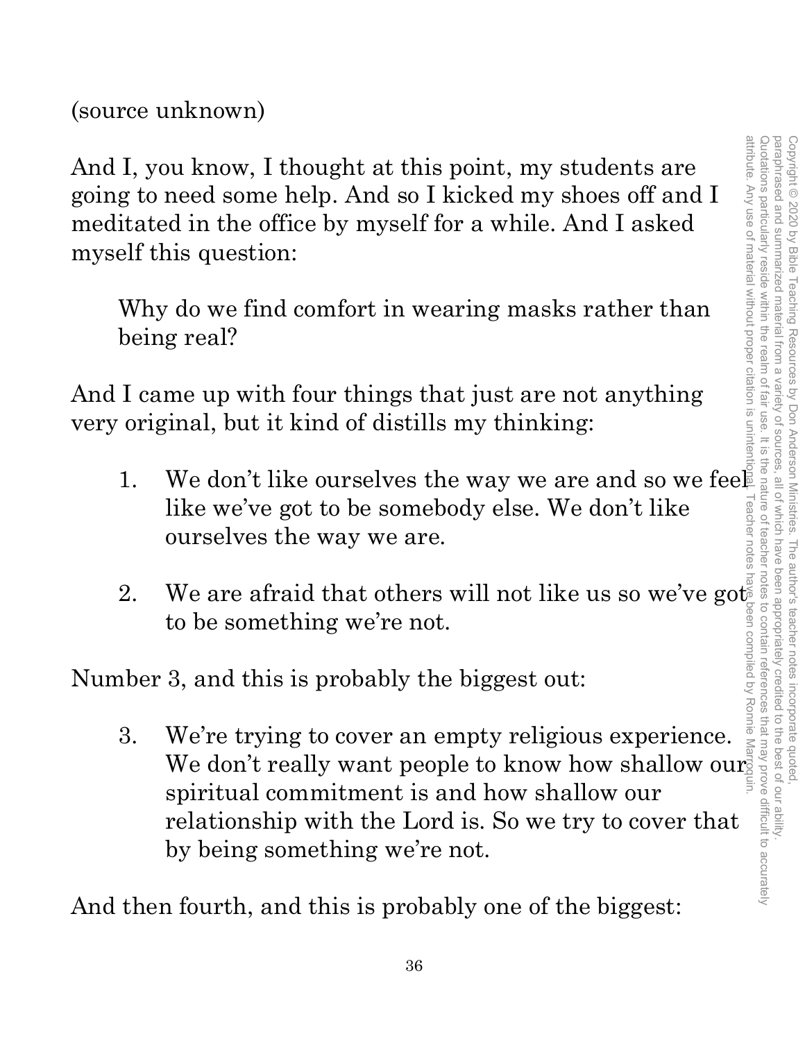(source unknown)

And I, you know, I thought at this point, my students are going to need some help. And so I kicked my shoes off and I meditated in the office by myself for a while. And I asked myself this question:

> Why do we find comfort in wearing masks rather than being real?

And I came up with four things that just are not anything very original, but it kind of distills my thinking:

1. We don't like ourselves the way we are and so we feel like we've got to be somebody else. We don't like ourselves the way we are.

2. We are afraid that others will not like us so we've got to be something we're not.

Number 3, and this is probably the biggest out:

3. We're trying to cover an empty religious experience. We don't really want people to know how shallow our spiritual commitment is and how shallow our relationship with the Lord is. So we try to cover that by being something we're not.

And then fourth, and this is probably one of the biggest: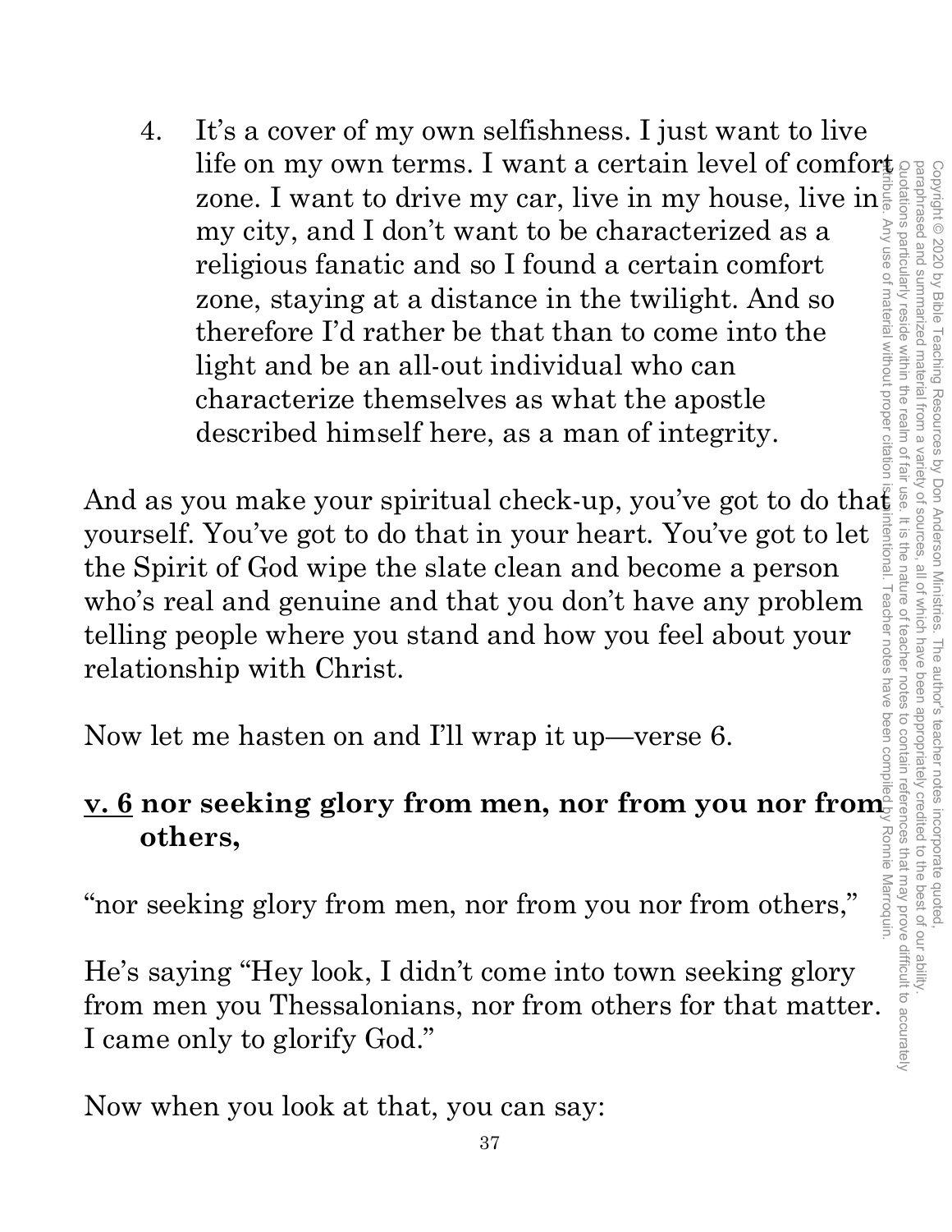4. It's a cover of my own selfishness. I just want to live life on my own terms. I want a certain level of comfort zone. I want to drive my car, live in my house, live in my city, and I don't want to be characterized as a religious fanatic and so I found a certain comfort zone, staying at a distance in the twilight. And so therefore I'd rather be that than to come into the light and be an all-out individual who can characterize themselves as what the apostle described himself here, as a man of integrity.

And as you make your spiritual check-up, you've got to do that yourself. You've got to do that in your heart. You've got to let the Spirit of God wipe the slate clean and become a person who's real and genuine and that you don't have any problem telling people where you stand and how you feel about your relationship with Christ.

Now let me hasten on and I'll wrap it up—verse 6.

**v. 6 nor seeking glory from men, nor from you nor from others,**

"nor seeking glory from men, nor from you nor from others,"

He's saying "Hey look, I didn't come into town seeking glory from men you Thessalonians, nor from others for that matter. I came only to glorify God."

Now when you look at that, you can say: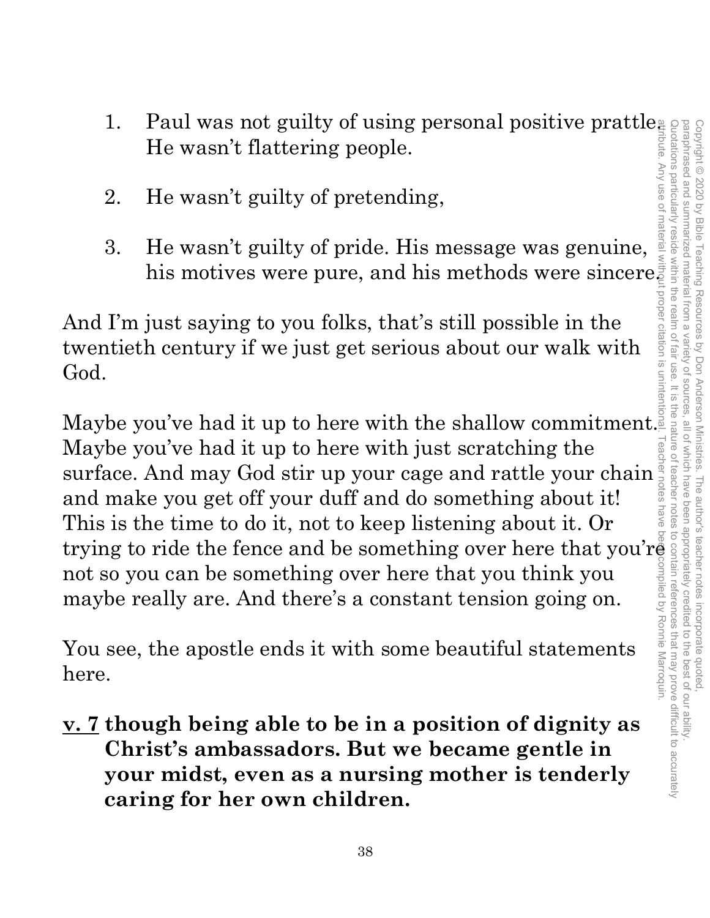1. Paul was not guilty of using personal positive prattle. He wasn't flattering people.

2. He wasn't guilty of pretending,

3. He wasn't guilty of pride. His message was genuine, his motives were pure, and his methods were sincere.

And I'm just saying to you folks, that's still possible in the twentieth century if we just get serious about our walk with God.

Maybe you've had it up to here with the shallow commitment. Maybe you've had it up to here with just scratching the surface. And may God stir up your cage and rattle your chain and make you get off your duff and do something about it! This is the time to do it, not to keep listening about it. Or trying to ride the fence and be something over here that you're not so you can be something over here that you think you maybe really are. And there's a constant tension going on.

You see, the apostle ends it with some beautiful statements here.

**<u>v. 7</u> though being able to be in a position of dignity as Christ's ambassadors. But we became gentle in your midst, even as a nursing mother is tenderly caring for her own children.**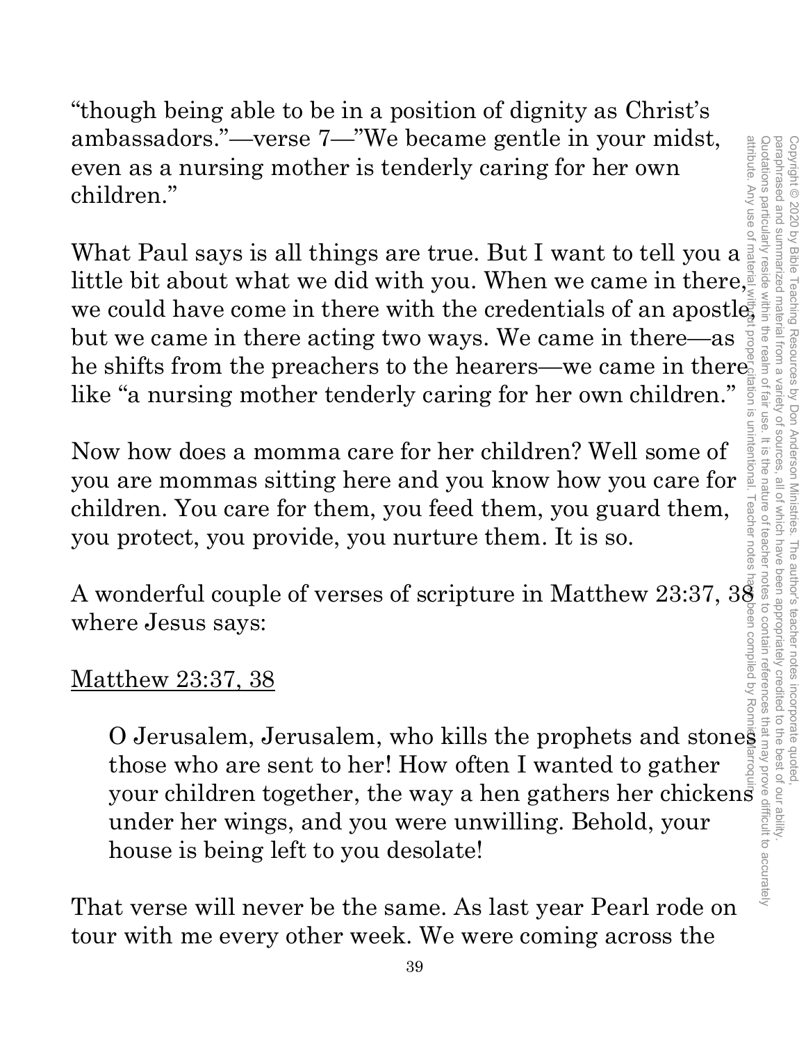"though being able to be in a position of dignity as Christ's ambassadors."—verse 7—"We became gentle in your midst, even as a nursing mother is tenderly caring for her own children."

What Paul says is all things are true. But I want to tell you a little bit about what we did with you. When we came in there, we could have come in there with the credentials of an apostle, but we came in there acting two ways. We came in there—as he shifts from the preachers to the hearers—we came in there like "a nursing mother tenderly caring for her own children."

Now how does a momma care for her children? Well some of you are mommas sitting here and you know how you care for children. You care for them, you feed them, you guard them, you protect, you provide, you nurture them. It is so.

A wonderful couple of verses of scripture in Matthew 23:37, 38 where Jesus says:

<u>Matthew 23:37, 38</u>

> O Jerusalem, Jerusalem, who kills the prophets and stones those who are sent to her! How often I wanted to gather your children together, the way a hen gathers her chickens under her wings, and you were unwilling. Behold, your house is being left to you desolate!

That verse will never be the same. As last year Pearl rode on tour with me every other week. We were coming across the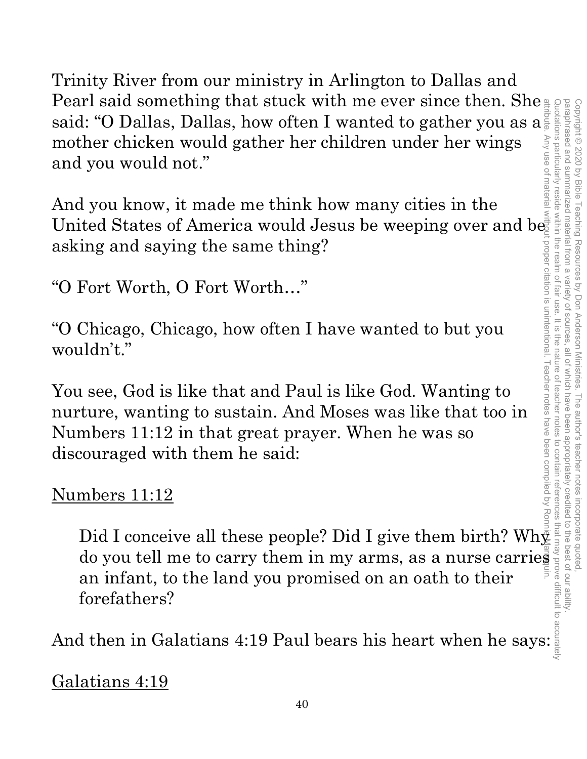Trinity River from our ministry in Arlington to Dallas and Pearl said something that stuck with me ever since then. She said: "O Dallas, Dallas, how often I wanted to gather you as a mother chicken would gather her children under her wings and you would not."

And you know, it made me think how many cities in the United States of America would Jesus be weeping over and be asking and saying the same thing?

"O Fort Worth, O Fort Worth…"

"O Chicago, Chicago, how often I have wanted to but you wouldn't."

You see, God is like that and Paul is like God. Wanting to nurture, wanting to sustain. And Moses was like that too in Numbers 11:12 in that great prayer. When he was so discouraged with them he said:

<u>Numbers 11:12</u>

> Did I conceive all these people? Did I give them birth? Why do you tell me to carry them in my arms, as a nurse carries an infant, to the land you promised on an oath to their forefathers?

And then in Galatians 4:19 Paul bears his heart when he says:

<u>Galatians 4:19</u>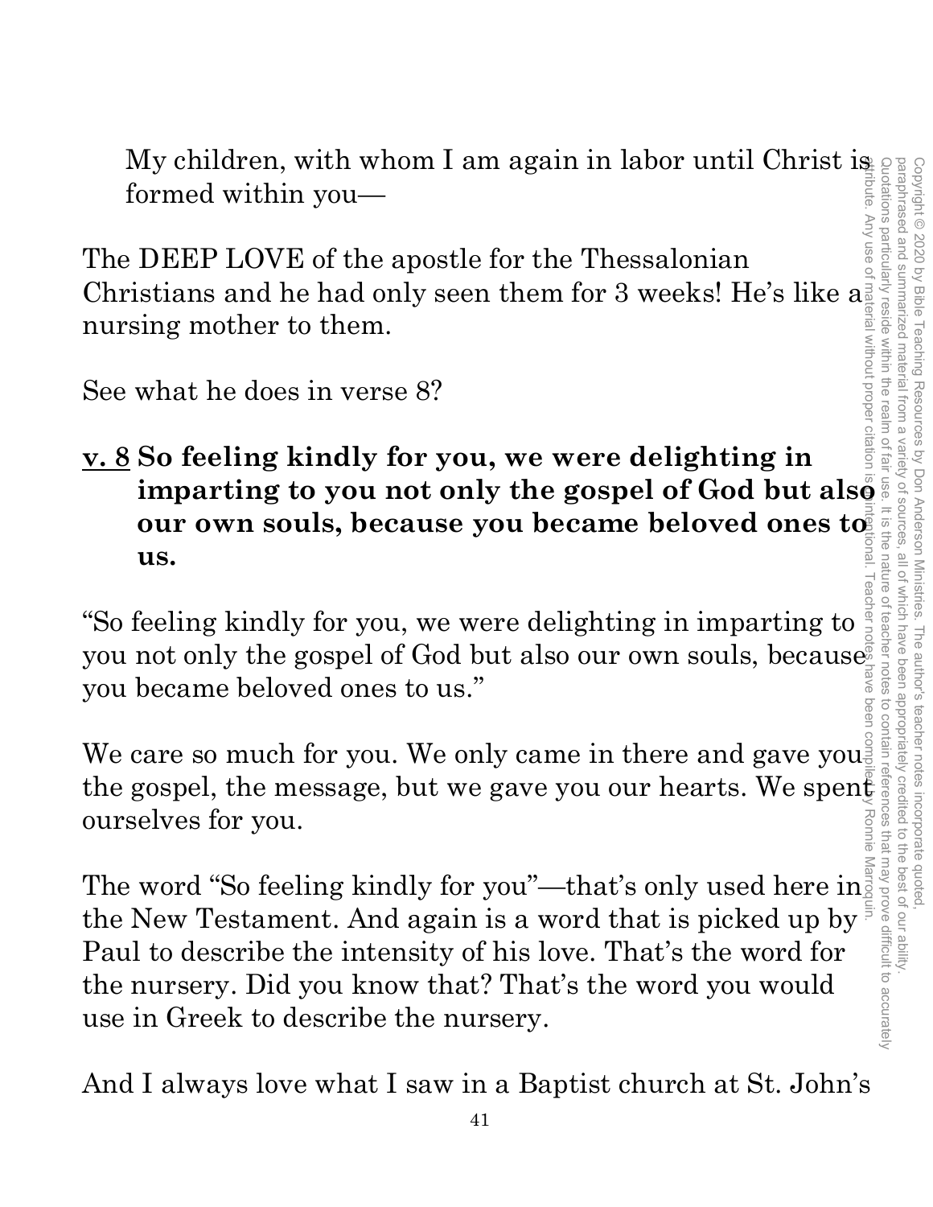My children, with whom I am again in labor until Christ is formed within you—

The DEEP LOVE of the apostle for the Thessalonian Christians and he had only seen them for 3 weeks! He's like a nursing mother to them.

See what he does in verse 8?

**<u>v. 8</u> So feeling kindly for you, we were delighting in imparting to you not only the gospel of God but also our own souls, because you became beloved ones to us.**

"So feeling kindly for you, we were delighting in imparting to you not only the gospel of God but also our own souls, because you became beloved ones to us."

We care so much for you. We only came in there and gave you the gospel, the message, but we gave you our hearts. We spent ourselves for you.

The word "So feeling kindly for you"—that's only used here in the New Testament. And again is a word that is picked up by Paul to describe the intensity of his love. That's the word for the nursery. Did you know that? That's the word you would use in Greek to describe the nursery.

And I always love what I saw in a Baptist church at St. John's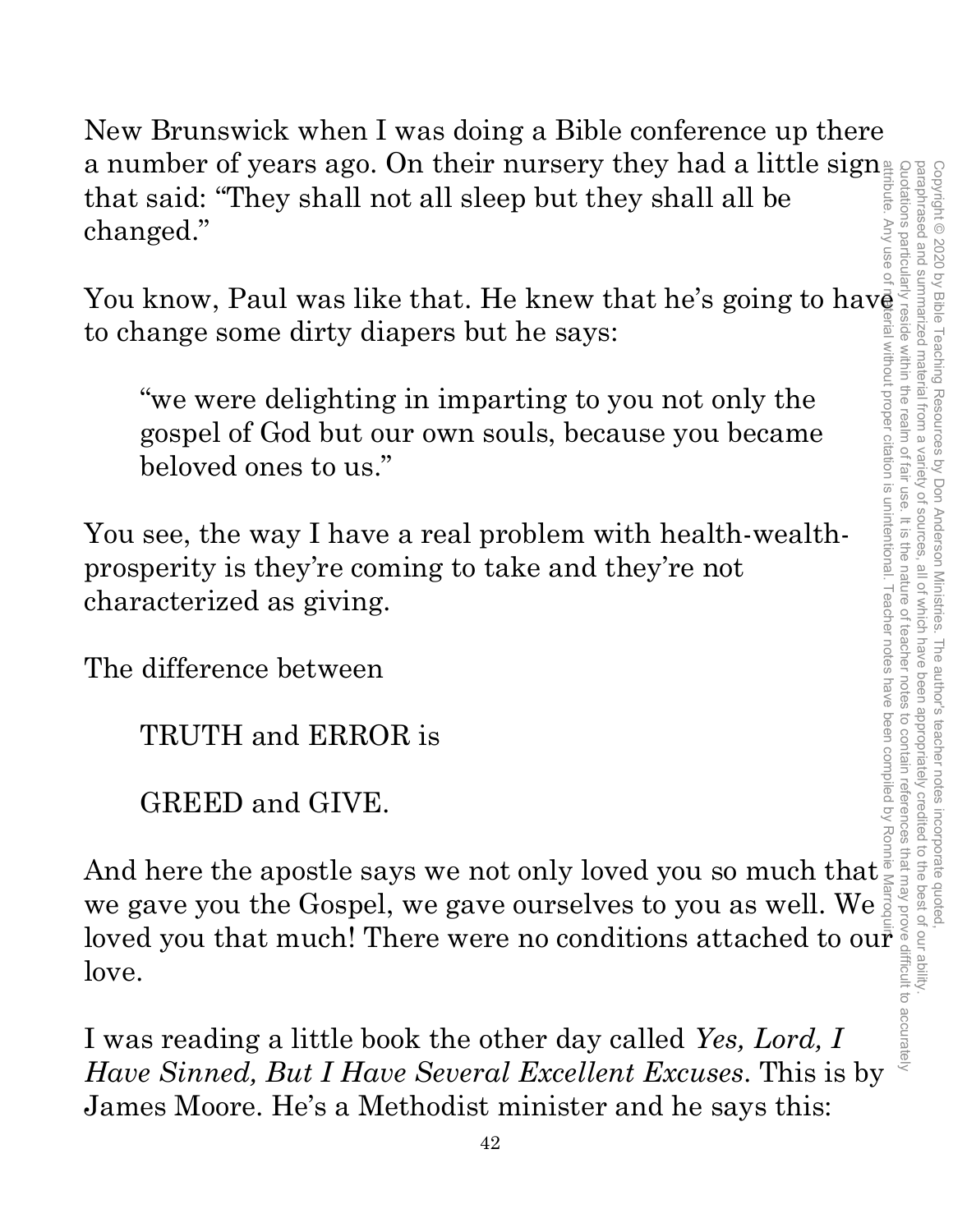New Brunswick when I was doing a Bible conference up there a number of years ago. On their nursery they had a little sign that said: "They shall not all sleep but they shall all be changed."

You know, Paul was like that. He knew that he's going to have to change some dirty diapers but he says:

> "we were delighting in imparting to you not only the gospel of God but our own souls, because you became beloved ones to us."

You see, the way I have a real problem with health-wealth-prosperity is they're coming to take and they're not characterized as giving.

The difference between

> TRUTH and ERROR is
>
> GREED and GIVE.

And here the apostle says we not only loved you so much that we gave you the Gospel, we gave ourselves to you as well. We loved you that much! There were no conditions attached to our love.

I was reading a little book the other day called *Yes, Lord, I Have Sinned, But I Have Several Excellent Excuses*. This is by James Moore. He's a Methodist minister and he says this: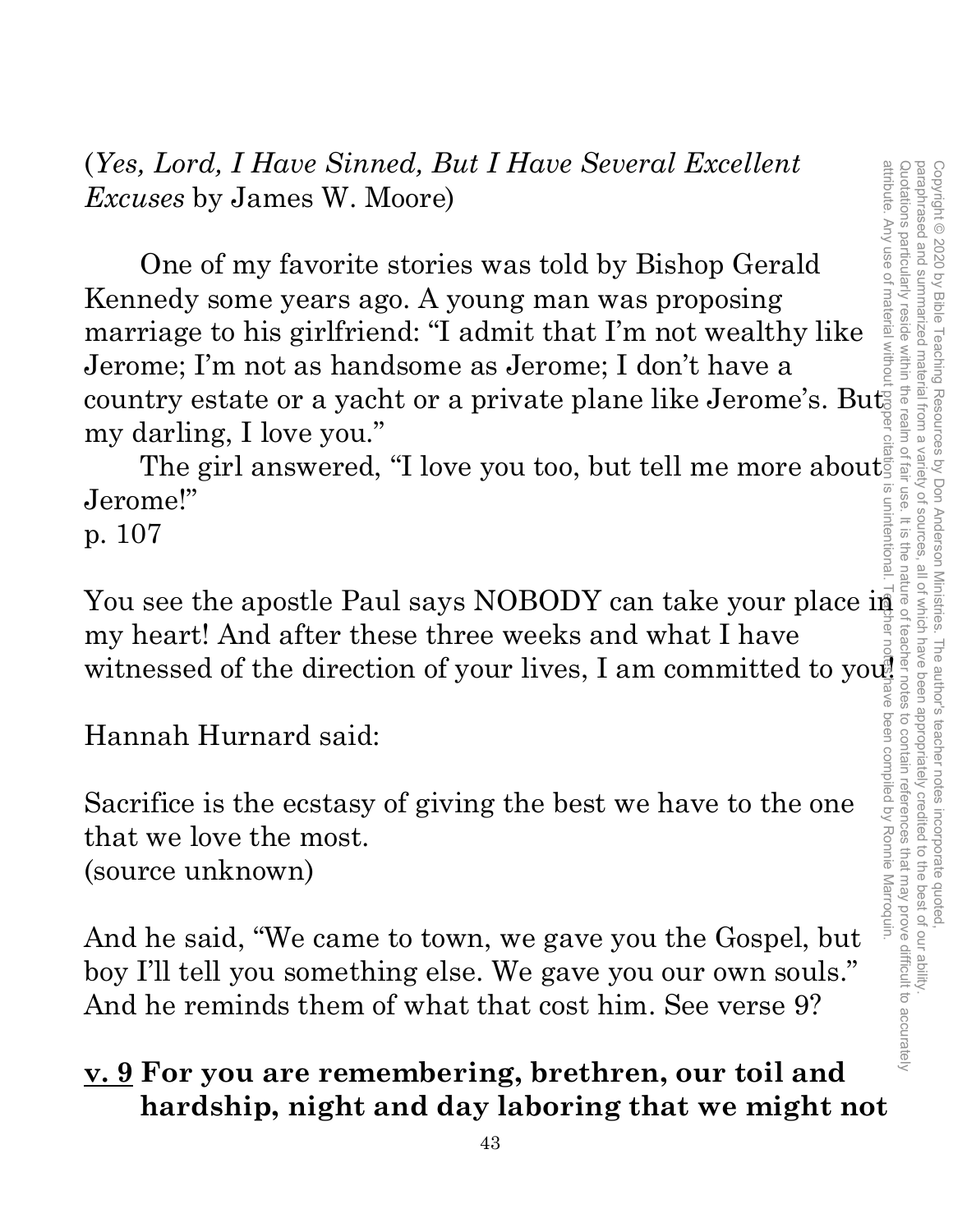(*Yes, Lord, I Have Sinned, But I Have Several Excellent Excuses* by James W. Moore)

One of my favorite stories was told by Bishop Gerald Kennedy some years ago. A young man was proposing marriage to his girlfriend: "I admit that I'm not wealthy like Jerome; I'm not as handsome as Jerome; I don't have a country estate or a yacht or a private plane like Jerome's. But my darling, I love you."

The girl answered, "I love you too, but tell me more about Jerome!"
p. 107

You see the apostle Paul says NOBODY can take your place in my heart! And after these three weeks and what I have witnessed of the direction of your lives, I am committed to you!

Hannah Hurnard said:

Sacrifice is the ecstasy of giving the best we have to the one that we love the most.
(source unknown)

And he said, "We came to town, we gave you the Gospel, but boy I'll tell you something else. We gave you our own souls." And he reminds them of what that cost him. See verse 9?

**<u>v. 9</u> For you are remembering, brethren, our toil and hardship, night and day laboring that we might not**

Copyright © 2020 by Bible Teaching Resources by Don Anderson Ministries. The author's teacher notes incorporate quoted, paraphrased and summarized material from a variety of sources, all of which have been appropriately credited to the best of our ability. Quotations particularly reside within the realm of fair use. It is the nature of teacher notes to contain references that may prove difficult to accurately attribute. Any use of material without proper citation is unintentional. Teacher notes have been compiled by Ronnie Marroquin.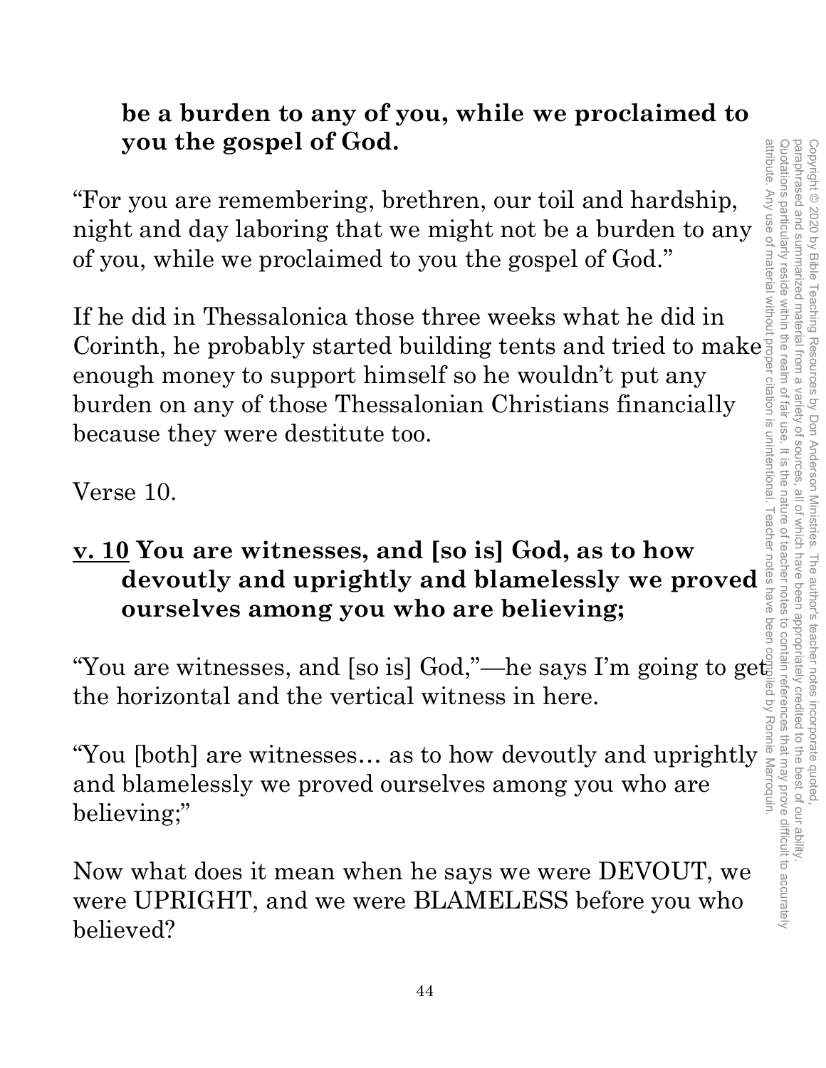**be a burden to any of you, while we proclaimed to you the gospel of God.**

"For you are remembering, brethren, our toil and hardship, night and day laboring that we might not be a burden to any of you, while we proclaimed to you the gospel of God."

If he did in Thessalonica those three weeks what he did in Corinth, he probably started building tents and tried to make enough money to support himself so he wouldn't put any burden on any of those Thessalonian Christians financially because they were destitute too.

Verse 10.

**<u>v. 10</u> You are witnesses, and [so is] God, as to how devoutly and uprightly and blamelessly we proved ourselves among you who are believing;**

"You are witnesses, and [so is] God,"—he says I'm going to get the horizontal and the vertical witness in here.

"You [both] are witnesses… as to how devoutly and uprightly and blamelessly we proved ourselves among you who are believing;"

Now what does it mean when he says we were DEVOUT, we were UPRIGHT, and we were BLAMELESS before you who believed?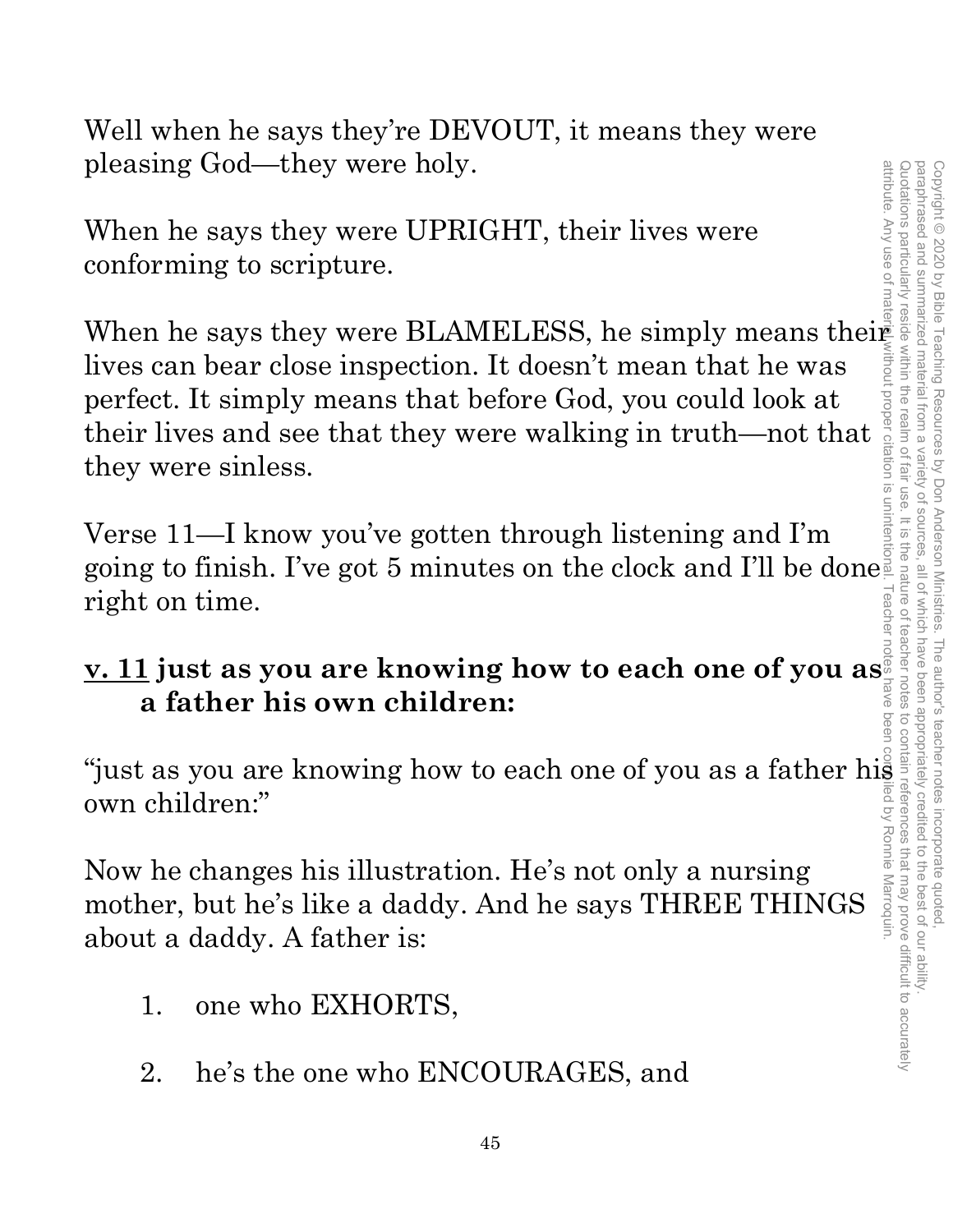Well when he says they're DEVOUT, it means they were pleasing God—they were holy.

When he says they were UPRIGHT, their lives were conforming to scripture.

When he says they were BLAMELESS, he simply means their lives can bear close inspection. It doesn't mean that he was perfect. It simply means that before God, you could look at their lives and see that they were walking in truth—not that they were sinless.

Verse 11—I know you've gotten through listening and I'm going to finish. I've got 5 minutes on the clock and I'll be done right on time.

**<u>v. 11</u> just as you are knowing how to each one of you as a father his own children:**

"just as you are knowing how to each one of you as a father his own children:"

Now he changes his illustration. He's not only a nursing mother, but he's like a daddy. And he says THREE THINGS about a daddy. A father is:

1. one who EXHORTS,

2. he's the one who ENCOURAGES, and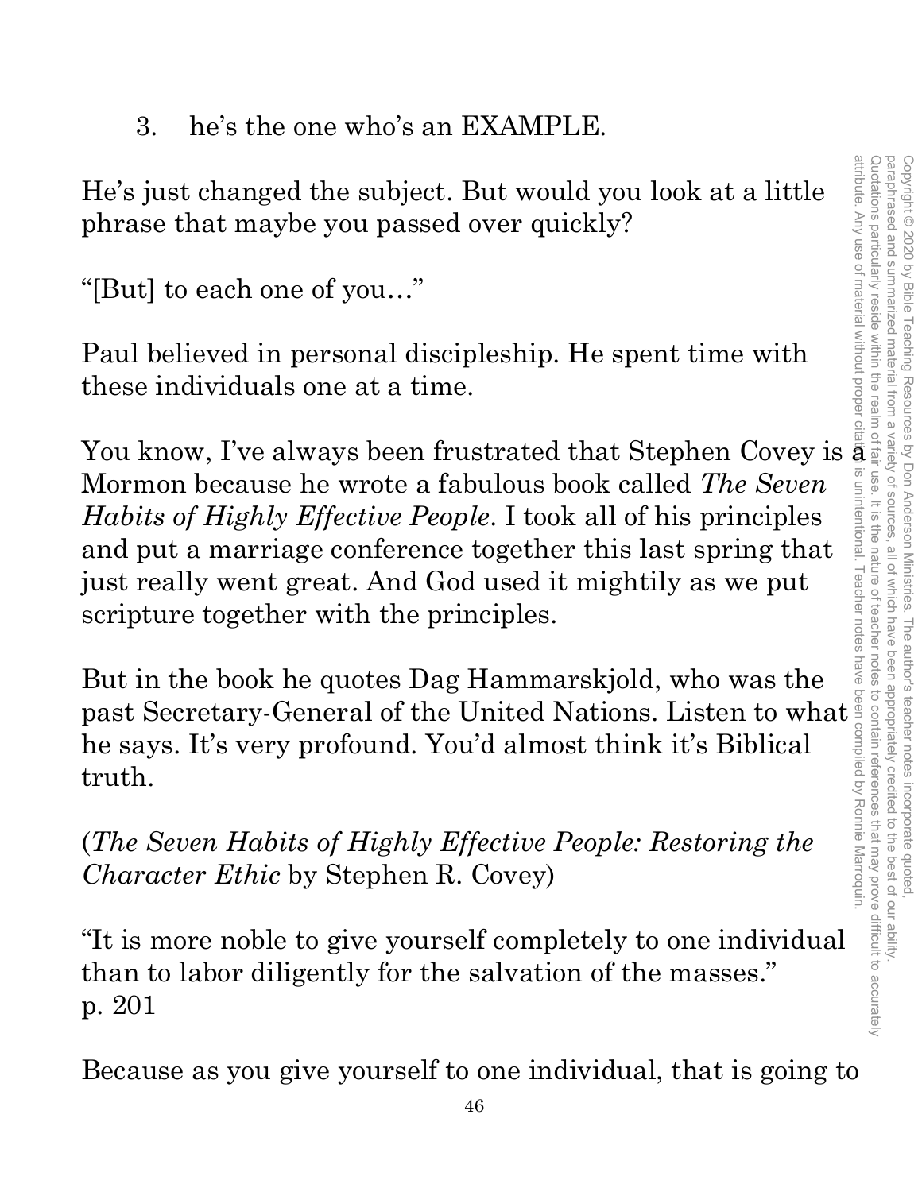3. he's the one who's an EXAMPLE.

He's just changed the subject. But would you look at a little phrase that maybe you passed over quickly?

"[But] to each one of you…"

Paul believed in personal discipleship. He spent time with these individuals one at a time.

You know, I've always been frustrated that Stephen Covey is a Mormon because he wrote a fabulous book called *The Seven Habits of Highly Effective People*. I took all of his principles and put a marriage conference together this last spring that just really went great. And God used it mightily as we put scripture together with the principles.

But in the book he quotes Dag Hammarskjold, who was the past Secretary-General of the United Nations. Listen to what he says. It's very profound. You'd almost think it's Biblical truth.

(*The Seven Habits of Highly Effective People: Restoring the Character Ethic* by Stephen R. Covey)

"It is more noble to give yourself completely to one individual than to labor diligently for the salvation of the masses." p. 201

Because as you give yourself to one individual, that is going to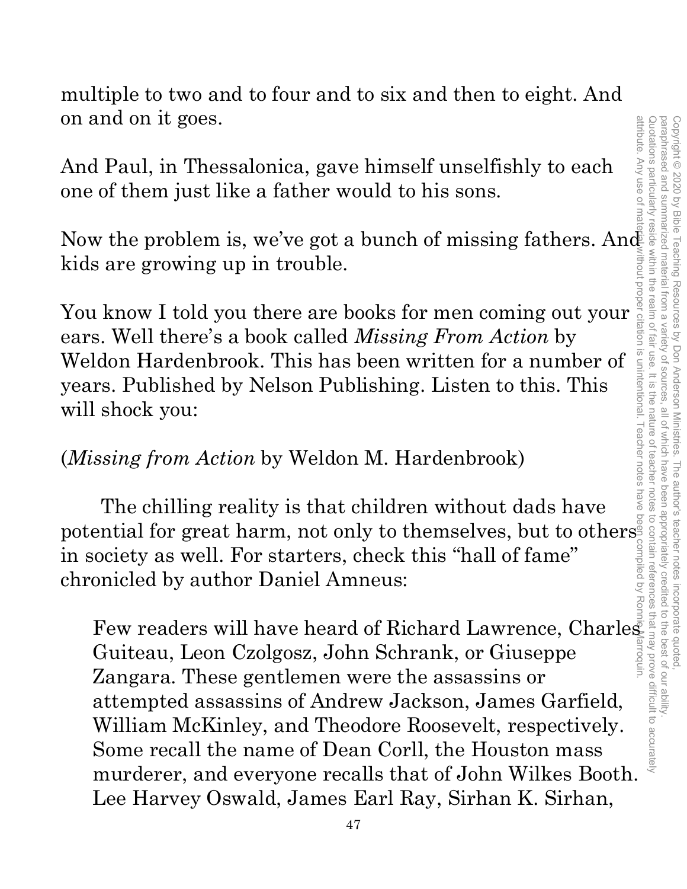multiple to two and to four and to six and then to eight. And on and on it goes.

And Paul, in Thessalonica, gave himself unselfishly to each one of them just like a father would to his sons.

Now the problem is, we've got a bunch of missing fathers. And kids are growing up in trouble.

You know I told you there are books for men coming out your ears. Well there's a book called *Missing From Action* by Weldon Hardenbrook. This has been written for a number of years. Published by Nelson Publishing. Listen to this. This will shock you:

(*Missing from Action* by Weldon M. Hardenbrook)

The chilling reality is that children without dads have potential for great harm, not only to themselves, but to others in society as well. For starters, check this "hall of fame" chronicled by author Daniel Amneus:

> Few readers will have heard of Richard Lawrence, Charles Guiteau, Leon Czolgosz, John Schrank, or Giuseppe Zangara. These gentlemen were the assassins or attempted assassins of Andrew Jackson, James Garfield, William McKinley, and Theodore Roosevelt, respectively. Some recall the name of Dean Corll, the Houston mass murderer, and everyone recalls that of John Wilkes Booth. Lee Harvey Oswald, James Earl Ray, Sirhan K. Sirhan,

Copyright © 2020 by Bible Teaching Resources by Don Anderson Ministries. The author's teacher notes incorporate quoted, paraphrased and summarized material from a variety of sources, all of which have been appropriately credited to the best of our ability. Quotations particularly reside within the realm of fair use. It is the nature of teacher notes to contain references that may prove difficult to accurately attribute. Any use of material without proper citation is unintentional. Teacher notes have been compiled by Ronnie Marroquin.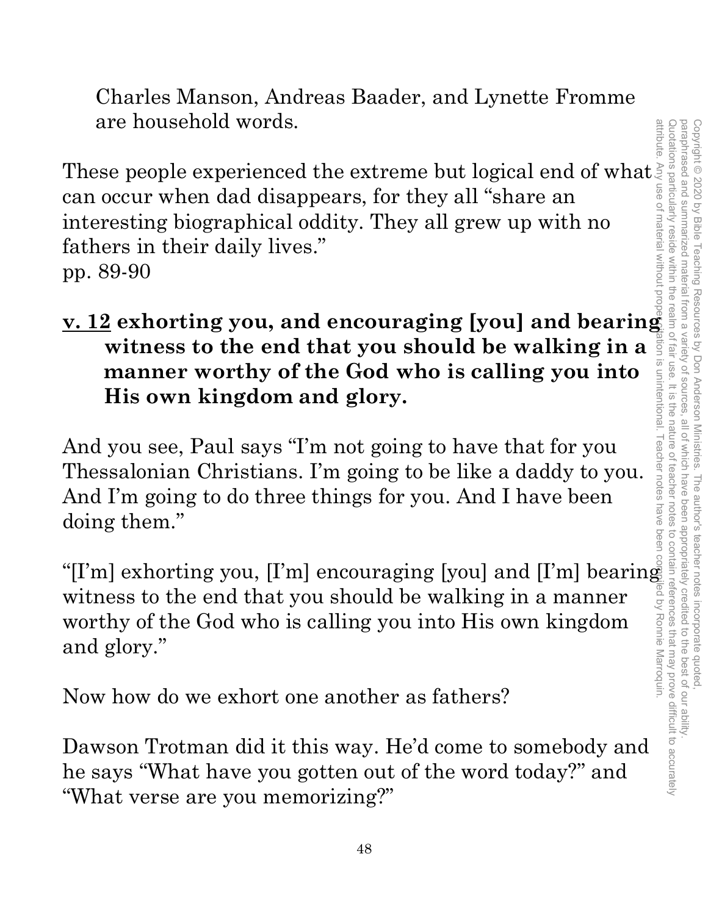Charles Manson, Andreas Baader, and Lynette Fromme are household words.

These people experienced the extreme but logical end of what can occur when dad disappears, for they all "share an interesting biographical oddity. They all grew up with no fathers in their daily lives."
pp. 89-90

**<u>v. 12</u> exhorting you, and encouraging [you] and bearing witness to the end that you should be walking in a manner worthy of the God who is calling you into His own kingdom and glory.**

And you see, Paul says "I'm not going to have that for you Thessalonian Christians. I'm going to be like a daddy to you. And I'm going to do three things for you. And I have been doing them."

"[I'm] exhorting you, [I'm] encouraging [you] and [I'm] bearing witness to the end that you should be walking in a manner worthy of the God who is calling you into His own kingdom and glory."

Now how do we exhort one another as fathers?

Dawson Trotman did it this way. He'd come to somebody and he says "What have you gotten out of the word today?" and "What verse are you memorizing?"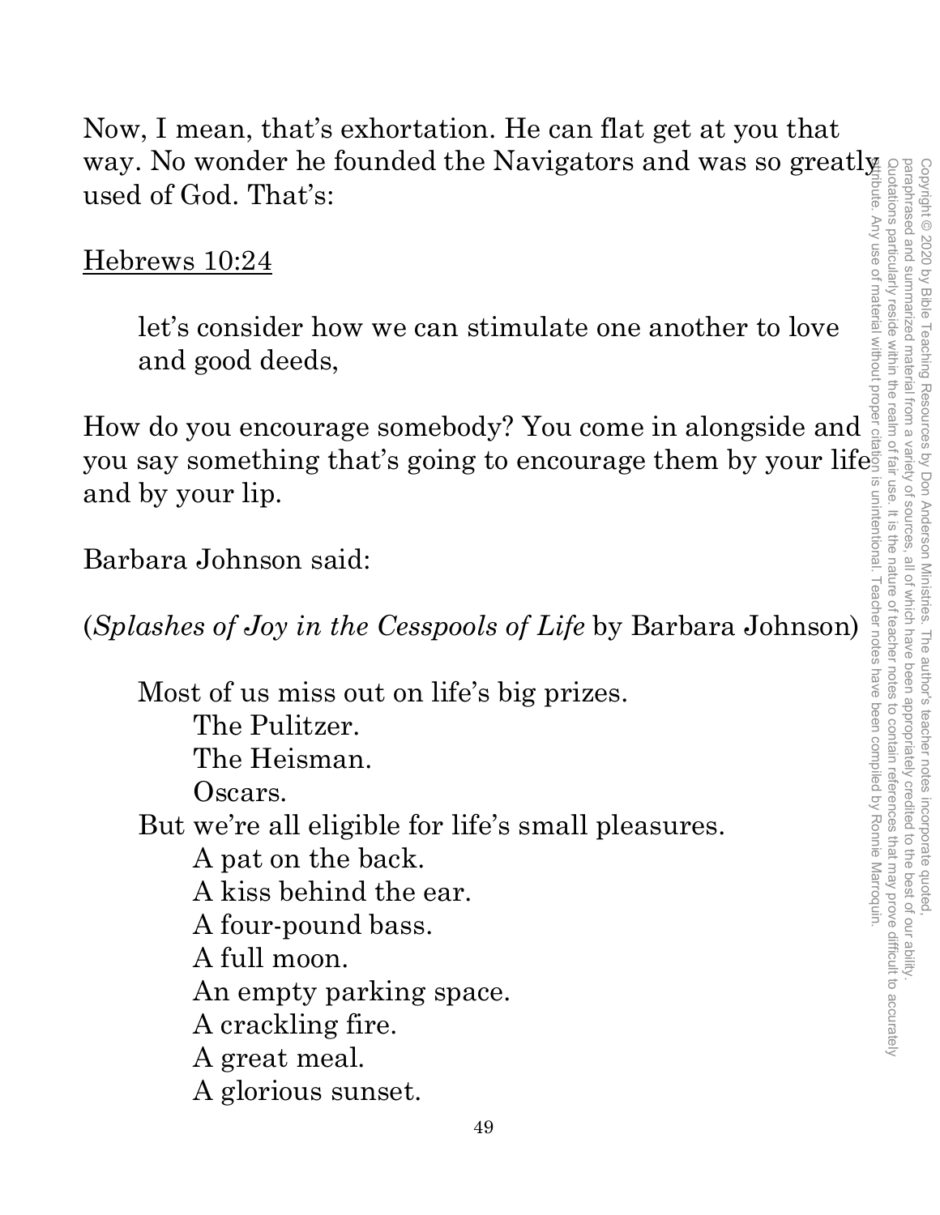Now, I mean, that's exhortation. He can flat get at you that way. No wonder he founded the Navigators and was so greatly used of God. That's:

<u>Hebrews 10:24</u>

> let's consider how we can stimulate one another to love and good deeds,

How do you encourage somebody? You come in alongside and you say something that's going to encourage them by your life and by your lip.

Barbara Johnson said:

(*Splashes of Joy in the Cesspools of Life* by Barbara Johnson)

> Most of us miss out on life's big prizes.
> The Pulitzer.
> The Heisman.
> Oscars.
> But we're all eligible for life's small pleasures.
> A pat on the back.
> A kiss behind the ear.
> A four-pound bass.
> A full moon.
> An empty parking space.
> A crackling fire.
> A great meal.
> A glorious sunset.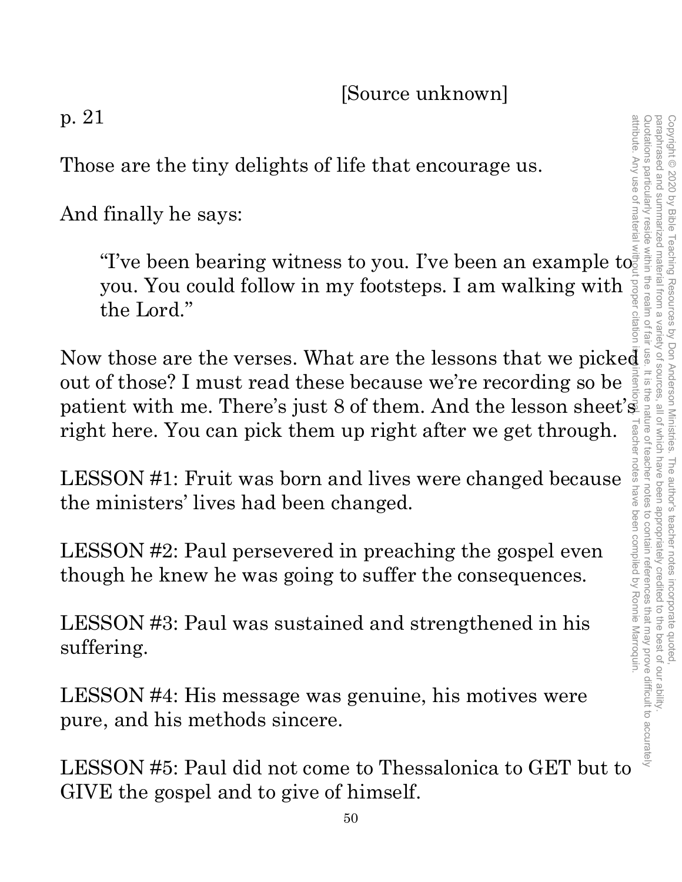[Source unknown]

p. 21

Those are the tiny delights of life that encourage us.

And finally he says:

> "I've been bearing witness to you. I've been an example to you. You could follow in my footsteps. I am walking with the Lord."

Now those are the verses. What are the lessons that we picked out of those? I must read these because we're recording so be patient with me. There's just 8 of them. And the lesson sheet's right here. You can pick them up right after we get through.

LESSON #1: Fruit was born and lives were changed because the ministers' lives had been changed.

LESSON #2: Paul persevered in preaching the gospel even though he knew he was going to suffer the consequences.

LESSON #3: Paul was sustained and strengthened in his suffering.

LESSON #4: His message was genuine, his motives were pure, and his methods sincere.

LESSON #5: Paul did not come to Thessalonica to GET but to GIVE the gospel and to give of himself.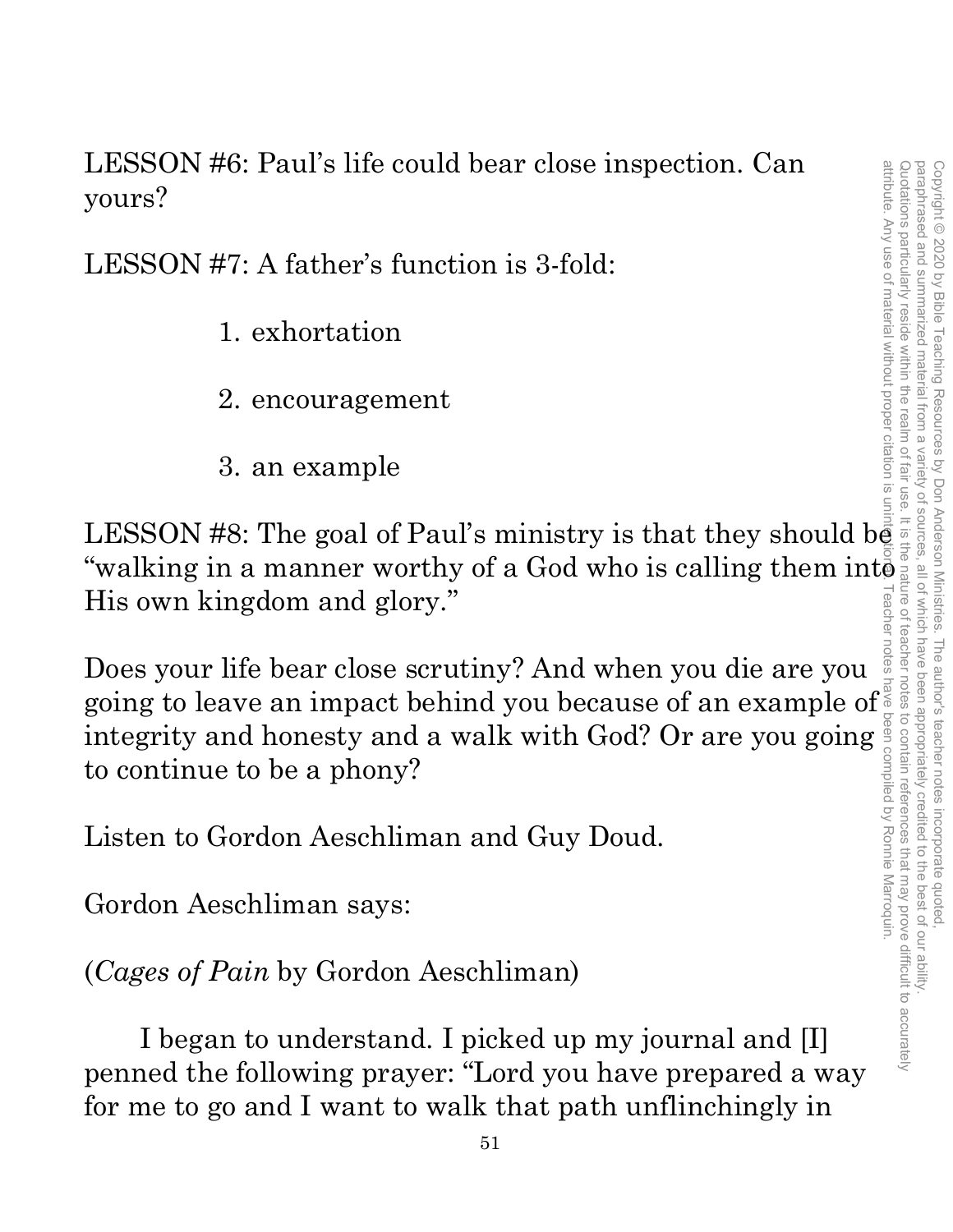LESSON #6: Paul's life could bear close inspection. Can yours?

LESSON #7: A father's function is 3-fold:

1. exhortation
2. encouragement
3. an example

LESSON #8: The goal of Paul's ministry is that they should be "walking in a manner worthy of a God who is calling them into His own kingdom and glory."

Does your life bear close scrutiny? And when you die are you going to leave an impact behind you because of an example of integrity and honesty and a walk with God? Or are you going to continue to be a phony?

Listen to Gordon Aeschliman and Guy Doud.

Gordon Aeschliman says:

(*Cages of Pain* by Gordon Aeschliman)

I began to understand. I picked up my journal and [I] penned the following prayer: "Lord you have prepared a way for me to go and I want to walk that path unflinchingly in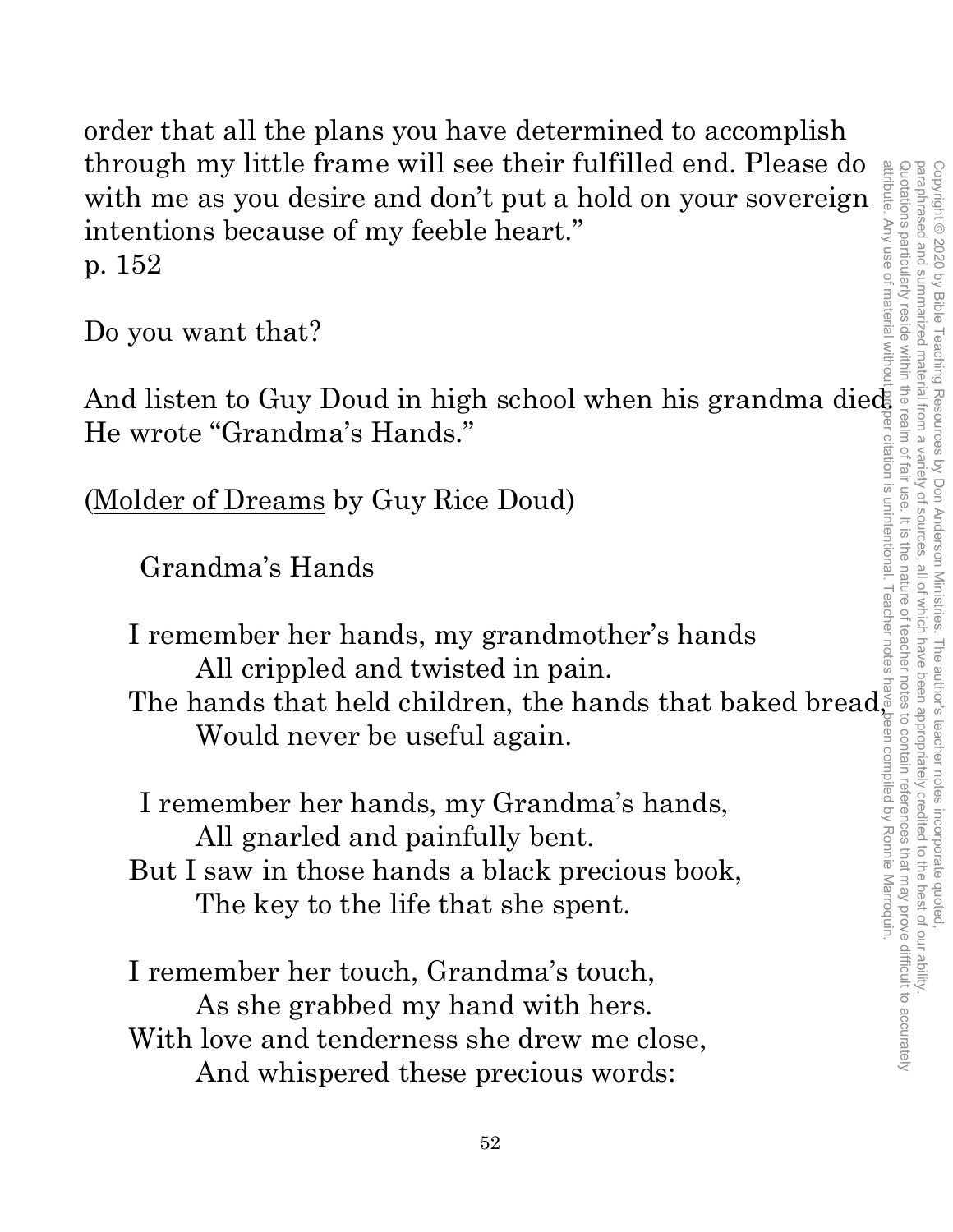order that all the plans you have determined to accomplish through my little frame will see their fulfilled end. Please do with me as you desire and don't put a hold on your sovereign intentions because of my feeble heart."
p. 152

Do you want that?

And listen to Guy Doud in high school when his grandma died. He wrote "Grandma's Hands."

(<u>Molder of Dreams</u> by Guy Rice Doud)

Grandma's Hands

I remember her hands, my grandmother's hands
All crippled and twisted in pain.
The hands that held children, the hands that baked bread,
Would never be useful again.

I remember her hands, my Grandma's hands,
All gnarled and painfully bent.
But I saw in those hands a black precious book,
The key to the life that she spent.

I remember her touch, Grandma's touch,
As she grabbed my hand with hers.
With love and tenderness she drew me close,
And whispered these precious words: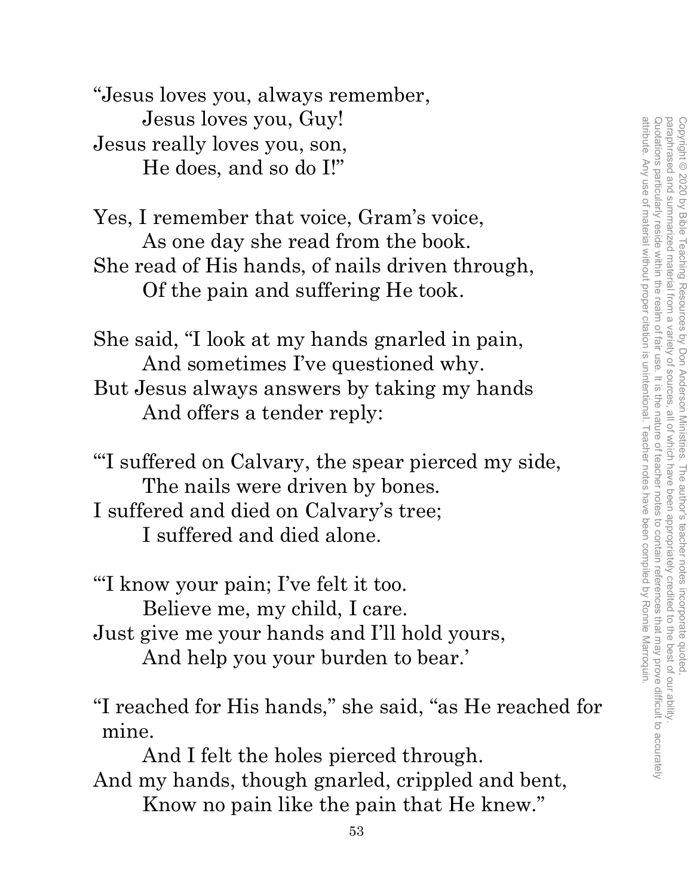"Jesus loves you, always remember,
    Jesus loves you, Guy!
Jesus really loves you, son,
    He does, and so do I!"

Yes, I remember that voice, Gram's voice,
    As one day she read from the book.
She read of His hands, of nails driven through,
    Of the pain and suffering He took.

She said, "I look at my hands gnarled in pain,
    And sometimes I've questioned why.
But Jesus always answers by taking my hands
    And offers a tender reply:

"'I suffered on Calvary, the spear pierced my side,
    The nails were driven by bones.
I suffered and died on Calvary's tree;
    I suffered and died alone.

"'I know your pain; I've felt it too.
    Believe me, my child, I care.
Just give me your hands and I'll hold yours,
    And help you your burden to bear.'

"I reached for His hands," she said, "as He reached for mine.
    And I felt the holes pierced through.
And my hands, though gnarled, crippled and bent,
    Know no pain like the pain that He knew."

Copyright © 2020 by Bible Teaching Resources by Don Anderson Ministries. The author's teacher notes incorporate quoted, paraphrased and summarized material from a variety of sources, all of which have been appropriately credited to the best of our ability. Quotations particularly reside within the realm of fair use. It is the nature of teacher notes to contain references that may prove difficult to accurately attribute. Any use of material without proper citation is unintentional. Teacher notes have been compiled by Ronnie Marroquin.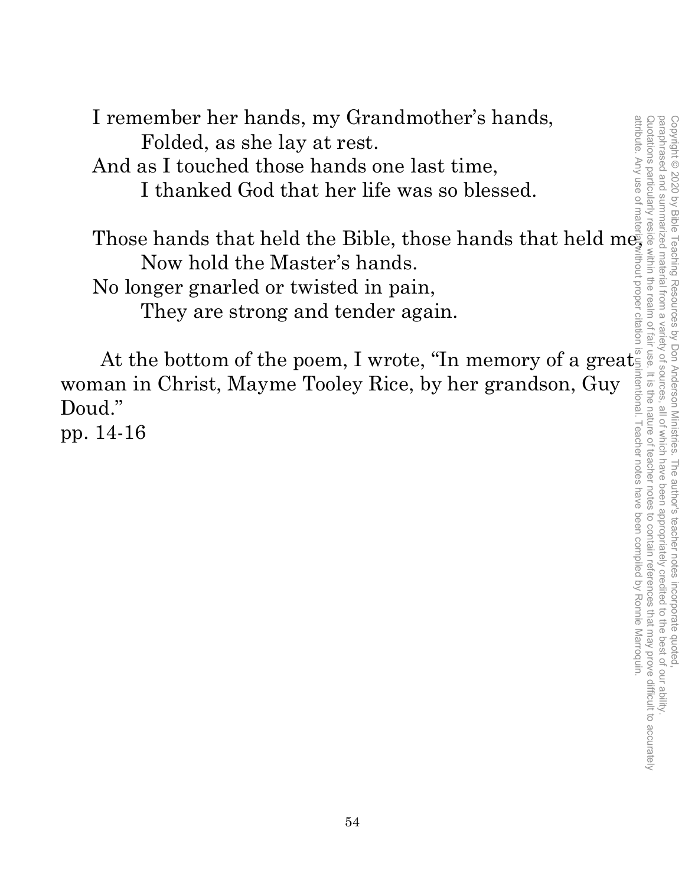I remember her hands, my Grandmother's hands,  
    Folded, as she lay at rest.  
And as I touched those hands one last time,  
    I thanked God that her life was so blessed.

Those hands that held the Bible, those hands that held me,  
    Now hold the Master's hands.  
No longer gnarled or twisted in pain,  
    They are strong and tender again.

At the bottom of the poem, I wrote, "In memory of a great woman in Christ, Mayme Tooley Rice, by her grandson, Guy Doud."  
pp. 14-16

Copyright © 2020 by Bible Teaching Resources by Don Anderson Ministries. The author's teacher notes incorporate quoted, paraphrased and summarized material from a variety of sources, all of which have been appropriately credited to the best of our ability. Quotations particularly reside within the realm of fair use. It is the nature of teacher notes to contain references that may prove difficult to accurately attribute. Any use of material without proper citation is unintentional. Teacher notes have been compiled by Ronnie Marroquin.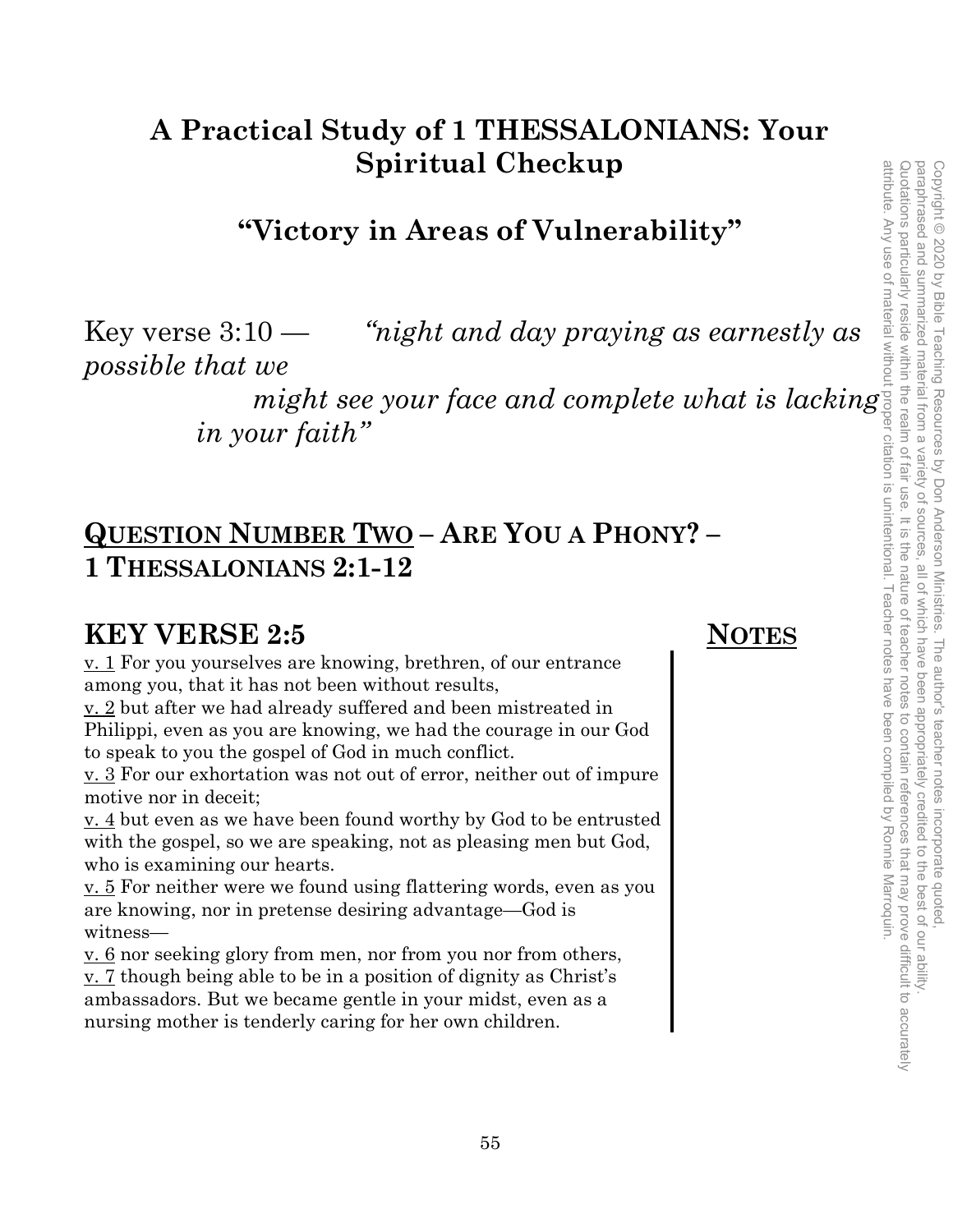# A Practical Study of 1 THESSALONIANS: Your Spiritual Checkup

## "Victory in Areas of Vulnerability"

Key verse 3:10 — *"night and day praying as earnestly as possible that we might see your face and complete what is lacking in your faith"*

## <u>QUESTION NUMBER TWO</u> – ARE YOU A PHONY? – 1 THESSALONIANS 2:1-12

### KEY VERSE 2:5

**NOTES**

<u>v. 1</u> For you yourselves are knowing, brethren, of our entrance among you, that it has not been without results,

<u>v. 2</u> but after we had already suffered and been mistreated in Philippi, even as you are knowing, we had the courage in our God to speak to you the gospel of God in much conflict.

<u>v. 3</u> For our exhortation was not out of error, neither out of impure motive nor in deceit;

<u>v. 4</u> but even as we have been found worthy by God to be entrusted with the gospel, so we are speaking, not as pleasing men but God, who is examining our hearts.

<u>v. 5</u> For neither were we found using flattering words, even as you are knowing, nor in pretense desiring advantage—God is witness—

<u>v. 6</u> nor seeking glory from men, nor from you nor from others,

<u>v. 7</u> though being able to be in a position of dignity as Christ's ambassadors. But we became gentle in your midst, even as a nursing mother is tenderly caring for her own children.

Copyright © 2020 by Bible Teaching Resources by Don Anderson Ministries. The author's teacher notes incorporate quoted, paraphrased and summarized material from a variety of sources, all of which have been appropriately credited to the best of our ability. Quotations particularly reside within the realm of fair use. It is the nature of teacher notes to contain references that may prove difficult to accurately attribute. Any use of material without proper citation is unintentional. Teacher notes have been compiled by Ronnie Marroquin.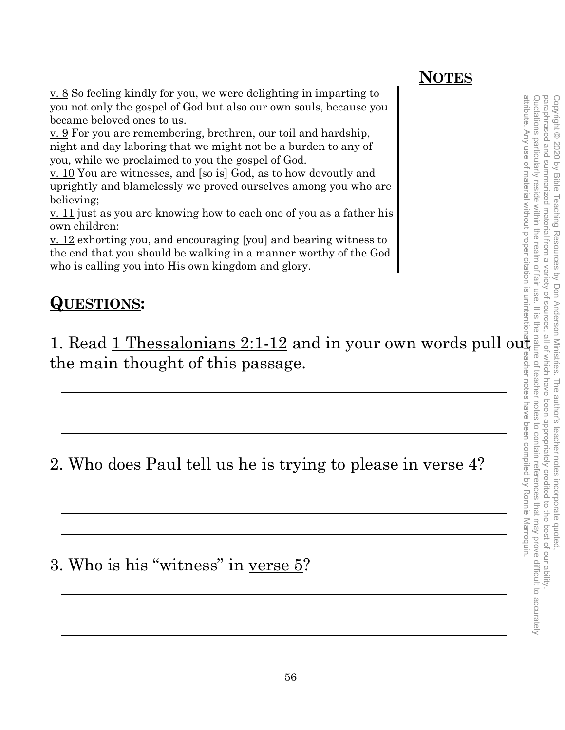## **NOTES**

v. 8 So feeling kindly for you, we were delighting in imparting to you not only the gospel of God but also our own souls, because you became beloved ones to us.
v. 9 For you are remembering, brethren, our toil and hardship, night and day laboring that we might not be a burden to any of you, while we proclaimed to you the gospel of God.
v. 10 You are witnesses, and [so is] God, as to how devoutly and uprightly and blamelessly we proved ourselves among you who are believing;
v. 11 just as you are knowing how to each one of you as a father his own children:
v. 12 exhorting you, and encouraging [you] and bearing witness to the end that you should be walking in a manner worthy of the God who is calling you into His own kingdom and glory.

Copyright © 2020 by Bible Teaching Resources by Don Anderson Ministries. The author's teacher notes incorporate quoted, paraphrased and summarized material from a variety of sources, all of which have been appropriately credited to the best of our ability. Quotations particularly reside within the realm of fair use. It is the nature of teacher notes to contain references that may prove difficult to accurately attribute. Any use of material without proper citation is unintentional. Teacher notes have been compiled by Ronnie Marroquin.

## **QUESTIONS:**

1. Read 1 Thessalonians 2:1-12 and in your own words pull out the main thought of this passage.

2. Who does Paul tell us he is trying to please in verse 4?

3. Who is his "witness" in verse 5?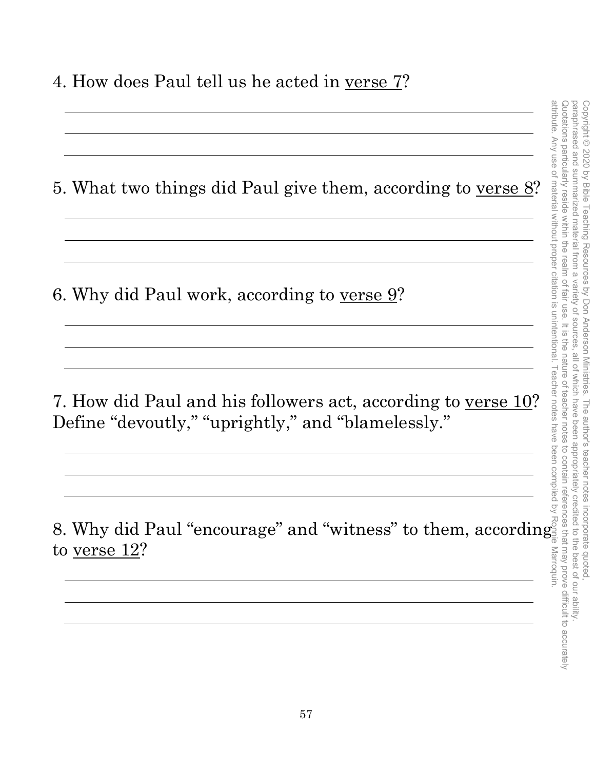4. How does Paul tell us he acted in <u>verse 7</u>?

5. What two things did Paul give them, according to <u>verse 8</u>?

6. Why did Paul work, according to <u>verse 9</u>?

7. How did Paul and his followers act, according to <u>verse 10</u>? Define “devoutly,” “uprightly,” and “blamelessly.”

8. Why did Paul “encourage” and “witness” to them, according to <u>verse 12</u>?

Copyright © 2020 by Bible Teaching Resources by Don Anderson Ministries. The author's teacher notes incorporate quoted, paraphrased and summarized material from a variety of sources, all of which have been appropriately credited to the best of our ability. Quotations particularly reside within the realm of fair use. It is the nature of teacher notes to contain references that may prove difficult to accurately attribute. Any use of material without proper citation is unintentional. Teacher notes have been compiled by Ronnie Marroquin.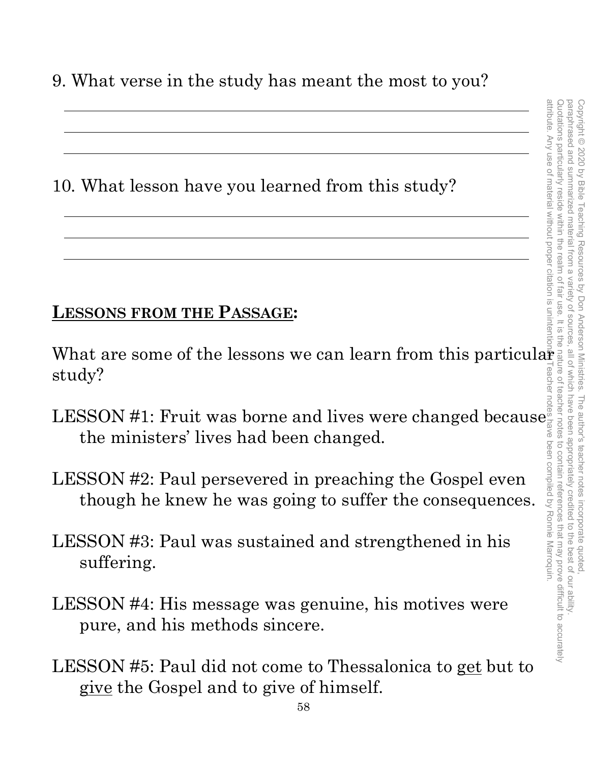9. What verse in the study has meant the most to you?

______________________________________________________________

______________________________________________________________

______________________________________________________________

10. What lesson have you learned from this study?

______________________________________________________________

______________________________________________________________

______________________________________________________________

## <u>**LESSONS FROM THE PASSAGE:**</u>

What are some of the lessons we can learn from this particular study?

LESSON #1: Fruit was borne and lives were changed because the ministers' lives had been changed.

LESSON #2: Paul persevered in preaching the Gospel even though he knew he was going to suffer the consequences.

LESSON #3: Paul was sustained and strengthened in his suffering.

LESSON #4: His message was genuine, his motives were pure, and his methods sincere.

LESSON #5: Paul did not come to Thessalonica to <u>get</u> but to <u>give</u> the Gospel and to give of himself.

Copyright © 2020 by Bible Teaching Resources by Don Anderson Ministries. The author's teacher notes incorporate quoted, paraphrased and summarized material from a variety of sources, all of which have been appropriately credited to the best of our ability. Quotations particularly reside within the realm of fair use. It is the nature of teacher notes to contain references that may prove difficult to accurately attribute. Any use of material without proper citation is unintentional. Teacher notes have been compiled by Ronnie Marroquin.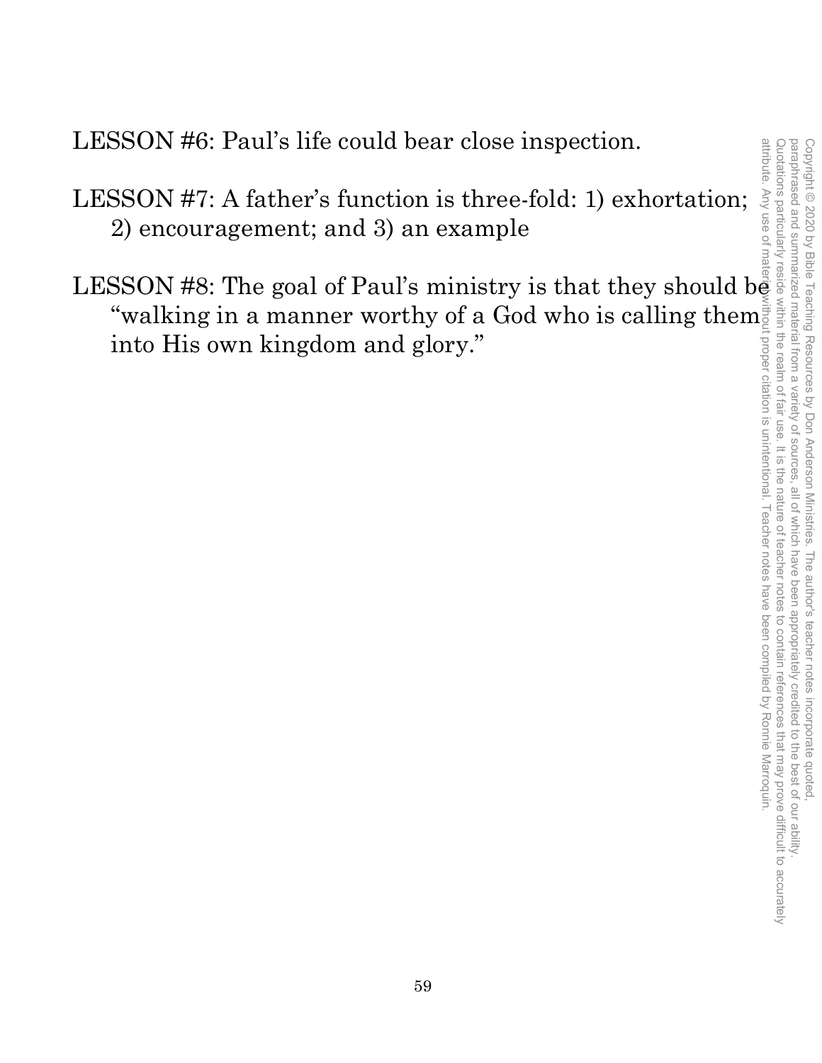LESSON #6: Paul’s life could bear close inspection.

LESSON #7: A father’s function is three-fold: 1) exhortation; 2) encouragement; and 3) an example

LESSON #8: The goal of Paul’s ministry is that they should be “walking in a manner worthy of a God who is calling them into His own kingdom and glory.”